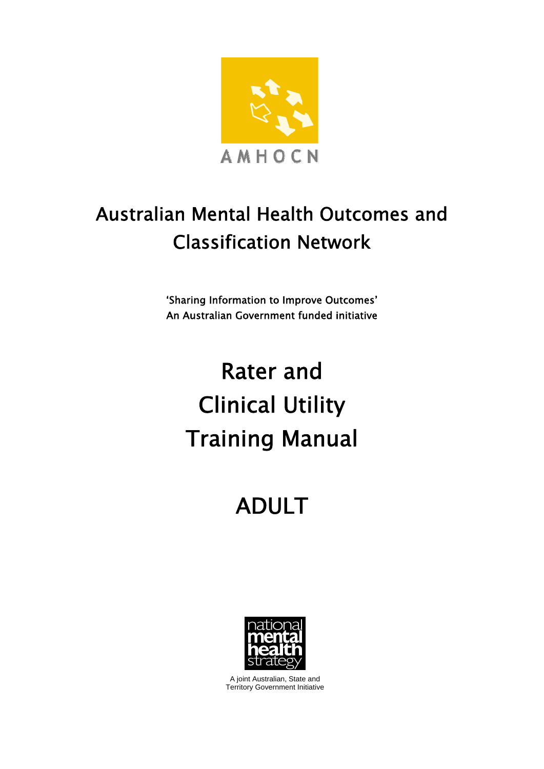AMHOCN

# Australian Mental Health Outcomes and Classification Network

'Sharing Information to Improve Outcomes'
An Australian Government funded initiative

# Rater and Clinical Utility Training Manual

# ADULT

national mental health strategy

A joint Australian, State and Territory Government Initiative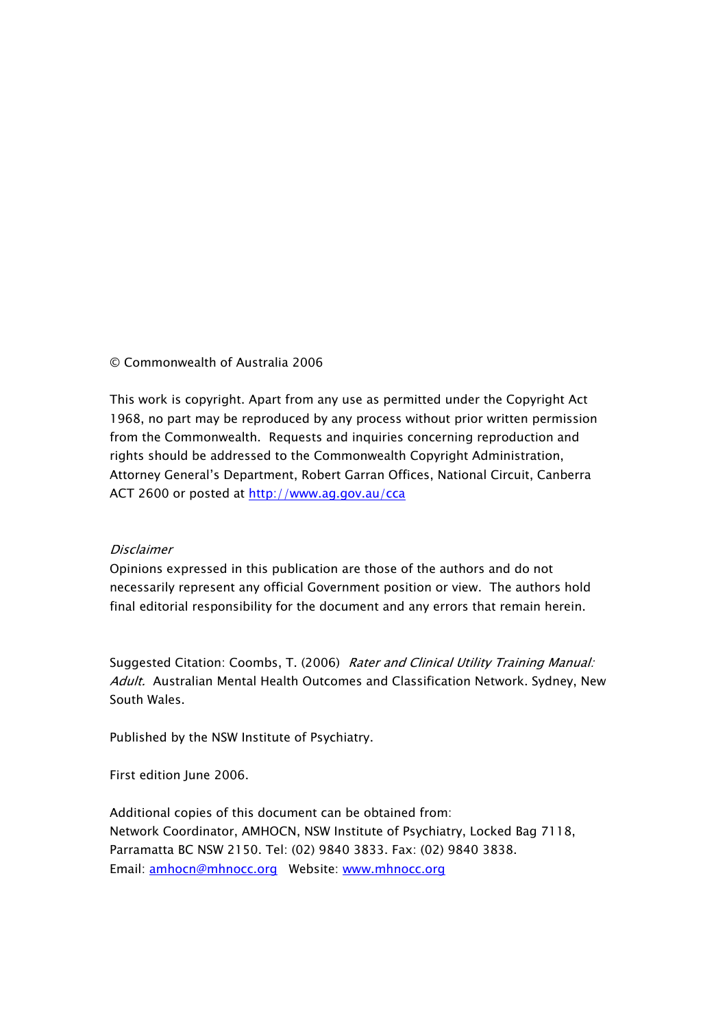© Commonwealth of Australia 2006

This work is copyright. Apart from any use as permitted under the Copyright Act 1968, no part may be reproduced by any process without prior written permission from the Commonwealth. Requests and inquiries concerning reproduction and rights should be addressed to the Commonwealth Copyright Administration, Attorney General's Department, Robert Garran Offices, National Circuit, Canberra ACT 2600 or posted at http://www.ag.gov.au/cca

*Disclaimer*

Opinions expressed in this publication are those of the authors and do not necessarily represent any official Government position or view. The authors hold final editorial responsibility for the document and any errors that remain herein.

Suggested Citation: Coombs, T. (2006) *Rater and Clinical Utility Training Manual: Adult.* Australian Mental Health Outcomes and Classification Network. Sydney, New South Wales.

Published by the NSW Institute of Psychiatry.

First edition June 2006.

Additional copies of this document can be obtained from:
Network Coordinator, AMHOCN, NSW Institute of Psychiatry, Locked Bag 7118, Parramatta BC NSW 2150. Tel: (02) 9840 3833. Fax: (02) 9840 3838.
Email: amhocn@mhnocc.org Website: www.mhnocc.org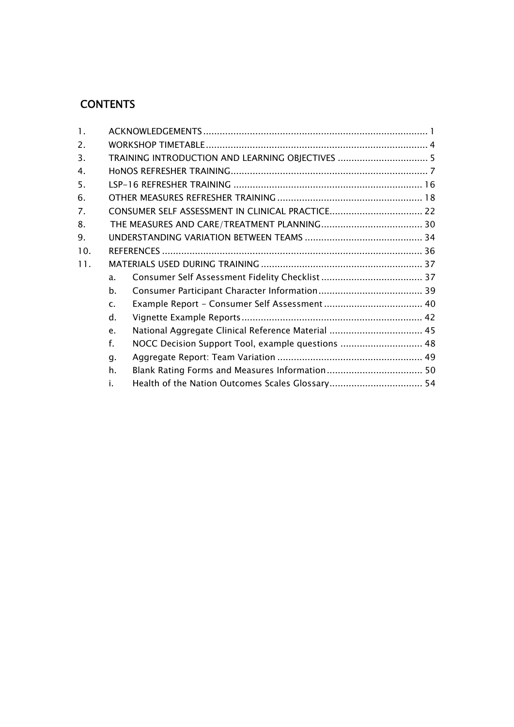## CONTENTS

1. ACKNOWLEDGEMENTS .................................................................................. 1
2. WORKSHOP TIMETABLE ................................................................................ 4
3. TRAINING INTRODUCTION AND LEARNING OBJECTIVES ................................. 5
4. HoNOS REFRESHER TRAINING ........................................................................ 7
5. LSP-16 REFRESHER TRAINING ..................................................................... 16
6. OTHER MEASURES REFRESHER TRAINING ..................................................... 18
7. CONSUMER SELF ASSESSMENT IN CLINICAL PRACTICE .................................. 22
8. THE MEASURES AND CARE/TREATMENT PLANNING ...................................... 30
9. UNDERSTANDING VARIATION BETWEEN TEAMS ........................................... 34
10. REFERENCES ............................................................................................... 36
11. MATERIALS USED DURING TRAINING ........................................................... 37
    a. Consumer Self Assessment Fidelity Checklist ..................................... 37
    b. Consumer Participant Character Information ...................................... 39
    c. Example Report - Consumer Self Assessment .................................... 40
    d. Vignette Example Reports .................................................................. 42
    e. National Aggregate Clinical Reference Material .................................. 45
    f. NOCC Decision Support Tool, example questions .............................. 48
    g. Aggregate Report: Team Variation ...................................................... 49
    h. Blank Rating Forms and Measures Information ................................... 50
    i. Health of the Nation Outcomes Scales Glossary .................................. 54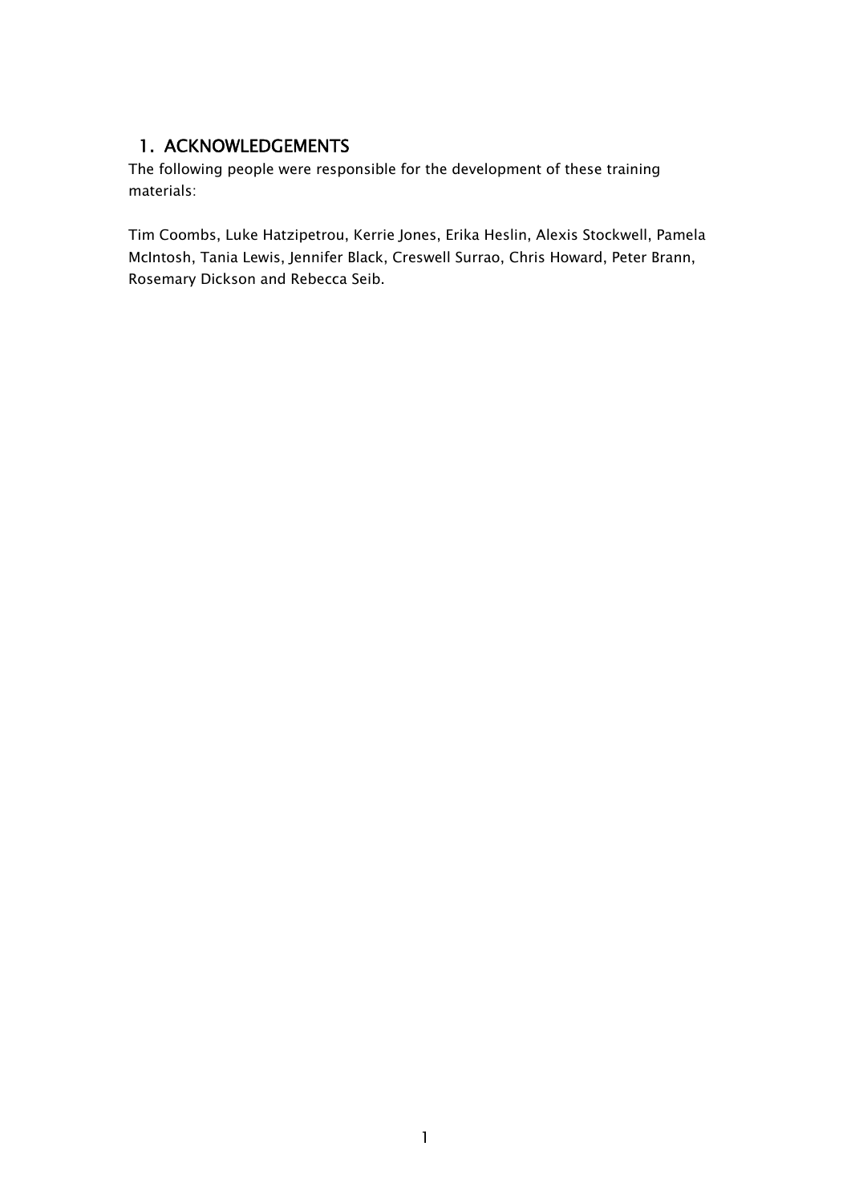# 1. ACKNOWLEDGEMENTS

The following people were responsible for the development of these training materials:

Tim Coombs, Luke Hatzipetrou, Kerrie Jones, Erika Heslin, Alexis Stockwell, Pamela McIntosh, Tania Lewis, Jennifer Black, Creswell Surrao, Chris Howard, Peter Brann, Rosemary Dickson and Rebecca Seib.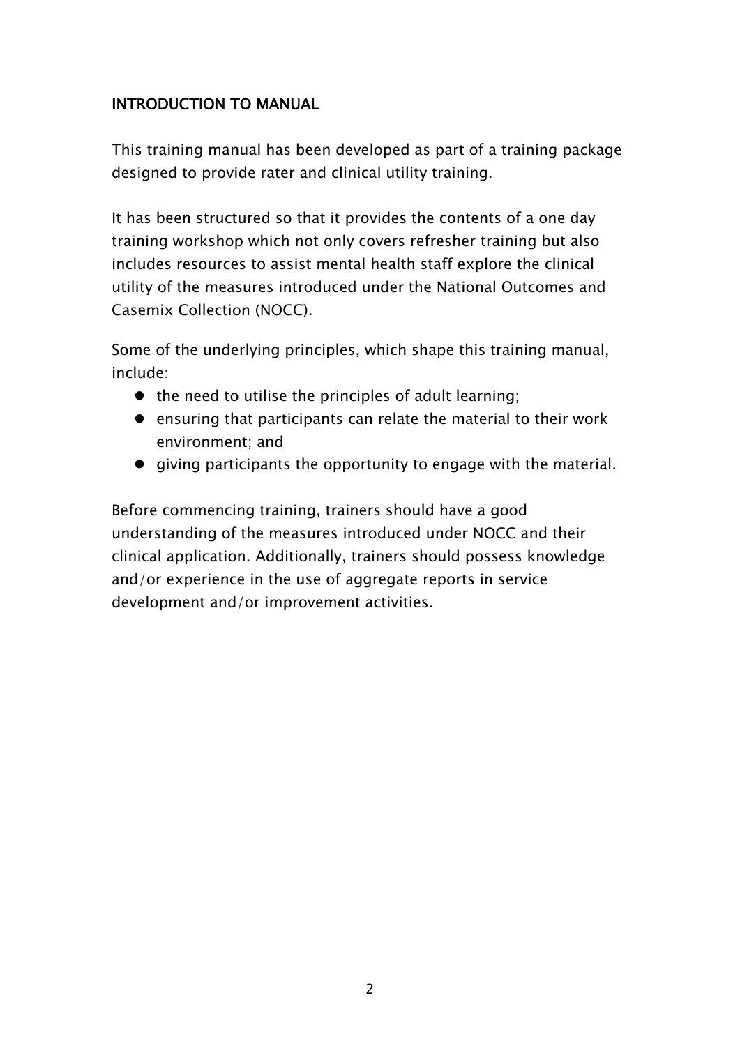## INTRODUCTION TO MANUAL

This training manual has been developed as part of a training package designed to provide rater and clinical utility training.

It has been structured so that it provides the contents of a one day training workshop which not only covers refresher training but also includes resources to assist mental health staff explore the clinical utility of the measures introduced under the National Outcomes and Casemix Collection (NOCC).

Some of the underlying principles, which shape this training manual, include:

- the need to utilise the principles of adult learning;
- ensuring that participants can relate the material to their work environment; and
- giving participants the opportunity to engage with the material.

Before commencing training, trainers should have a good understanding of the measures introduced under NOCC and their clinical application. Additionally, trainers should possess knowledge and/or experience in the use of aggregate reports in service development and/or improvement activities.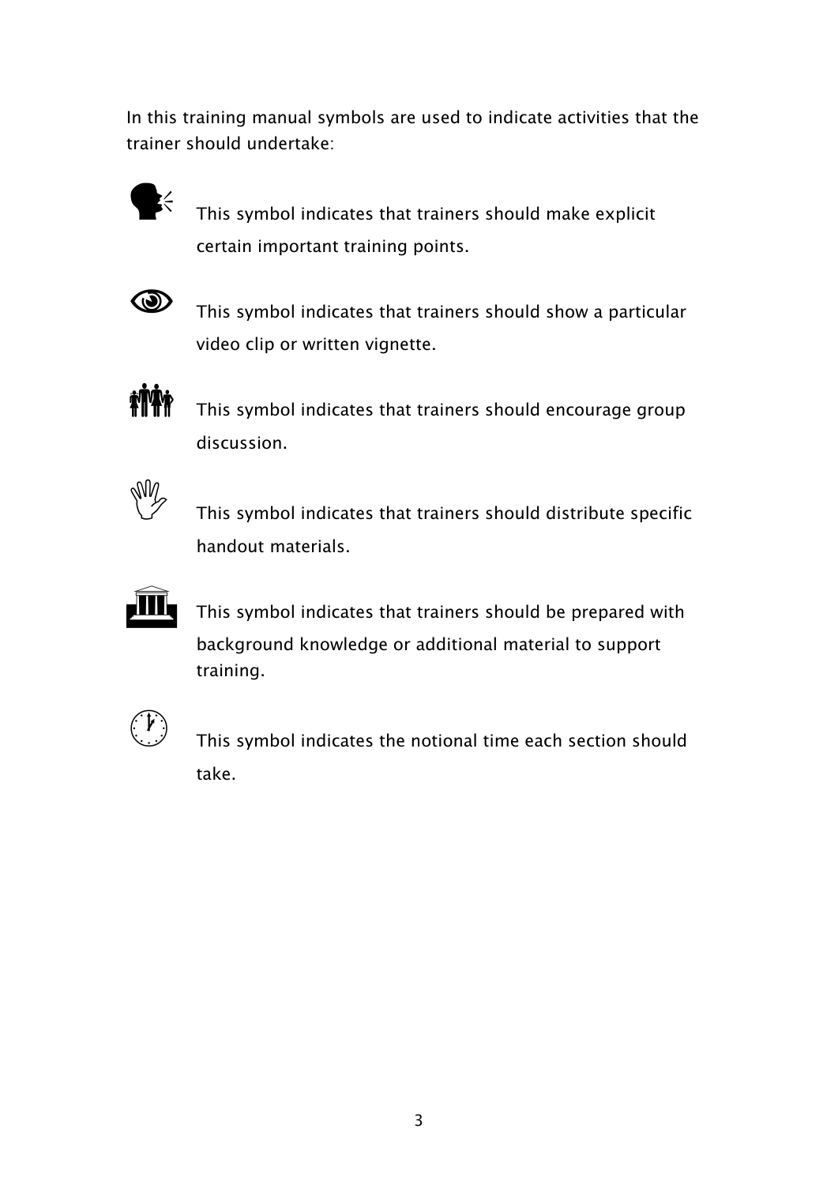In this training manual symbols are used to indicate activities that the trainer should undertake:

This symbol indicates that trainers should make explicit certain important training points.

This symbol indicates that trainers should show a particular video clip or written vignette.

This symbol indicates that trainers should encourage group discussion.

This symbol indicates that trainers should distribute specific handout materials.

This symbol indicates that trainers should be prepared with background knowledge or additional material to support training.

This symbol indicates the notional time each section should take.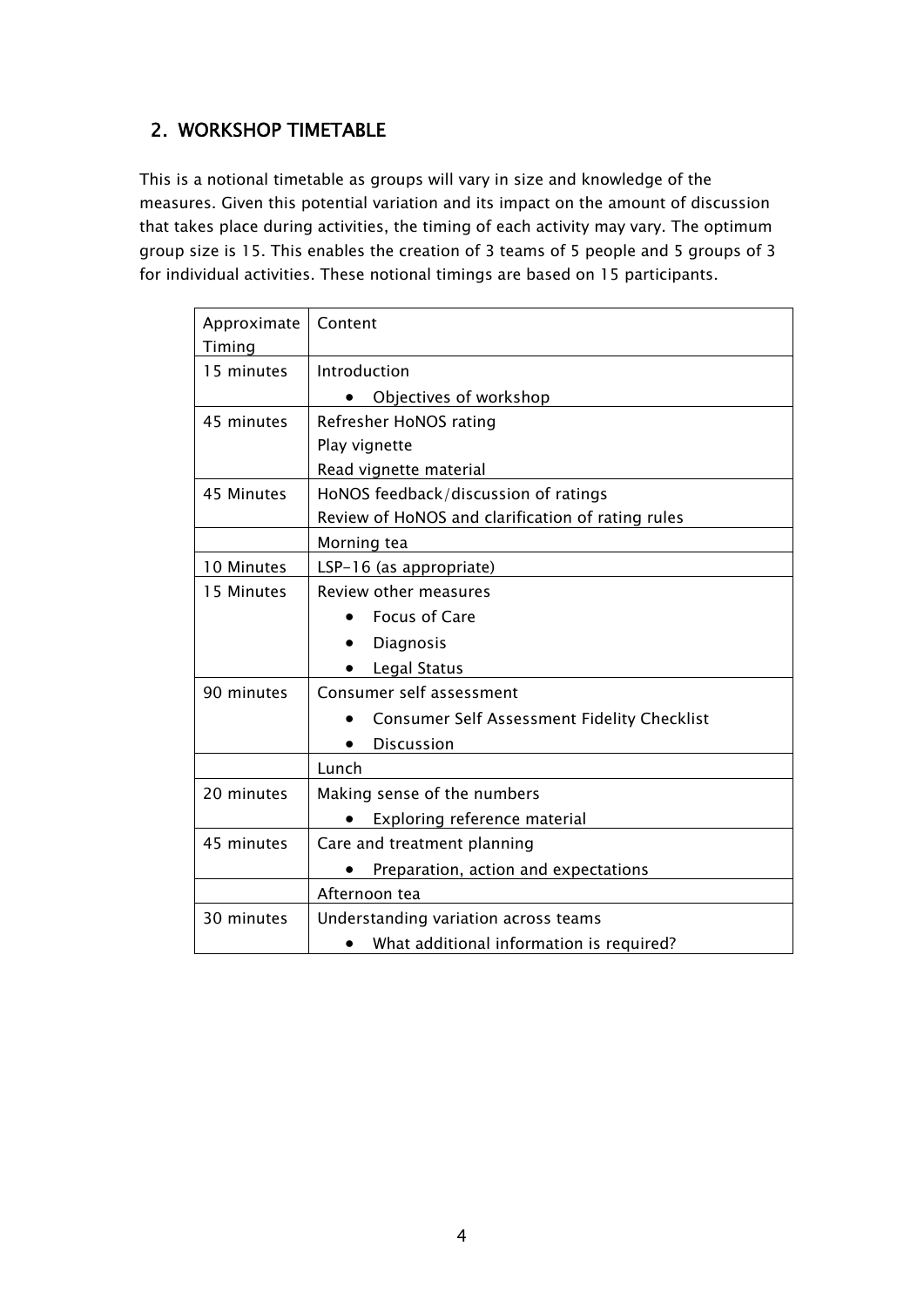## 2. WORKSHOP TIMETABLE

This is a notional timetable as groups will vary in size and knowledge of the measures. Given this potential variation and its impact on the amount of discussion that takes place during activities, the timing of each activity may vary. The optimum group size is 15. This enables the creation of 3 teams of 5 people and 5 groups of 3 for individual activities. These notional timings are based on 15 participants.

| Approximate Timing | Content |
|---|---|
| 15 minutes | Introduction<br>• Objectives of workshop |
| 45 minutes | Refresher HoNOS rating<br>Play vignette<br>Read vignette material |
| 45 Minutes | HoNOS feedback/discussion of ratings<br>Review of HoNOS and clarification of rating rules |
| | Morning tea |
| 10 Minutes | LSP-16 (as appropriate) |
| 15 Minutes | Review other measures<br>• Focus of Care<br>• Diagnosis<br>• Legal Status |
| 90 minutes | Consumer self assessment<br>• Consumer Self Assessment Fidelity Checklist<br>• Discussion |
| | Lunch |
| 20 minutes | Making sense of the numbers<br>• Exploring reference material |
| 45 minutes | Care and treatment planning<br>• Preparation, action and expectations |
| | Afternoon tea |
| 30 minutes | Understanding variation across teams<br>• What additional information is required? |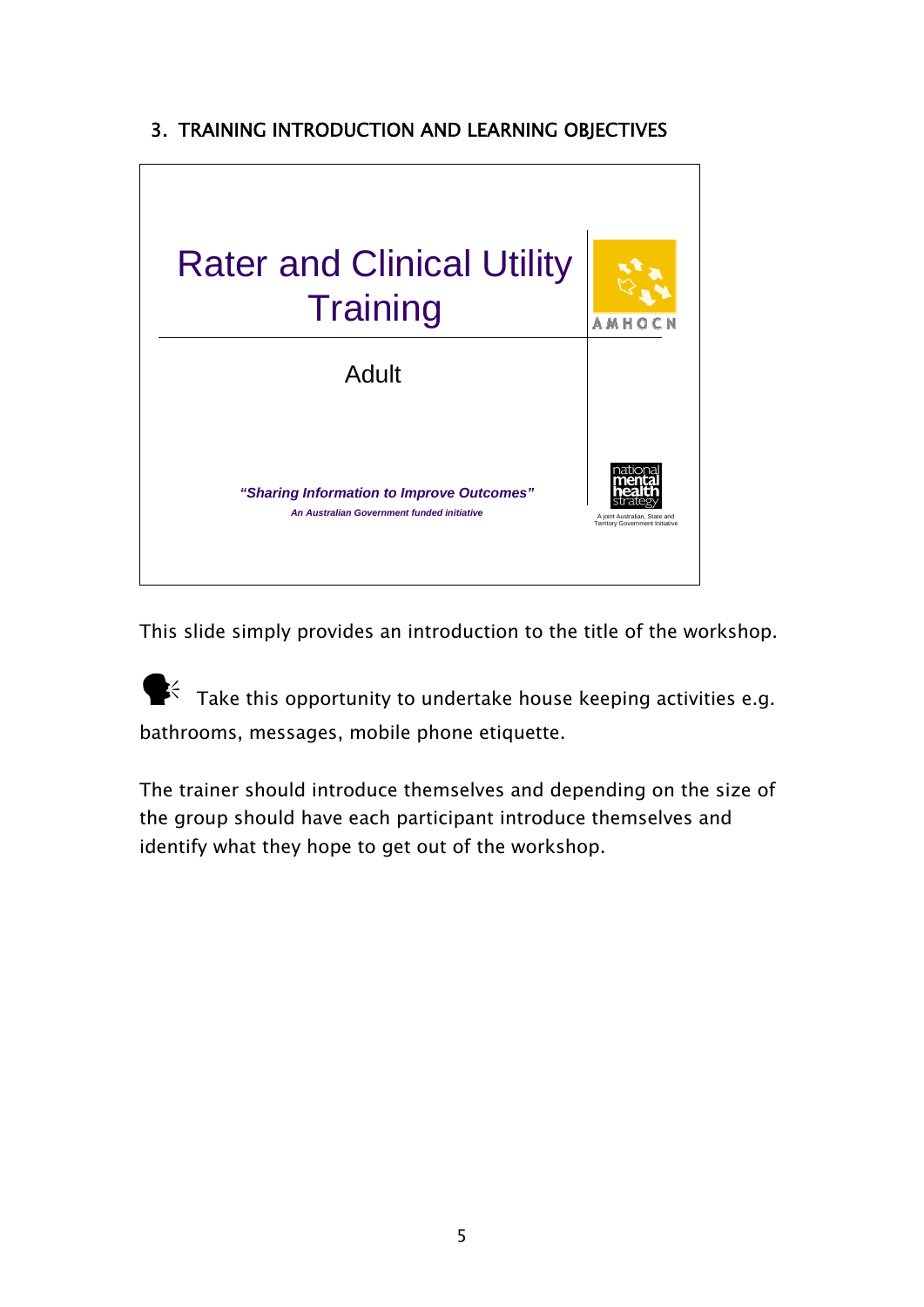## 3. TRAINING INTRODUCTION AND LEARNING OBJECTIVES

Rater and Clinical Utility Training

Adult

*"Sharing Information to Improve Outcomes"*

*An Australian Government funded initiative*

AMHOCN

national mental health strategy

A joint Australian, State and Territory Government Initiative

This slide simply provides an introduction to the title of the workshop.

Take this opportunity to undertake house keeping activities e.g. bathrooms, messages, mobile phone etiquette.

The trainer should introduce themselves and depending on the size of the group should have each participant introduce themselves and identify what they hope to get out of the workshop.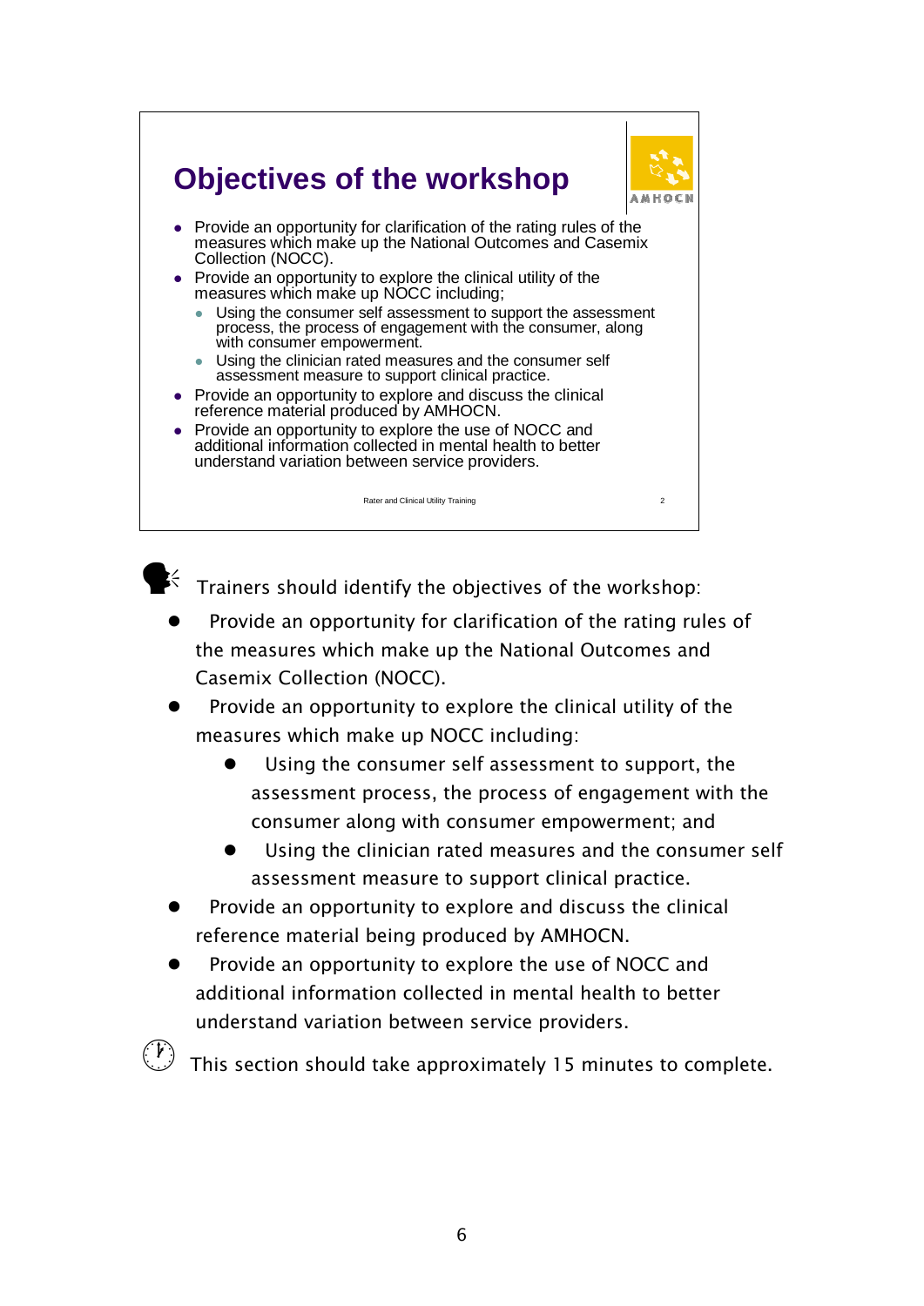## Objectives of the workshop

- Provide an opportunity for clarification of the rating rules of the measures which make up the National Outcomes and Casemix Collection (NOCC).
- Provide an opportunity to explore the clinical utility of the measures which make up NOCC including;
  - Using the consumer self assessment to support the assessment process, the process of engagement with the consumer, along with consumer empowerment.
  - Using the clinician rated measures and the consumer self assessment measure to support clinical practice.
- Provide an opportunity to explore and discuss the clinical reference material produced by AMHOCN.
- Provide an opportunity to explore the use of NOCC and additional information collected in mental health to better understand variation between service providers.

Rater and Clinical Utility Training

Trainers should identify the objectives of the workshop:

- Provide an opportunity for clarification of the rating rules of the measures which make up the National Outcomes and Casemix Collection (NOCC).
- Provide an opportunity to explore the clinical utility of the measures which make up NOCC including:
  - Using the consumer self assessment to support, the assessment process, the process of engagement with the consumer along with consumer empowerment; and
  - Using the clinician rated measures and the consumer self assessment measure to support clinical practice.
- Provide an opportunity to explore and discuss the clinical reference material being produced by AMHOCN.
- Provide an opportunity to explore the use of NOCC and additional information collected in mental health to better understand variation between service providers.

This section should take approximately 15 minutes to complete.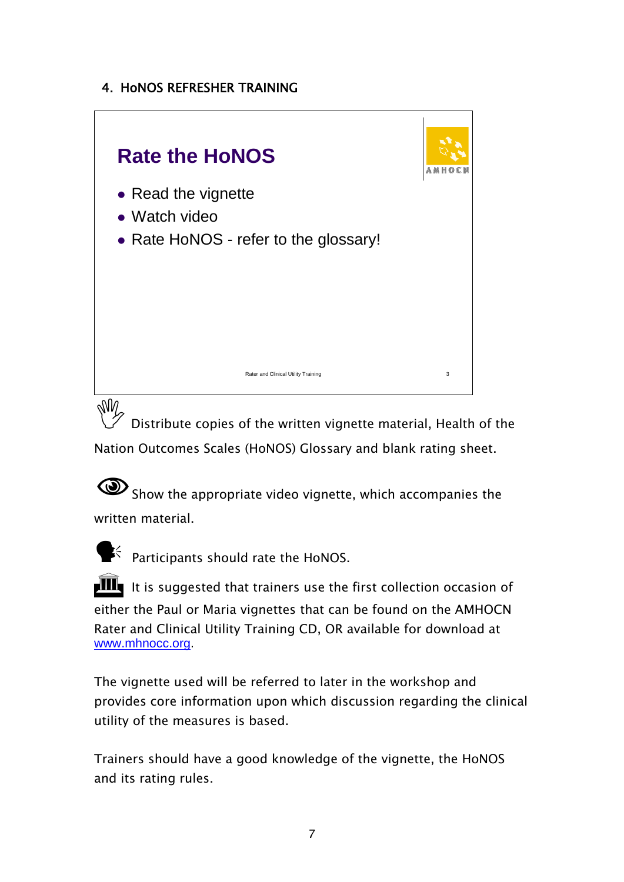## 4. HoNOS REFRESHER TRAINING

**Rate the HoNOS**

AMHOCN

- Read the vignette
- Watch video
- Rate HoNOS - refer to the glossary!

Rater and Clinical Utility Training

Distribute copies of the written vignette material, Health of the Nation Outcomes Scales (HoNOS) Glossary and blank rating sheet.

Show the appropriate video vignette, which accompanies the written material.

Participants should rate the HoNOS.

It is suggested that trainers use the first collection occasion of either the Paul or Maria vignettes that can be found on the AMHOCN Rater and Clinical Utility Training CD, OR available for download at www.mhnocc.org.

The vignette used will be referred to later in the workshop and provides core information upon which discussion regarding the clinical utility of the measures is based.

Trainers should have a good knowledge of the vignette, the HoNOS and its rating rules.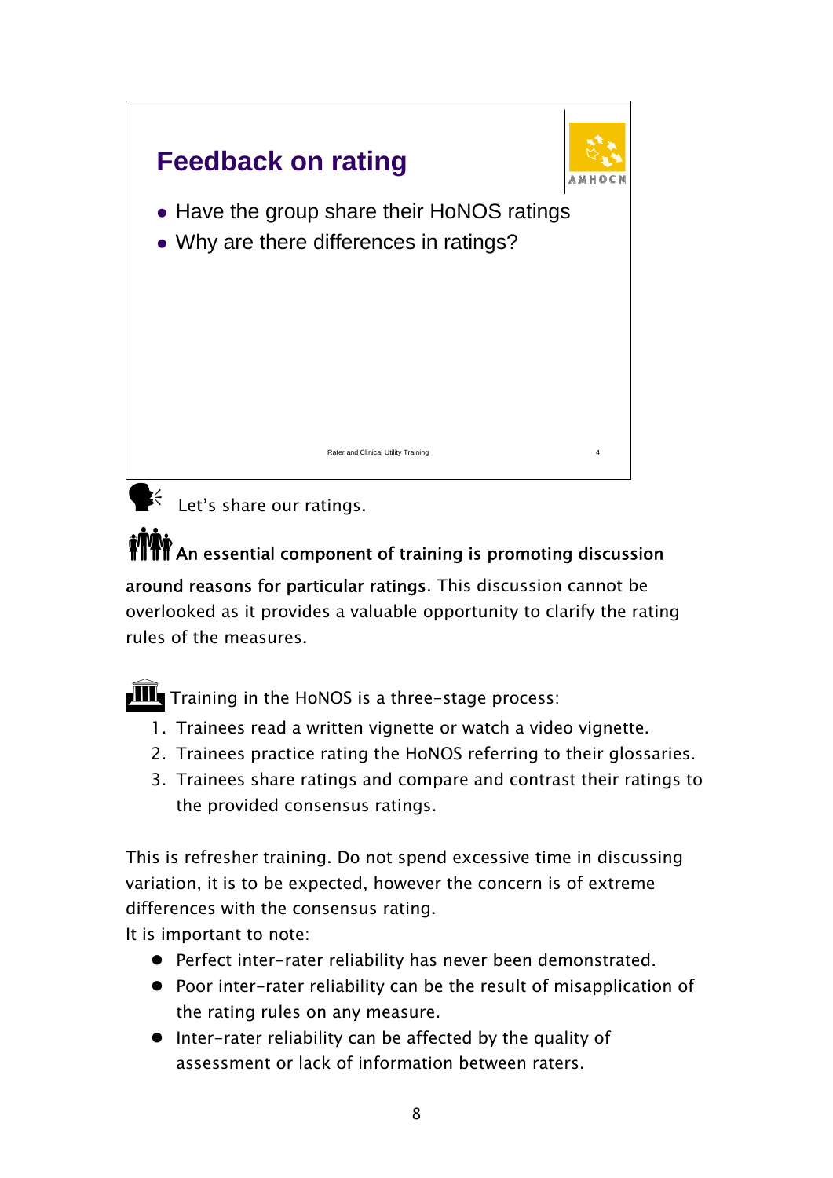## Feedback on rating

- Have the group share their HoNOS ratings
- Why are there differences in ratings?

Let's share our ratings.

**An essential component of training is promoting discussion around reasons for particular ratings.** This discussion cannot be overlooked as it provides a valuable opportunity to clarify the rating rules of the measures.

Training in the HoNOS is a three-stage process:

1. Trainees read a written vignette or watch a video vignette.
2. Trainees practice rating the HoNOS referring to their glossaries.
3. Trainees share ratings and compare and contrast their ratings to the provided consensus ratings.

This is refresher training. Do not spend excessive time in discussing variation, it is to be expected, however the concern is of extreme differences with the consensus rating.

It is important to note:

- Perfect inter-rater reliability has never been demonstrated.
- Poor inter-rater reliability can be the result of misapplication of the rating rules on any measure.
- Inter-rater reliability can be affected by the quality of assessment or lack of information between raters.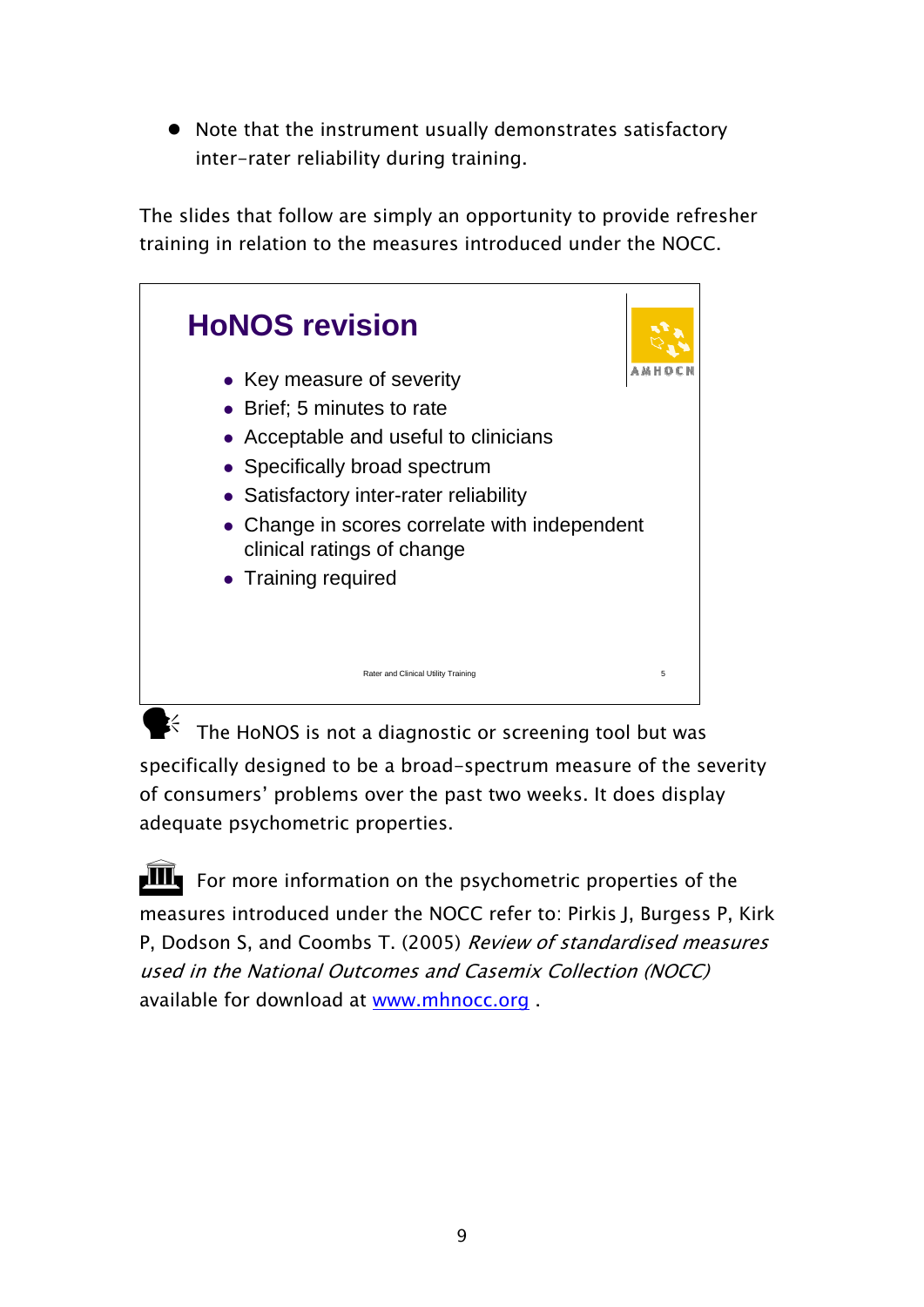- Note that the instrument usually demonstrates satisfactory inter-rater reliability during training.

The slides that follow are simply an opportunity to provide refresher training in relation to the measures introduced under the NOCC.

## HoNOS revision

- Key measure of severity
- Brief; 5 minutes to rate
- Acceptable and useful to clinicians
- Specifically broad spectrum
- Satisfactory inter-rater reliability
- Change in scores correlate with independent clinical ratings of change
- Training required

Rater and Clinical Utility Training 5

The HoNOS is not a diagnostic or screening tool but was specifically designed to be a broad-spectrum measure of the severity of consumers' problems over the past two weeks. It does display adequate psychometric properties.

For more information on the psychometric properties of the measures introduced under the NOCC refer to: Pirkis J, Burgess P, Kirk P, Dodson S, and Coombs T. (2005) *Review of standardised measures used in the National Outcomes and Casemix Collection (NOCC)* available for download at [www.mhnocc.org](http://www.mhnocc.org) .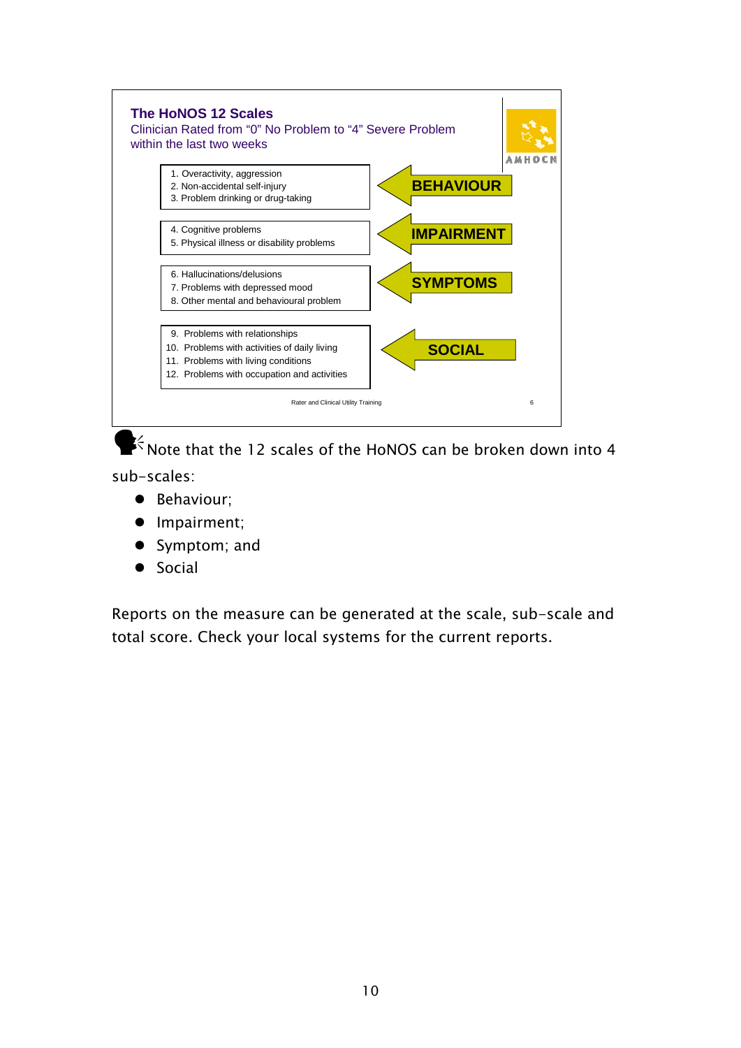## The HoNOS 12 Scales

Clinician Rated from "0" No Problem to "4" Severe Problem within the last two weeks

AMHOCN

**BEHAVIOUR**

1. Overactivity, aggression
2. Non-accidental self-injury
3. Problem drinking or drug-taking

**IMPAIRMENT**

4. Cognitive problems
5. Physical illness or disability problems

**SYMPTOMS**

6. Hallucinations/delusions
7. Problems with depressed mood
8. Other mental and behavioural problem

**SOCIAL**

9. Problems with relationships
10. Problems with activities of daily living
11. Problems with living conditions
12. Problems with occupation and activities

Rater and Clinical Utility Training 6

Note that the 12 scales of the HoNOS can be broken down into 4 sub-scales:

- Behaviour;
- Impairment;
- Symptom; and
- Social

Reports on the measure can be generated at the scale, sub-scale and total score. Check your local systems for the current reports.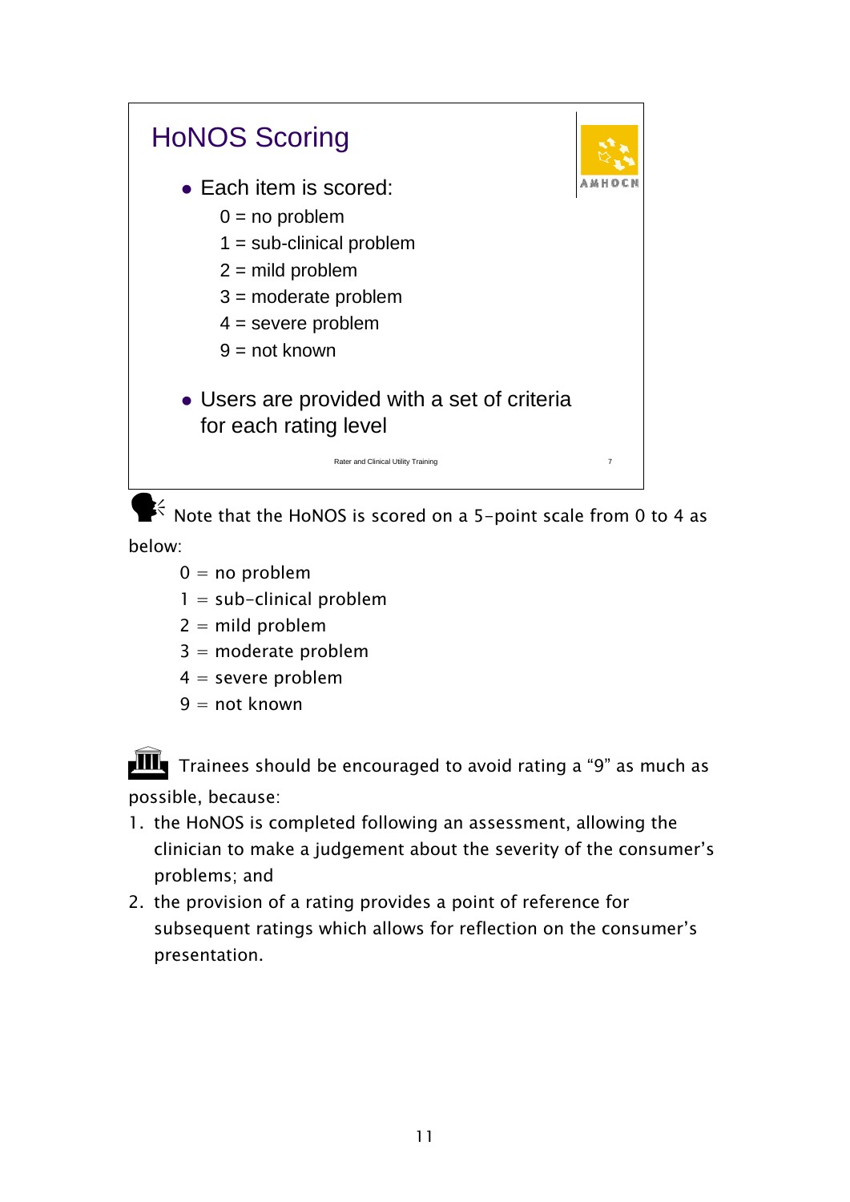## HoNOS Scoring

- Each item is scored:
  - 0 = no problem
  - 1 = sub-clinical problem
  - 2 = mild problem
  - 3 = moderate problem
  - 4 = severe problem
  - 9 = not known
- Users are provided with a set of criteria for each rating level

Rater and Clinical Utility Training 7

Note that the HoNOS is scored on a 5-point scale from 0 to 4 as below:

0 = no problem
1 = sub-clinical problem
2 = mild problem
3 = moderate problem
4 = severe problem
9 = not known

Trainees should be encouraged to avoid rating a "9" as much as possible, because:

1. the HoNOS is completed following an assessment, allowing the clinician to make a judgement about the severity of the consumer's problems; and
2. the provision of a rating provides a point of reference for subsequent ratings which allows for reflection on the consumer's presentation.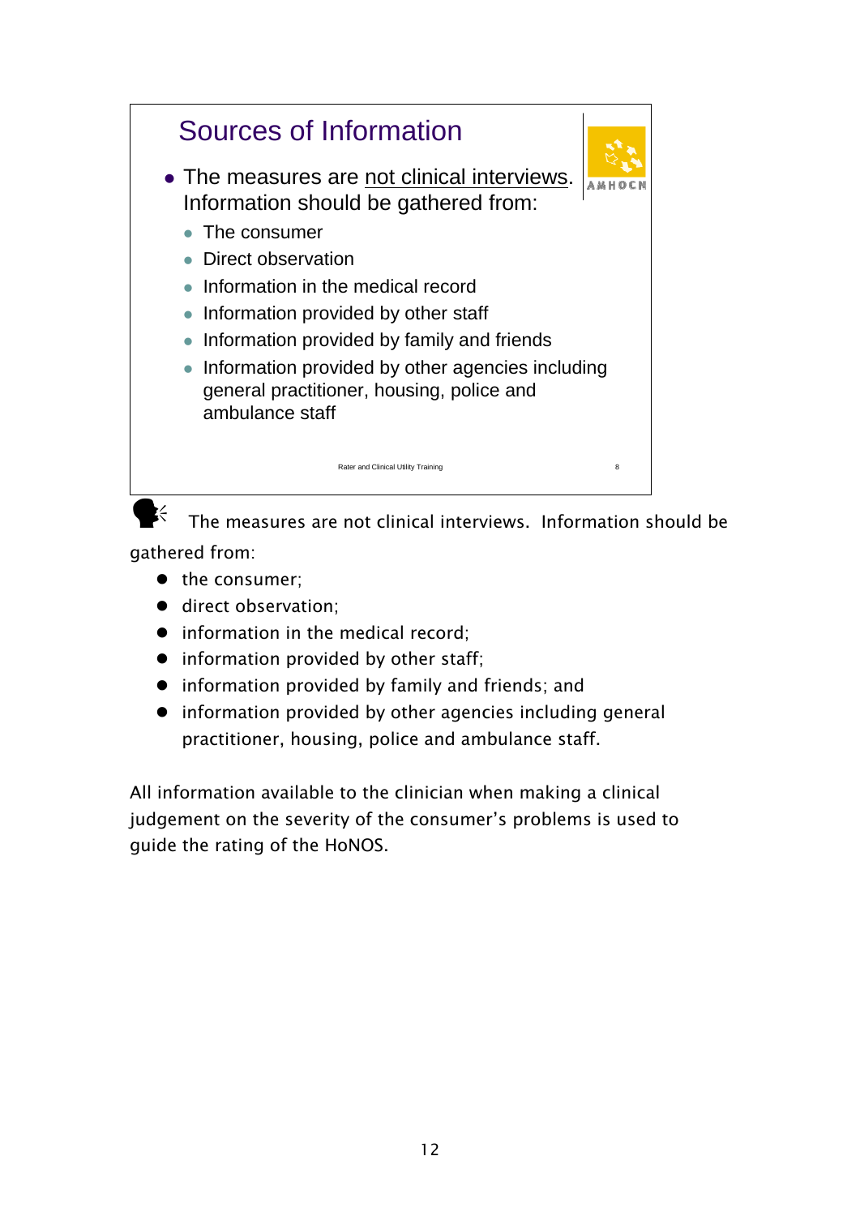## Sources of Information

- The measures are not clinical interviews. Information should be gathered from:
  - The consumer
  - Direct observation
  - Information in the medical record
  - Information provided by other staff
  - Information provided by family and friends
  - Information provided by other agencies including general practitioner, housing, police and ambulance staff

Rater and Clinical Utility Training 8

The measures are not clinical interviews. Information should be gathered from:

- the consumer;
- direct observation;
- information in the medical record;
- information provided by other staff;
- information provided by family and friends; and
- information provided by other agencies including general practitioner, housing, police and ambulance staff.

All information available to the clinician when making a clinical judgement on the severity of the consumer's problems is used to guide the rating of the HoNOS.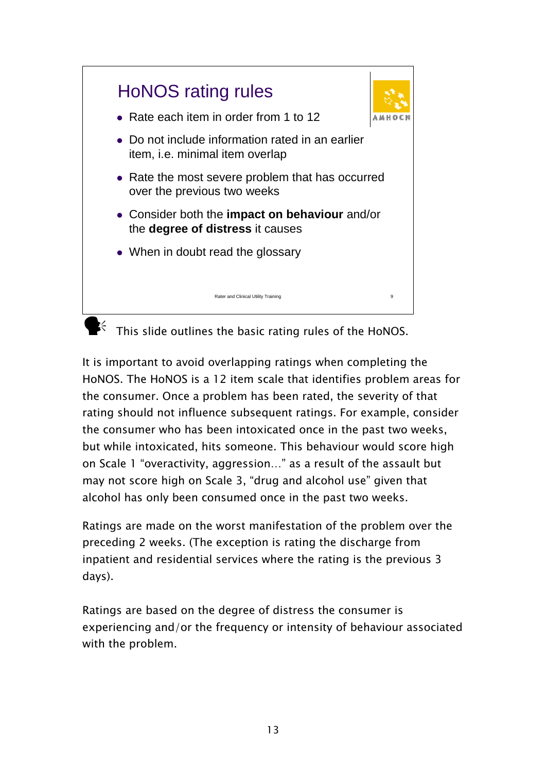## HoNOS rating rules

- Rate each item in order from 1 to 12
- Do not include information rated in an earlier item, i.e. minimal item overlap
- Rate the most severe problem that has occurred over the previous two weeks
- Consider both the **impact on behaviour** and/or the **degree of distress** it causes
- When in doubt read the glossary

Rater and Clinical Utility Training

This slide outlines the basic rating rules of the HoNOS.

It is important to avoid overlapping ratings when completing the HoNOS. The HoNOS is a 12 item scale that identifies problem areas for the consumer. Once a problem has been rated, the severity of that rating should not influence subsequent ratings. For example, consider the consumer who has been intoxicated once in the past two weeks, but while intoxicated, hits someone. This behaviour would score high on Scale 1 "overactivity, aggression…" as a result of the assault but may not score high on Scale 3, "drug and alcohol use" given that alcohol has only been consumed once in the past two weeks.

Ratings are made on the worst manifestation of the problem over the preceding 2 weeks. (The exception is rating the discharge from inpatient and residential services where the rating is the previous 3 days).

Ratings are based on the degree of distress the consumer is experiencing and/or the frequency or intensity of behaviour associated with the problem.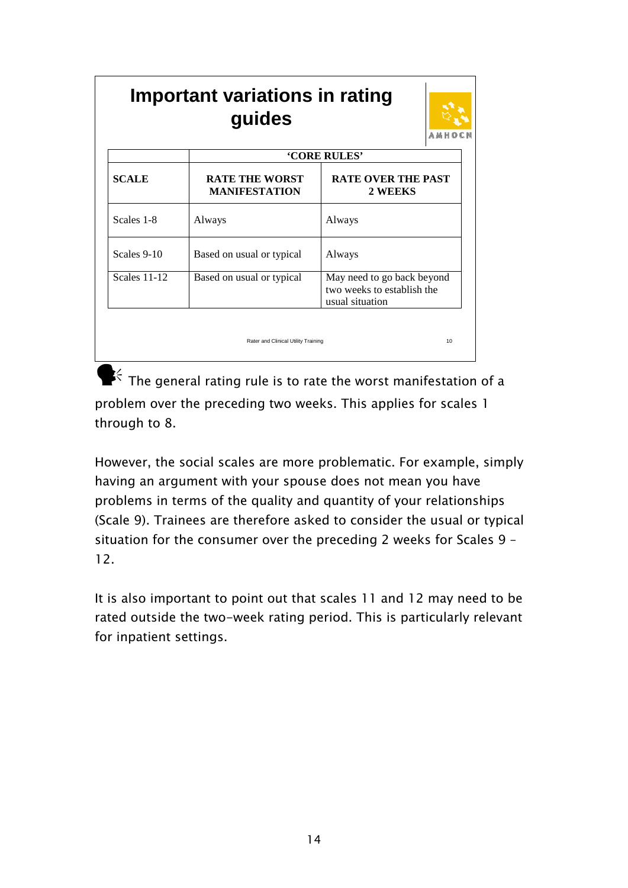## Important variations in rating guides

| | 'CORE RULES' | |
|---|---|---|
| **SCALE** | **RATE THE WORST MANIFESTATION** | **RATE OVER THE PAST 2 WEEKS** |
| Scales 1-8 | Always | Always |
| Scales 9-10 | Based on usual or typical | Always |
| Scales 11-12 | Based on usual or typical | May need to go back beyond two weeks to establish the usual situation |

Rater and Clinical Utility Training

The general rating rule is to rate the worst manifestation of a problem over the preceding two weeks. This applies for scales 1 through to 8.

However, the social scales are more problematic. For example, simply having an argument with your spouse does not mean you have problems in terms of the quality and quantity of your relationships (Scale 9). Trainees are therefore asked to consider the usual or typical situation for the consumer over the preceding 2 weeks for Scales 9 – 12.

It is also important to point out that scales 11 and 12 may need to be rated outside the two-week rating period. This is particularly relevant for inpatient settings.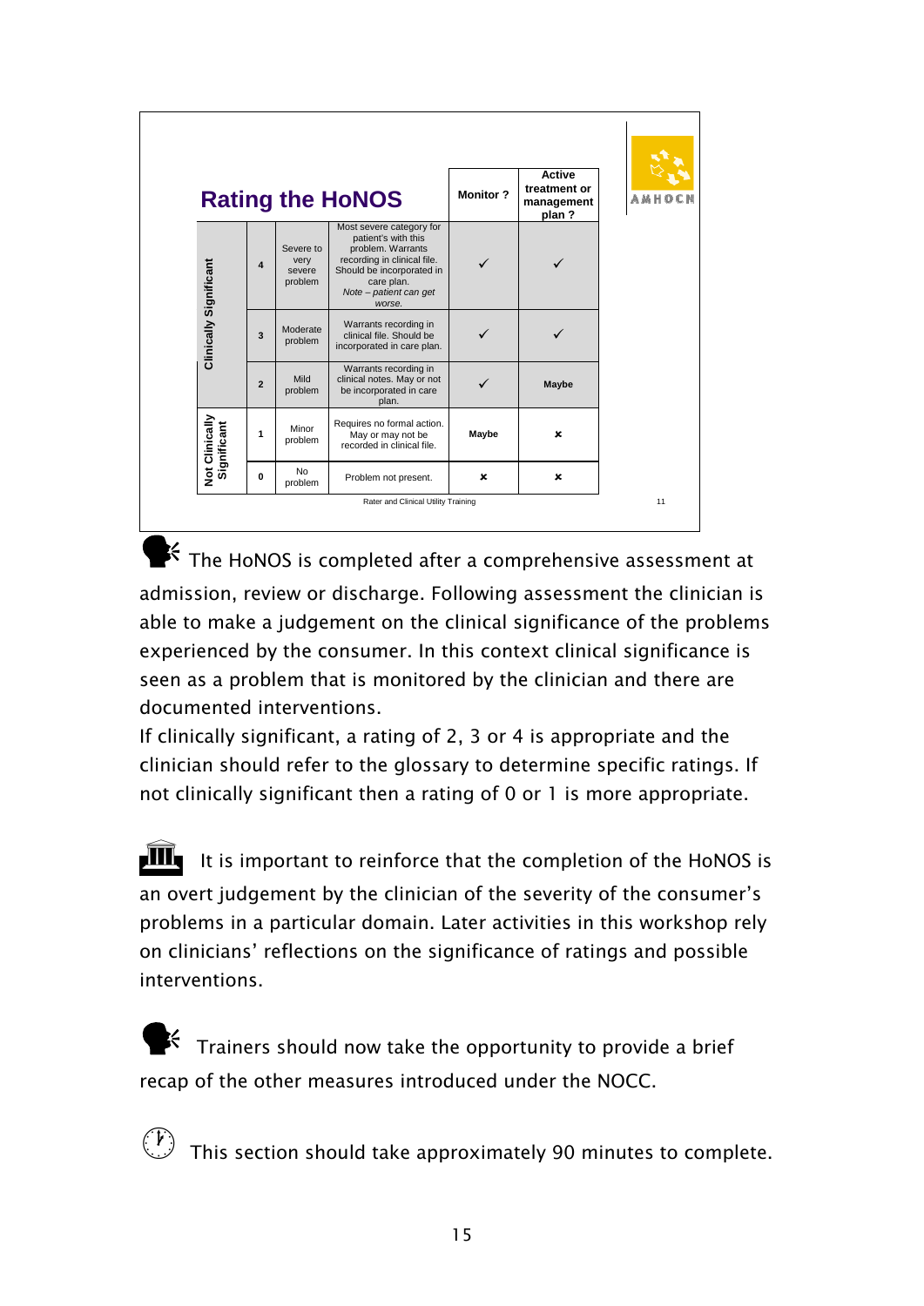## Rating the HoNOS

| | Rating | Problem | Description | Monitor ? | Active treatment or management plan ? |
|---|---|---|---|---|---|
| Clinically Significant | 4 | Severe to very severe problem | Most severe category for patient's with this problem. Warrants recording in clinical file. Should be incorporated in care plan. *Note – patient can get worse.* | ✓ | ✓ |
| | 3 | Moderate problem | Warrants recording in clinical file. Should be incorporated in care plan. | ✓ | ✓ |
| | 2 | Mild problem | Warrants recording in clinical notes. May or not be incorporated in care plan. | ✓ | Maybe |
| Not Clinically Significant | 1 | Minor problem | Requires no formal action. May or may not be recorded in clinical file. | Maybe | ✗ |
| | 0 | No problem | Problem not present. | ✗ | ✗ |

Rater and Clinical Utility Training

The HoNOS is completed after a comprehensive assessment at admission, review or discharge. Following assessment the clinician is able to make a judgement on the clinical significance of the problems experienced by the consumer. In this context clinical significance is seen as a problem that is monitored by the clinician and there are documented interventions.

If clinically significant, a rating of 2, 3 or 4 is appropriate and the clinician should refer to the glossary to determine specific ratings. If not clinically significant then a rating of 0 or 1 is more appropriate.

It is important to reinforce that the completion of the HoNOS is an overt judgement by the clinician of the severity of the consumer's problems in a particular domain. Later activities in this workshop rely on clinicians' reflections on the significance of ratings and possible interventions.

Trainers should now take the opportunity to provide a brief recap of the other measures introduced under the NOCC.

This section should take approximately 90 minutes to complete.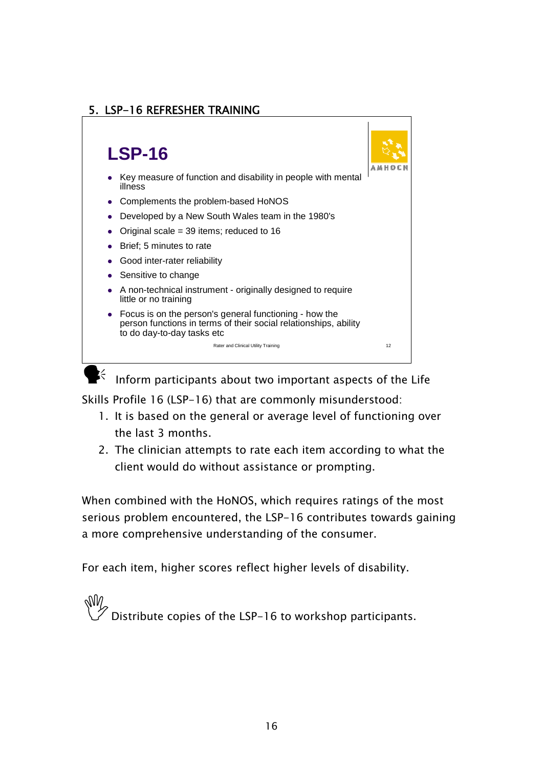## 5. LSP-16 REFRESHER TRAINING

### LSP-16

- Key measure of function and disability in people with mental illness
- Complements the problem-based HoNOS
- Developed by a New South Wales team in the 1980's
- Original scale = 39 items; reduced to 16
- Brief; 5 minutes to rate
- Good inter-rater reliability
- Sensitive to change
- A non-technical instrument - originally designed to require little or no training
- Focus is on the person's general functioning - how the person functions in terms of their social relationships, ability to do day-to-day tasks etc

Rater and Clinical Utility Training

Inform participants about two important aspects of the Life Skills Profile 16 (LSP-16) that are commonly misunderstood:

1. It is based on the general or average level of functioning over the last 3 months.
2. The clinician attempts to rate each item according to what the client would do without assistance or prompting.

When combined with the HoNOS, which requires ratings of the most serious problem encountered, the LSP-16 contributes towards gaining a more comprehensive understanding of the consumer.

For each item, higher scores reflect higher levels of disability.

Distribute copies of the LSP-16 to workshop participants.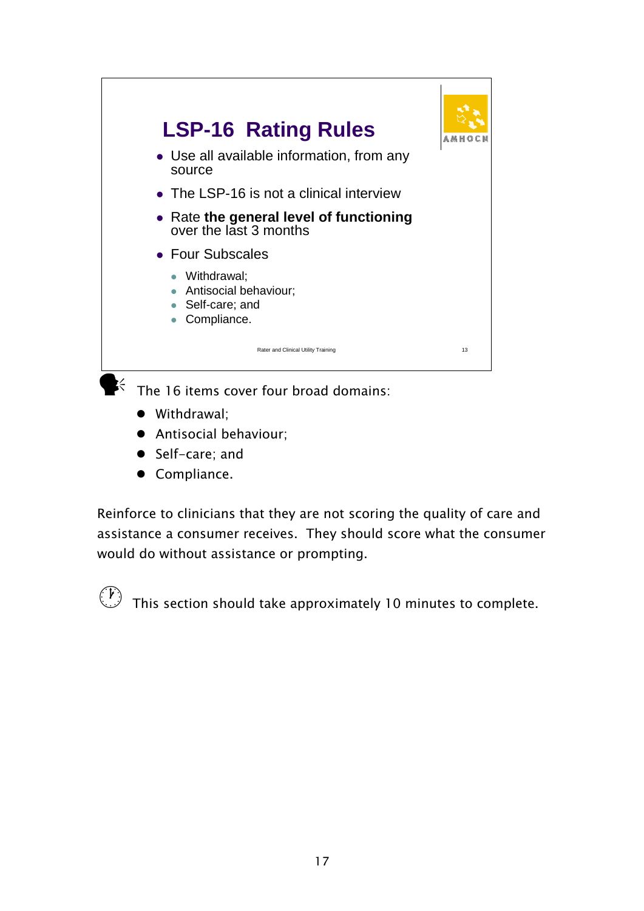## LSP-16 Rating Rules

- Use all available information, from any source
- The LSP-16 is not a clinical interview
- Rate **the general level of functioning** over the last 3 months
- Four Subscales
  - Withdrawal;
  - Antisocial behaviour;
  - Self-care; and
  - Compliance.

Rater and Clinical Utility Training

The 16 items cover four broad domains:

- Withdrawal;
- Antisocial behaviour;
- Self-care; and
- Compliance.

Reinforce to clinicians that they are not scoring the quality of care and assistance a consumer receives. They should score what the consumer would do without assistance or prompting.

This section should take approximately 10 minutes to complete.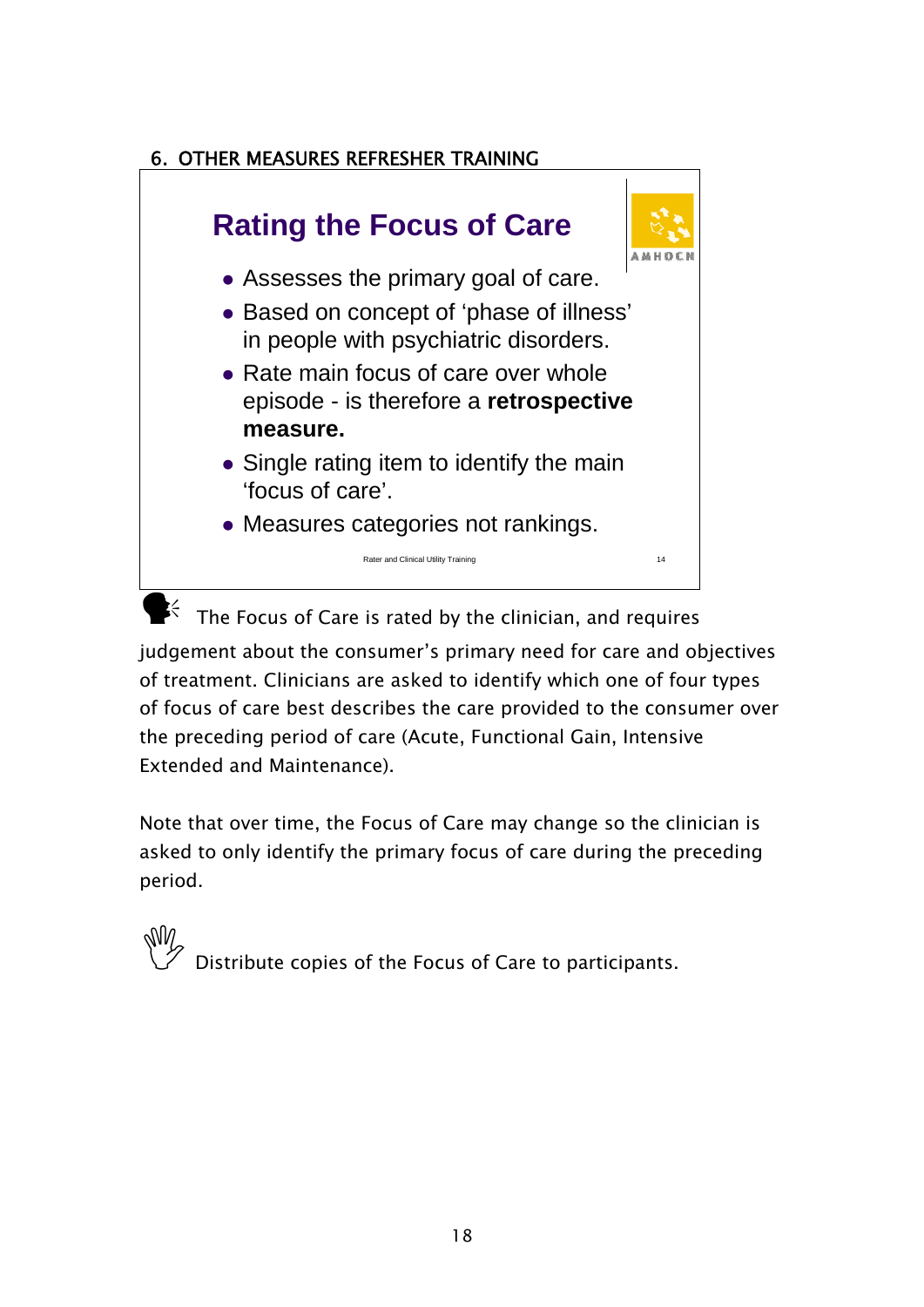## 6. OTHER MEASURES REFRESHER TRAINING

### Rating the Focus of Care

- Assesses the primary goal of care.
- Based on concept of 'phase of illness' in people with psychiatric disorders.
- Rate main focus of care over whole episode - is therefore a **retrospective measure.**
- Single rating item to identify the main 'focus of care'.
- Measures categories not rankings.

Rater and Clinical Utility Training 14

The Focus of Care is rated by the clinician, and requires judgement about the consumer's primary need for care and objectives of treatment. Clinicians are asked to identify which one of four types of focus of care best describes the care provided to the consumer over the preceding period of care (Acute, Functional Gain, Intensive Extended and Maintenance).

Note that over time, the Focus of Care may change so the clinician is asked to only identify the primary focus of care during the preceding period.

Distribute copies of the Focus of Care to participants.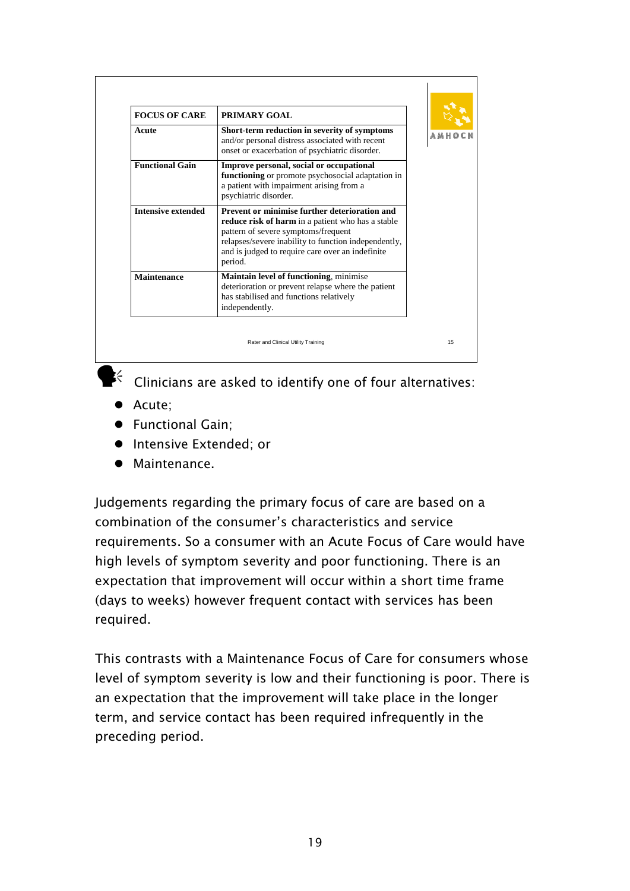| FOCUS OF CARE | PRIMARY GOAL |
|---|---|
| **Acute** | **Short-term reduction in severity of symptoms** and/or personal distress associated with recent onset or exacerbation of psychiatric disorder. |
| **Functional Gain** | **Improve personal, social or occupational functioning** or promote psychosocial adaptation in a patient with impairment arising from a psychiatric disorder. |
| **Intensive extended** | **Prevent or minimise further deterioration and reduce risk of harm** in a patient who has a stable pattern of severe symptoms/frequent relapses/severe inability to function independently, and is judged to require care over an indefinite period. |
| **Maintenance** | **Maintain level of functioning**, minimise deterioration or prevent relapse where the patient has stabilised and functions relatively independently. |

Rater and Clinical Utility Training

Clinicians are asked to identify one of four alternatives:

- Acute;
- Functional Gain;
- Intensive Extended; or
- Maintenance.

Judgements regarding the primary focus of care are based on a combination of the consumer's characteristics and service requirements. So a consumer with an Acute Focus of Care would have high levels of symptom severity and poor functioning. There is an expectation that improvement will occur within a short time frame (days to weeks) however frequent contact with services has been required.

This contrasts with a Maintenance Focus of Care for consumers whose level of symptom severity is low and their functioning is poor. There is an expectation that the improvement will take place in the longer term, and service contact has been required infrequently in the preceding period.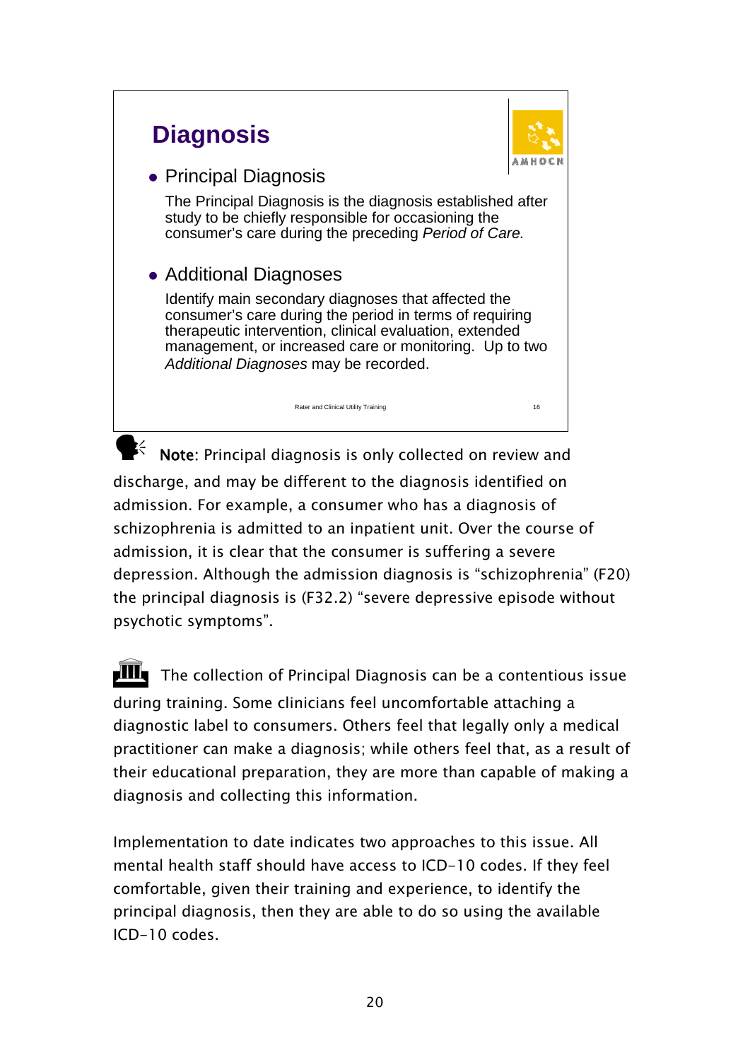## Diagnosis

- Principal Diagnosis

  The Principal Diagnosis is the diagnosis established after study to be chiefly responsible for occasioning the consumer's care during the preceding *Period of Care.*

- Additional Diagnoses

  Identify main secondary diagnoses that affected the consumer's care during the period in terms of requiring therapeutic intervention, clinical evaluation, extended management, or increased care or monitoring. Up to two *Additional Diagnoses* may be recorded.

Rater and Clinical Utility Training 16

**Note**: Principal diagnosis is only collected on review and discharge, and may be different to the diagnosis identified on admission. For example, a consumer who has a diagnosis of schizophrenia is admitted to an inpatient unit. Over the course of admission, it is clear that the consumer is suffering a severe depression. Although the admission diagnosis is "schizophrenia" (F20) the principal diagnosis is (F32.2) "severe depressive episode without psychotic symptoms".

The collection of Principal Diagnosis can be a contentious issue during training. Some clinicians feel uncomfortable attaching a diagnostic label to consumers. Others feel that legally only a medical practitioner can make a diagnosis; while others feel that, as a result of their educational preparation, they are more than capable of making a diagnosis and collecting this information.

Implementation to date indicates two approaches to this issue. All mental health staff should have access to ICD-10 codes. If they feel comfortable, given their training and experience, to identify the principal diagnosis, then they are able to do so using the available ICD-10 codes.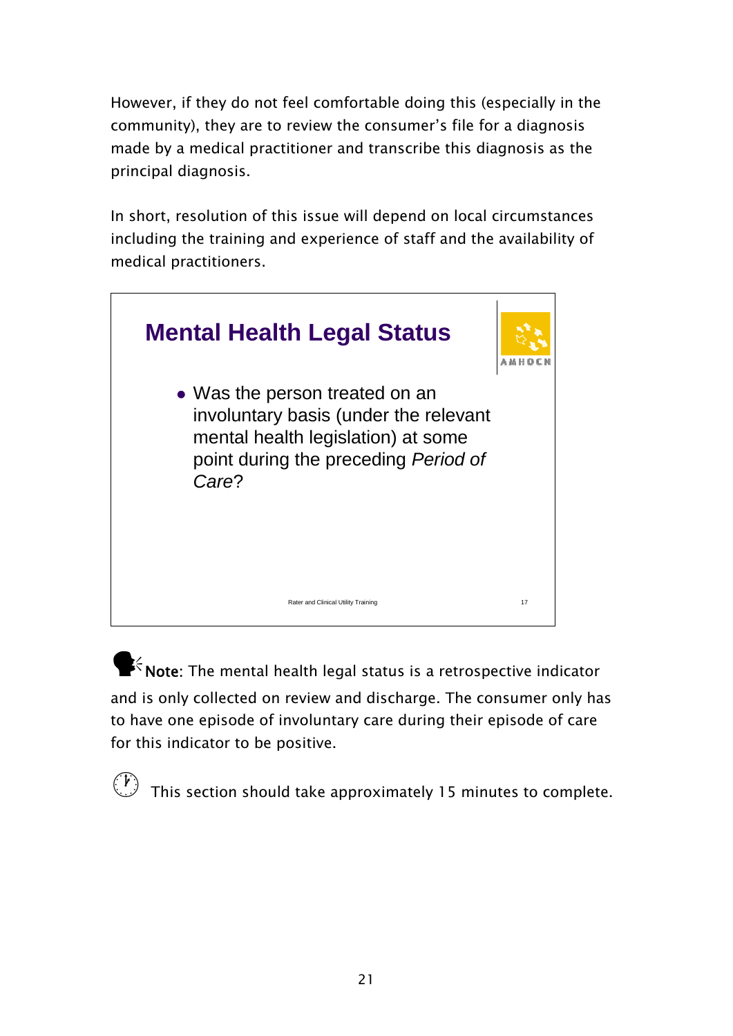However, if they do not feel comfortable doing this (especially in the community), they are to review the consumer's file for a diagnosis made by a medical practitioner and transcribe this diagnosis as the principal diagnosis.

In short, resolution of this issue will depend on local circumstances including the training and experience of staff and the availability of medical practitioners.

## Mental Health Legal Status

- Was the person treated on an involuntary basis (under the relevant mental health legislation) at some point during the preceding *Period of Care*?

Rater and Clinical Utility Training 17

**Note**: The mental health legal status is a retrospective indicator and is only collected on review and discharge. The consumer only has to have one episode of involuntary care during their episode of care for this indicator to be positive.

This section should take approximately 15 minutes to complete.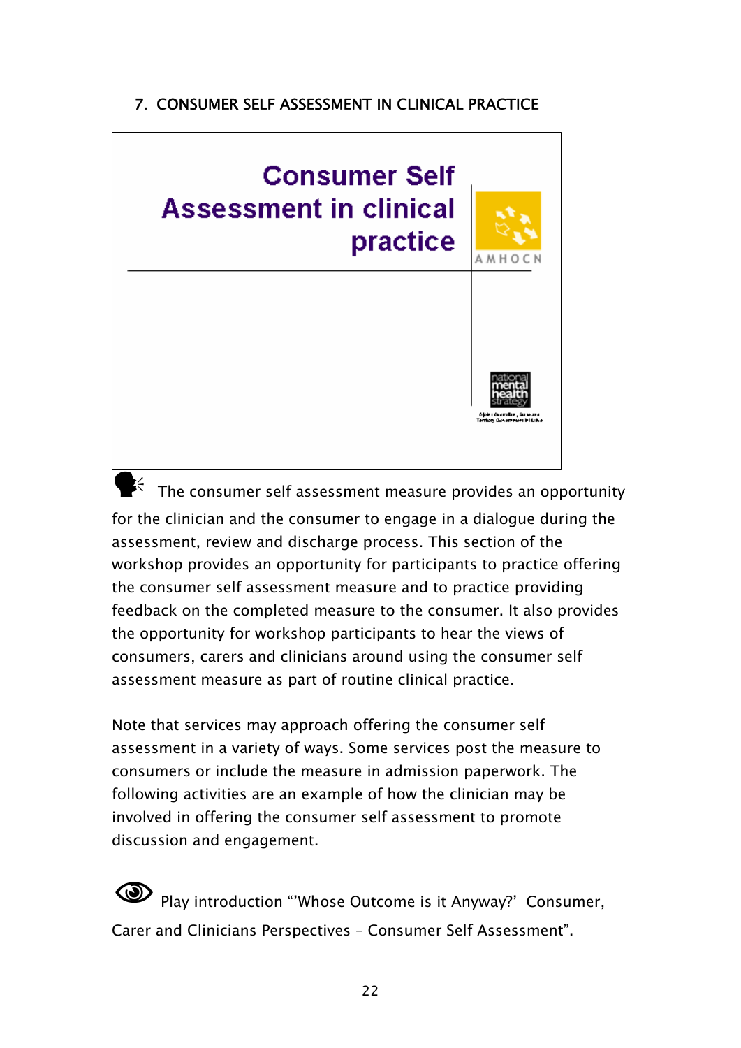## 7. CONSUMER SELF ASSESSMENT IN CLINICAL PRACTICE

Consumer Self Assessment in clinical practice

AMHOCN

national mental health strategy

The consumer self assessment measure provides an opportunity for the clinician and the consumer to engage in a dialogue during the assessment, review and discharge process. This section of the workshop provides an opportunity for participants to practice offering the consumer self assessment measure and to practice providing feedback on the completed measure to the consumer. It also provides the opportunity for workshop participants to hear the views of consumers, carers and clinicians around using the consumer self assessment measure as part of routine clinical practice.

Note that services may approach offering the consumer self assessment in a variety of ways. Some services post the measure to consumers or include the measure in admission paperwork. The following activities are an example of how the clinician may be involved in offering the consumer self assessment to promote discussion and engagement.

Play introduction "'Whose Outcome is it Anyway?' Consumer, Carer and Clinicians Perspectives – Consumer Self Assessment".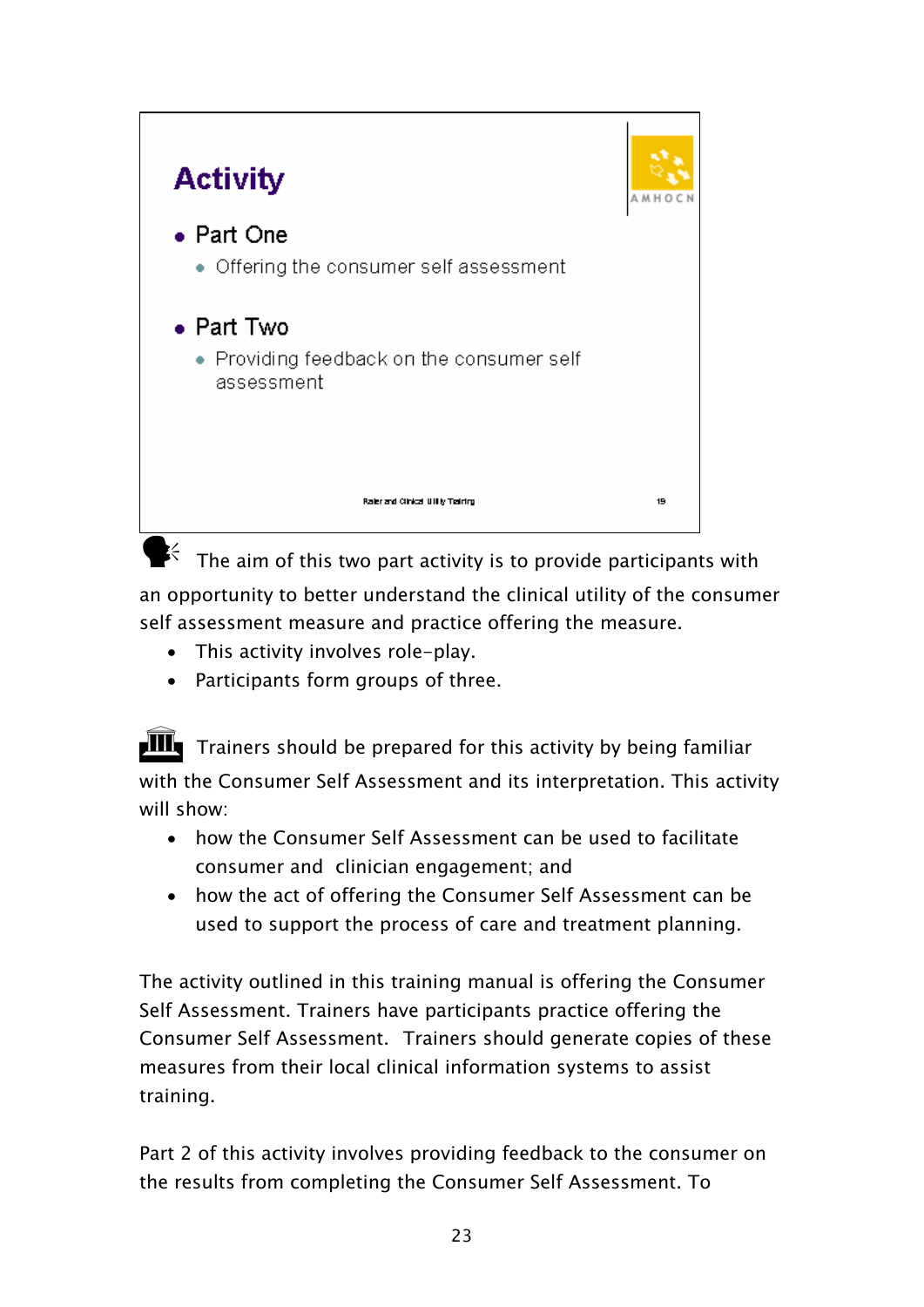## Activity

- Part One
  - Offering the consumer self assessment
- Part Two
  - Providing feedback on the consumer self assessment

Rater and Clinical Utility Training

The aim of this two part activity is to provide participants with an opportunity to better understand the clinical utility of the consumer self assessment measure and practice offering the measure.

- This activity involves role-play.
- Participants form groups of three.

Trainers should be prepared for this activity by being familiar with the Consumer Self Assessment and its interpretation. This activity will show:

- how the Consumer Self Assessment can be used to facilitate consumer and clinician engagement; and
- how the act of offering the Consumer Self Assessment can be used to support the process of care and treatment planning.

The activity outlined in this training manual is offering the Consumer Self Assessment. Trainers have participants practice offering the Consumer Self Assessment. Trainers should generate copies of these measures from their local clinical information systems to assist training.

Part 2 of this activity involves providing feedback to the consumer on the results from completing the Consumer Self Assessment. To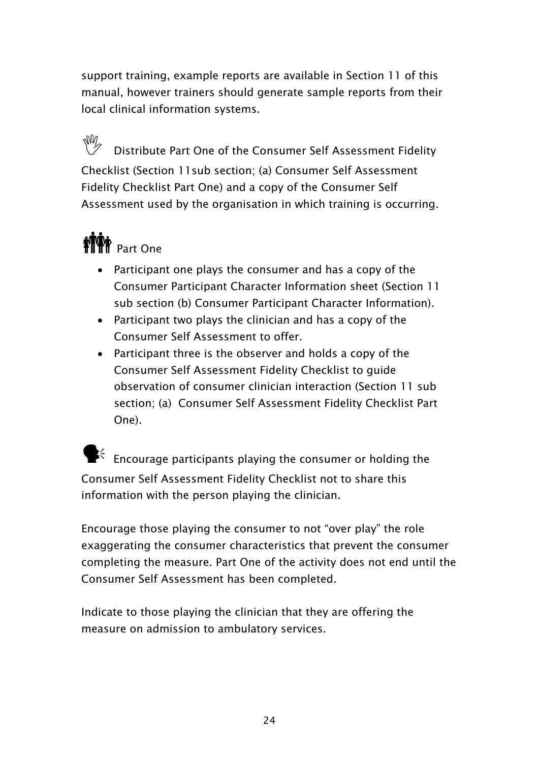support training, example reports are available in Section 11 of this manual, however trainers should generate sample reports from their local clinical information systems.

Distribute Part One of the Consumer Self Assessment Fidelity Checklist (Section 11sub section; (a) Consumer Self Assessment Fidelity Checklist Part One) and a copy of the Consumer Self Assessment used by the organisation in which training is occurring.

Part One

- Participant one plays the consumer and has a copy of the Consumer Participant Character Information sheet (Section 11 sub section (b) Consumer Participant Character Information).
- Participant two plays the clinician and has a copy of the Consumer Self Assessment to offer.
- Participant three is the observer and holds a copy of the Consumer Self Assessment Fidelity Checklist to guide observation of consumer clinician interaction (Section 11 sub section; (a) Consumer Self Assessment Fidelity Checklist Part One).

Encourage participants playing the consumer or holding the Consumer Self Assessment Fidelity Checklist not to share this information with the person playing the clinician.

Encourage those playing the consumer to not "over play" the role exaggerating the consumer characteristics that prevent the consumer completing the measure. Part One of the activity does not end until the Consumer Self Assessment has been completed.

Indicate to those playing the clinician that they are offering the measure on admission to ambulatory services.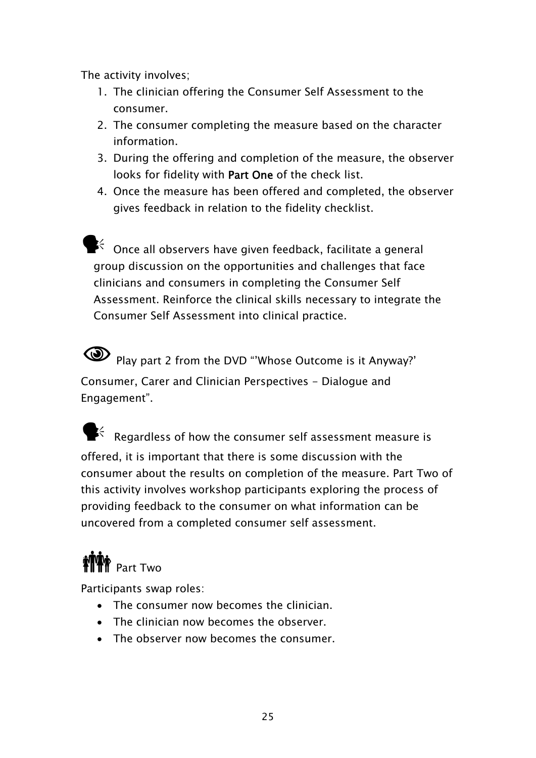The activity involves;

1. The clinician offering the Consumer Self Assessment to the consumer.
2. The consumer completing the measure based on the character information.
3. During the offering and completion of the measure, the observer looks for fidelity with **Part One** of the check list.
4. Once the measure has been offered and completed, the observer gives feedback in relation to the fidelity checklist.

Once all observers have given feedback, facilitate a general group discussion on the opportunities and challenges that face clinicians and consumers in completing the Consumer Self Assessment. Reinforce the clinical skills necessary to integrate the Consumer Self Assessment into clinical practice.

Play part 2 from the DVD "'Whose Outcome is it Anyway?' Consumer, Carer and Clinician Perspectives - Dialogue and Engagement".

Regardless of how the consumer self assessment measure is offered, it is important that there is some discussion with the consumer about the results on completion of the measure. Part Two of this activity involves workshop participants exploring the process of providing feedback to the consumer on what information can be uncovered from a completed consumer self assessment.

Part Two

Participants swap roles:

- The consumer now becomes the clinician.
- The clinician now becomes the observer.
- The observer now becomes the consumer.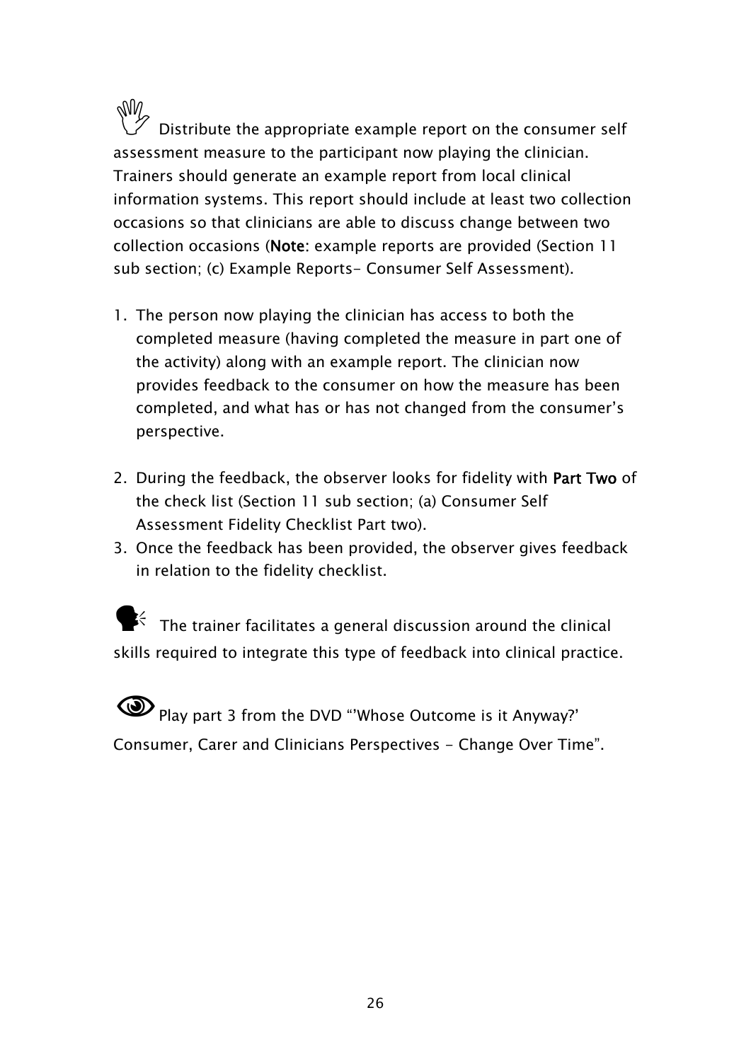Distribute the appropriate example report on the consumer self assessment measure to the participant now playing the clinician. Trainers should generate an example report from local clinical information systems. This report should include at least two collection occasions so that clinicians are able to discuss change between two collection occasions (**Note**: example reports are provided (Section 11 sub section; (c) Example Reports- Consumer Self Assessment).

1. The person now playing the clinician has access to both the completed measure (having completed the measure in part one of the activity) along with an example report. The clinician now provides feedback to the consumer on how the measure has been completed, and what has or has not changed from the consumer's perspective.
2. During the feedback, the observer looks for fidelity with **Part Two** of the check list (Section 11 sub section; (a) Consumer Self Assessment Fidelity Checklist Part two).
3. Once the feedback has been provided, the observer gives feedback in relation to the fidelity checklist.

The trainer facilitates a general discussion around the clinical skills required to integrate this type of feedback into clinical practice.

Play part 3 from the DVD "'Whose Outcome is it Anyway?' Consumer, Carer and Clinicians Perspectives - Change Over Time".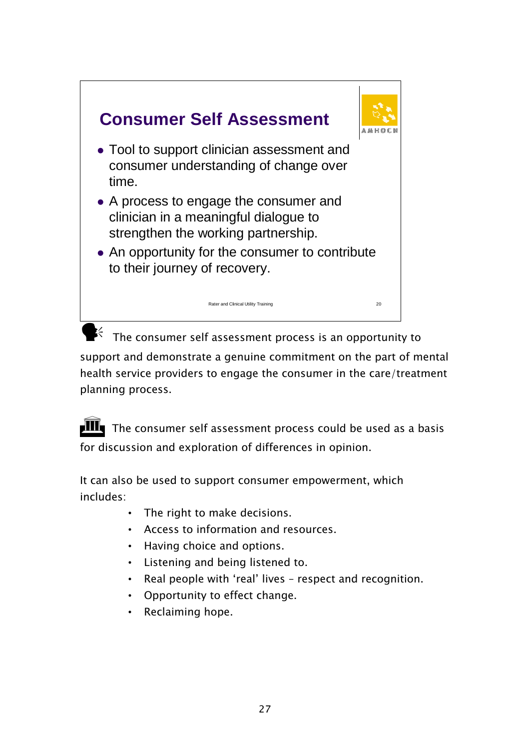## Consumer Self Assessment

- Tool to support clinician assessment and consumer understanding of change over time.
- A process to engage the consumer and clinician in a meaningful dialogue to strengthen the working partnership.
- An opportunity for the consumer to contribute to their journey of recovery.

Rater and Clinical Utility Training

The consumer self assessment process is an opportunity to support and demonstrate a genuine commitment on the part of mental health service providers to engage the consumer in the care/treatment planning process.

The consumer self assessment process could be used as a basis for discussion and exploration of differences in opinion.

It can also be used to support consumer empowerment, which includes:

- The right to make decisions.
- Access to information and resources.
- Having choice and options.
- Listening and being listened to.
- Real people with 'real' lives – respect and recognition.
- Opportunity to effect change.
- Reclaiming hope.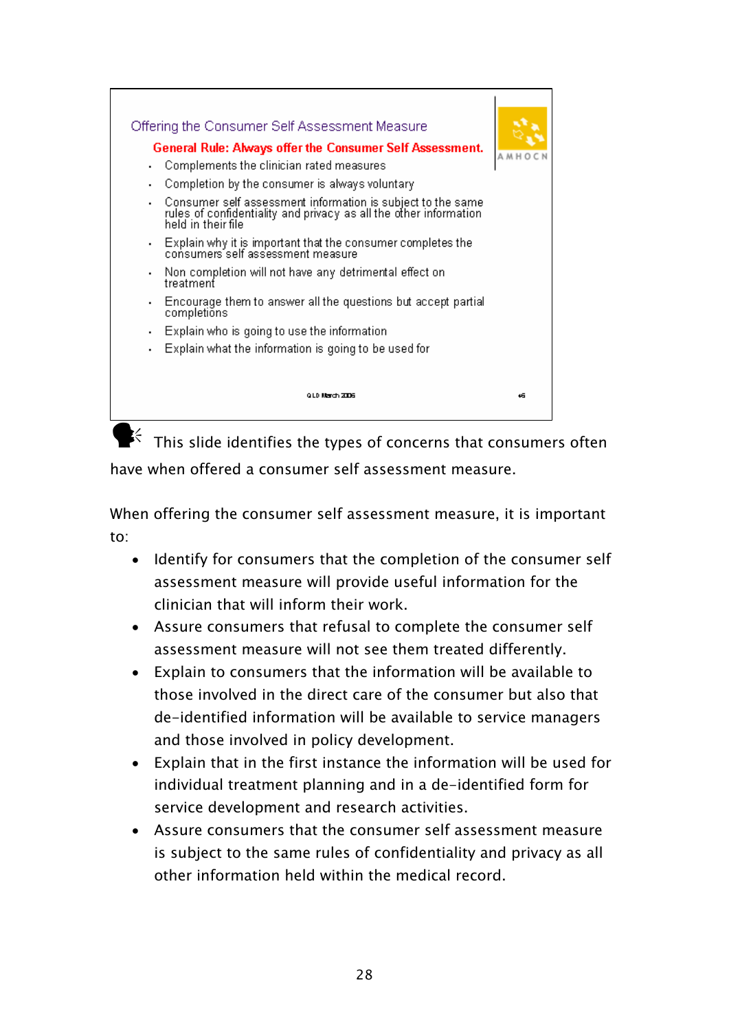Offering the Consumer Self Assessment Measure

**General Rule: Always offer the Consumer Self Assessment.**

- Complements the clinician rated measures
- Completion by the consumer is always voluntary
- Consumer self assessment information is subject to the same rules of confidentiality and privacy as all the other information held in their file
- Explain why it is important that the consumer completes the consumers self assessment measure
- Non completion will not have any detrimental effect on treatment
- Encourage them to answer all the questions but accept partial completions
- Explain who is going to use the information
- Explain what the information is going to be used for

QLD March 2006

This slide identifies the types of concerns that consumers often have when offered a consumer self assessment measure.

When offering the consumer self assessment measure, it is important to:

- Identify for consumers that the completion of the consumer self assessment measure will provide useful information for the clinician that will inform their work.
- Assure consumers that refusal to complete the consumer self assessment measure will not see them treated differently.
- Explain to consumers that the information will be available to those involved in the direct care of the consumer but also that de-identified information will be available to service managers and those involved in policy development.
- Explain that in the first instance the information will be used for individual treatment planning and in a de-identified form for service development and research activities.
- Assure consumers that the consumer self assessment measure is subject to the same rules of confidentiality and privacy as all other information held within the medical record.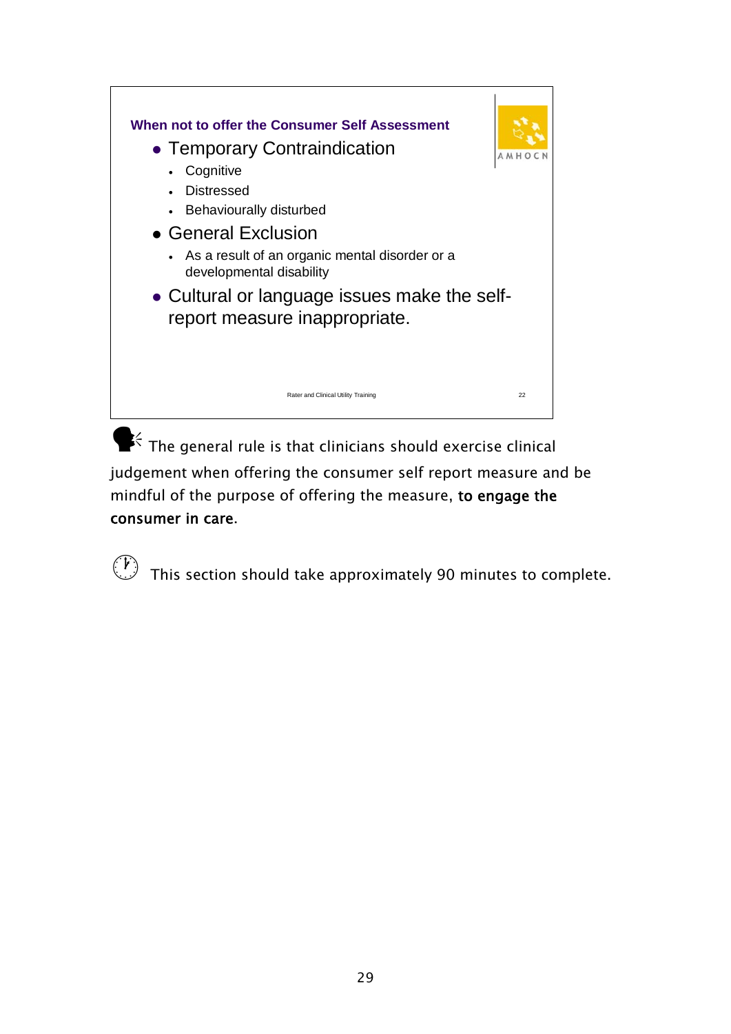**When not to offer the Consumer Self Assessment**

- Temporary Contraindication
  - Cognitive
  - Distressed
  - Behaviourally disturbed
- General Exclusion
  - As a result of an organic mental disorder or a developmental disability
- Cultural or language issues make the self-report measure inappropriate.

Rater and Clinical Utility Training

The general rule is that clinicians should exercise clinical judgement when offering the consumer self report measure and be mindful of the purpose of offering the measure, **to engage the consumer in care**.

This section should take approximately 90 minutes to complete.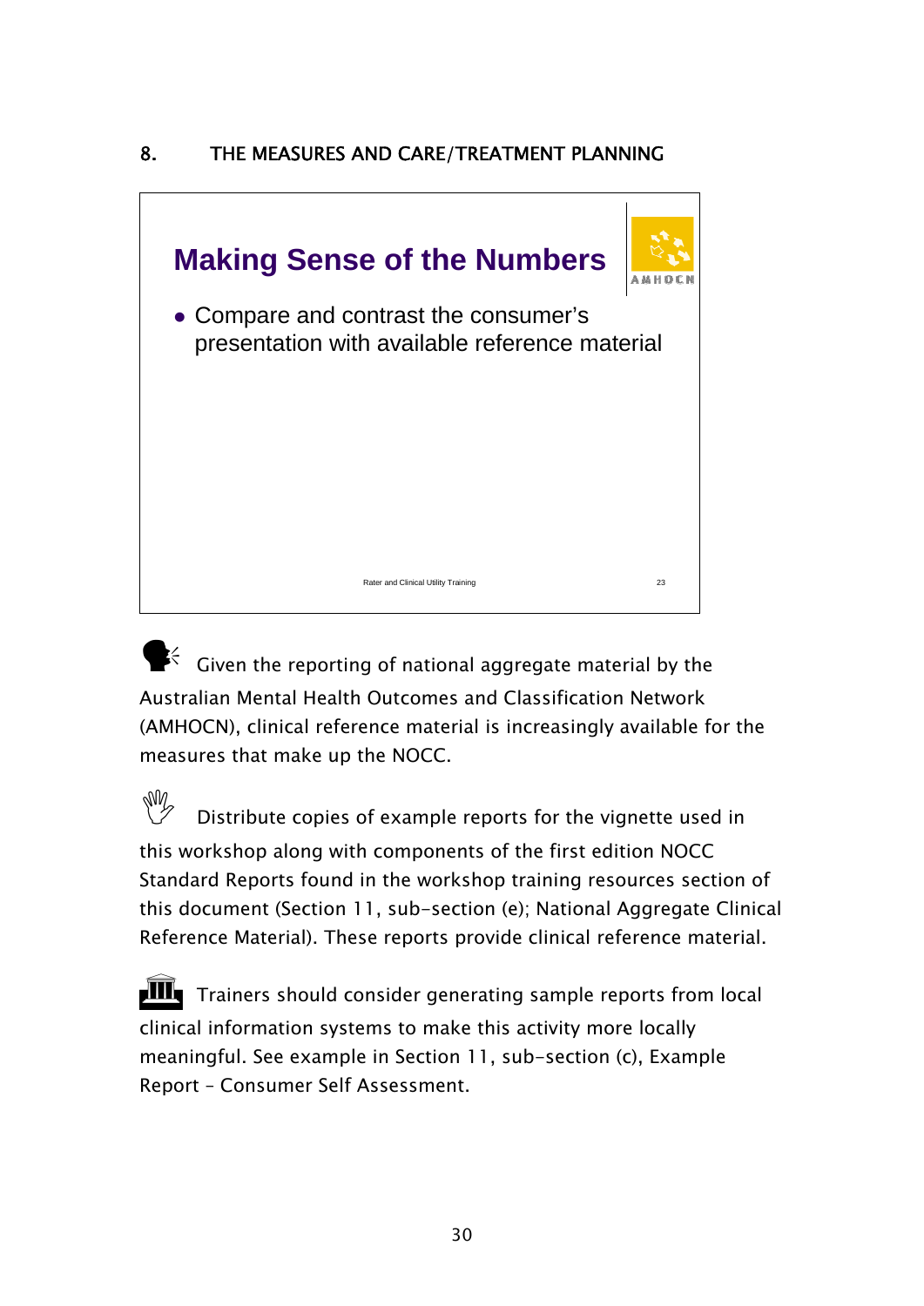## 8. THE MEASURES AND CARE/TREATMENT PLANNING

### Making Sense of the Numbers

AMHOCN

- Compare and contrast the consumer's presentation with available reference material

Rater and Clinical Utility Training 23

Given the reporting of national aggregate material by the Australian Mental Health Outcomes and Classification Network (AMHOCN), clinical reference material is increasingly available for the measures that make up the NOCC.

Distribute copies of example reports for the vignette used in this workshop along with components of the first edition NOCC Standard Reports found in the workshop training resources section of this document (Section 11, sub-section (e); National Aggregate Clinical Reference Material). These reports provide clinical reference material.

Trainers should consider generating sample reports from local clinical information systems to make this activity more locally meaningful. See example in Section 11, sub-section (c), Example Report – Consumer Self Assessment.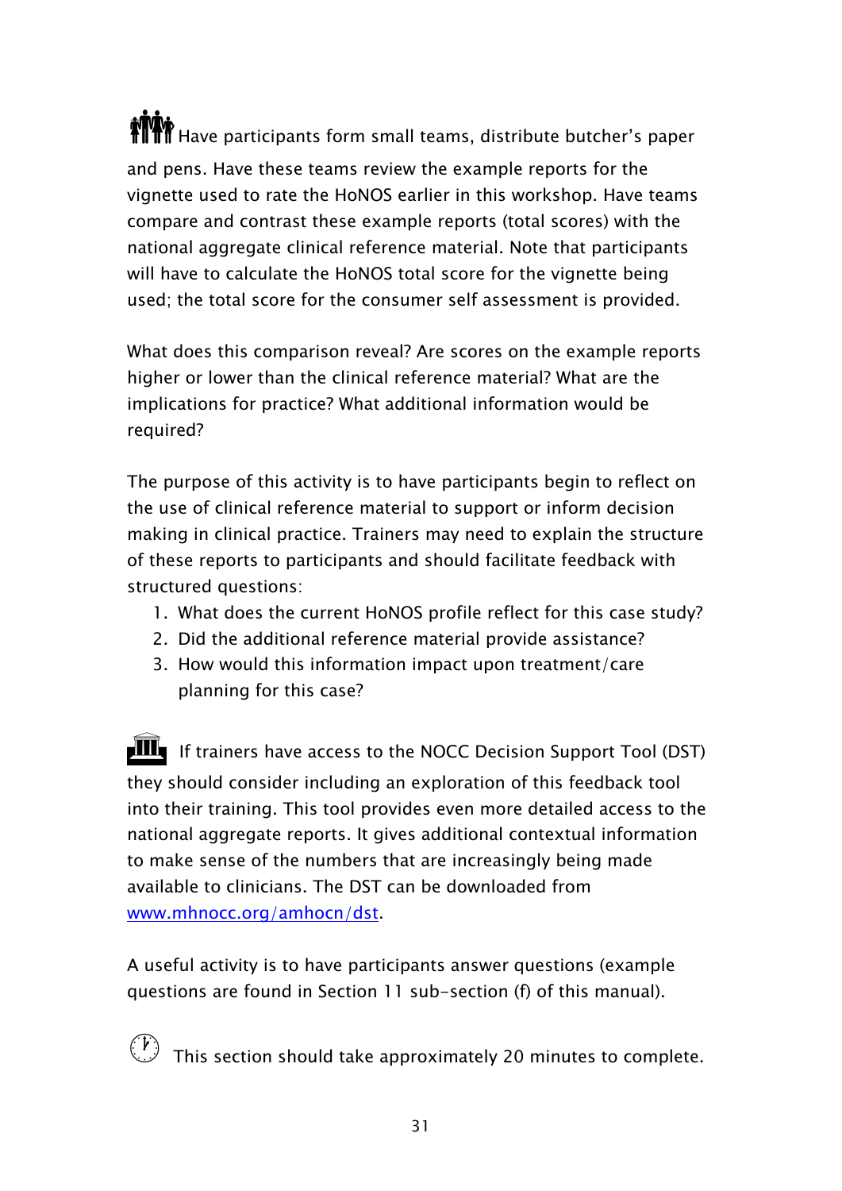Have participants form small teams, distribute butcher's paper and pens. Have these teams review the example reports for the vignette used to rate the HoNOS earlier in this workshop. Have teams compare and contrast these example reports (total scores) with the national aggregate clinical reference material. Note that participants will have to calculate the HoNOS total score for the vignette being used; the total score for the consumer self assessment is provided.

What does this comparison reveal? Are scores on the example reports higher or lower than the clinical reference material? What are the implications for practice? What additional information would be required?

The purpose of this activity is to have participants begin to reflect on the use of clinical reference material to support or inform decision making in clinical practice. Trainers may need to explain the structure of these reports to participants and should facilitate feedback with structured questions:

1. What does the current HoNOS profile reflect for this case study?
2. Did the additional reference material provide assistance?
3. How would this information impact upon treatment/care planning for this case?

If trainers have access to the NOCC Decision Support Tool (DST) they should consider including an exploration of this feedback tool into their training. This tool provides even more detailed access to the national aggregate reports. It gives additional contextual information to make sense of the numbers that are increasingly being made available to clinicians. The DST can be downloaded from [www.mhnocc.org/amhocn/dst](www.mhnocc.org/amhocn/dst).

A useful activity is to have participants answer questions (example questions are found in Section 11 sub-section (f) of this manual).

This section should take approximately 20 minutes to complete.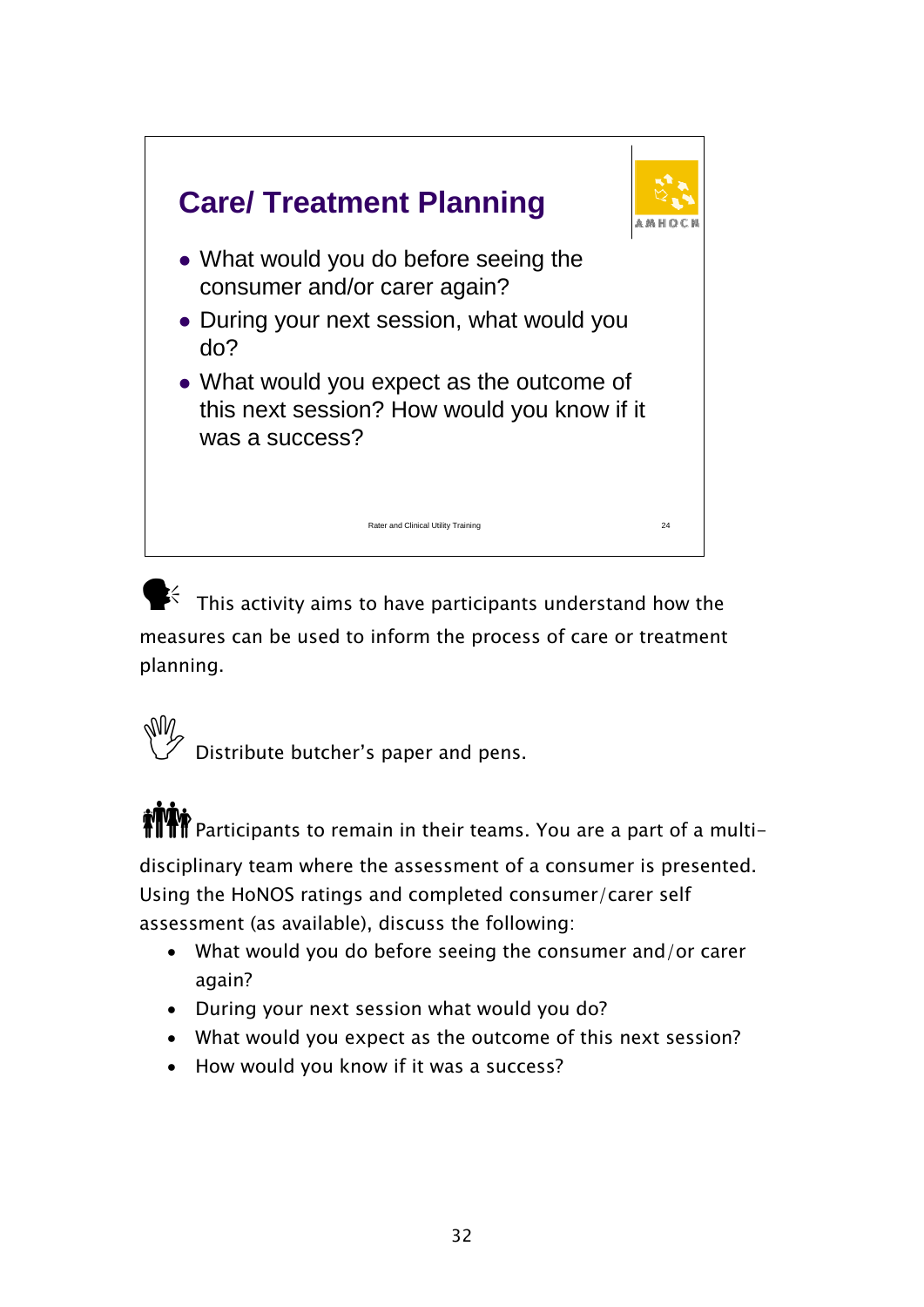## Care/ Treatment Planning

- What would you do before seeing the consumer and/or carer again?
- During your next session, what would you do?
- What would you expect as the outcome of this next session? How would you know if it was a success?

Rater and Clinical Utility Training 24

This activity aims to have participants understand how the measures can be used to inform the process of care or treatment planning.

Distribute butcher's paper and pens.

Participants to remain in their teams. You are a part of a multi-disciplinary team where the assessment of a consumer is presented. Using the HoNOS ratings and completed consumer/carer self assessment (as available), discuss the following:

- What would you do before seeing the consumer and/or carer again?
- During your next session what would you do?
- What would you expect as the outcome of this next session?
- How would you know if it was a success?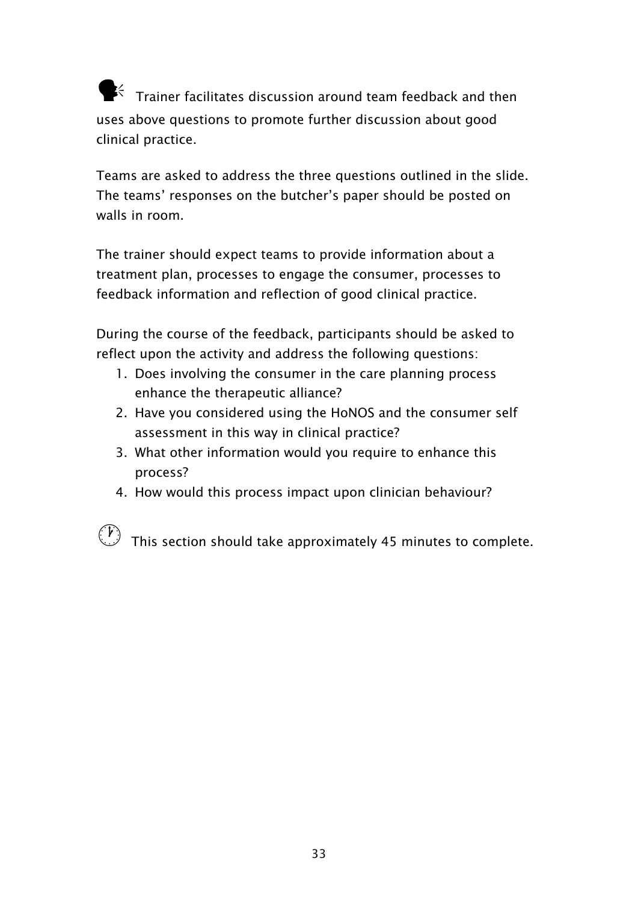Trainer facilitates discussion around team feedback and then uses above questions to promote further discussion about good clinical practice.

Teams are asked to address the three questions outlined in the slide. The teams' responses on the butcher's paper should be posted on walls in room.

The trainer should expect teams to provide information about a treatment plan, processes to engage the consumer, processes to feedback information and reflection of good clinical practice.

During the course of the feedback, participants should be asked to reflect upon the activity and address the following questions:

1. Does involving the consumer in the care planning process enhance the therapeutic alliance?
2. Have you considered using the HoNOS and the consumer self assessment in this way in clinical practice?
3. What other information would you require to enhance this process?
4. How would this process impact upon clinician behaviour?

This section should take approximately 45 minutes to complete.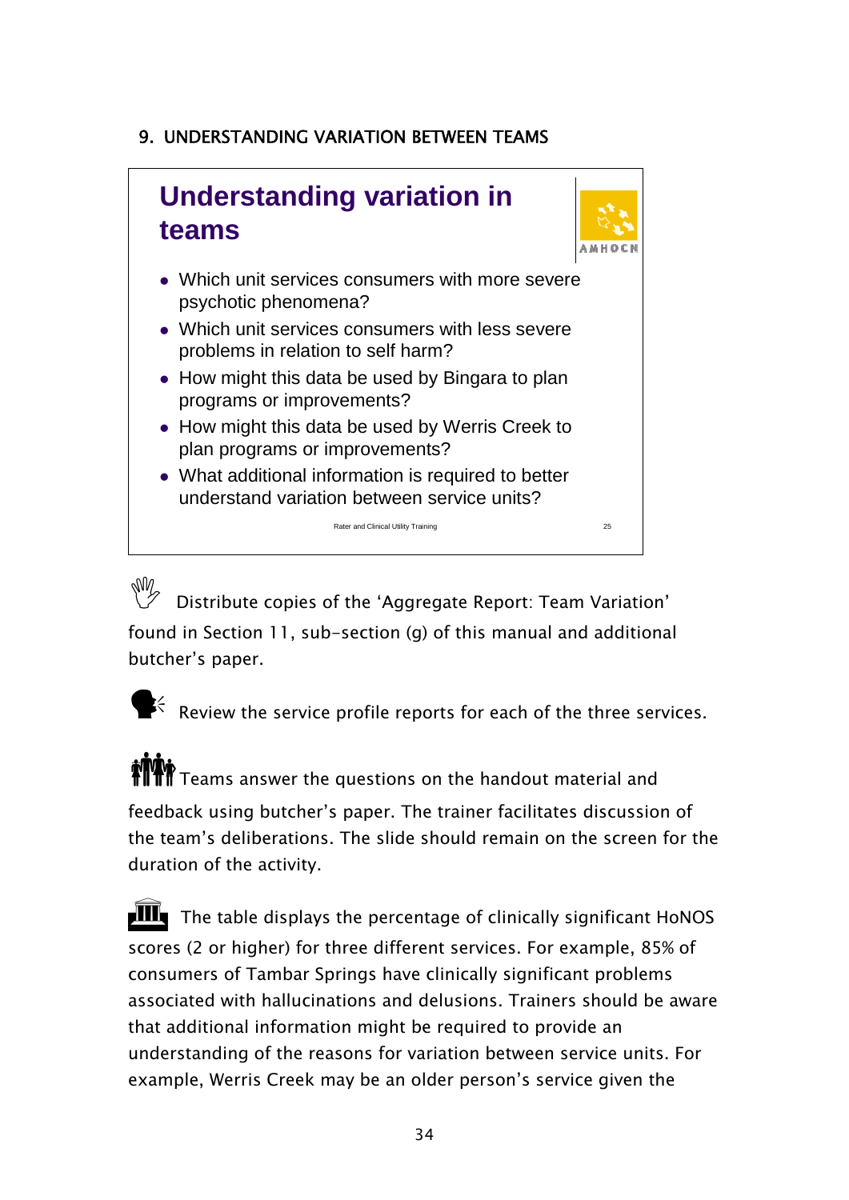## 9. UNDERSTANDING VARIATION BETWEEN TEAMS

### Understanding variation in teams

- Which unit services consumers with more severe psychotic phenomena?
- Which unit services consumers with less severe problems in relation to self harm?
- How might this data be used by Bingara to plan programs or improvements?
- How might this data be used by Werris Creek to plan programs or improvements?
- What additional information is required to better understand variation between service units?

Rater and Clinical Utility Training

Distribute copies of the 'Aggregate Report: Team Variation' found in Section 11, sub-section (g) of this manual and additional butcher's paper.

Review the service profile reports for each of the three services.

Teams answer the questions on the handout material and feedback using butcher's paper. The trainer facilitates discussion of the team's deliberations. The slide should remain on the screen for the duration of the activity.

The table displays the percentage of clinically significant HoNOS scores (2 or higher) for three different services. For example, 85% of consumers of Tambar Springs have clinically significant problems associated with hallucinations and delusions. Trainers should be aware that additional information might be required to provide an understanding of the reasons for variation between service units. For example, Werris Creek may be an older person's service given the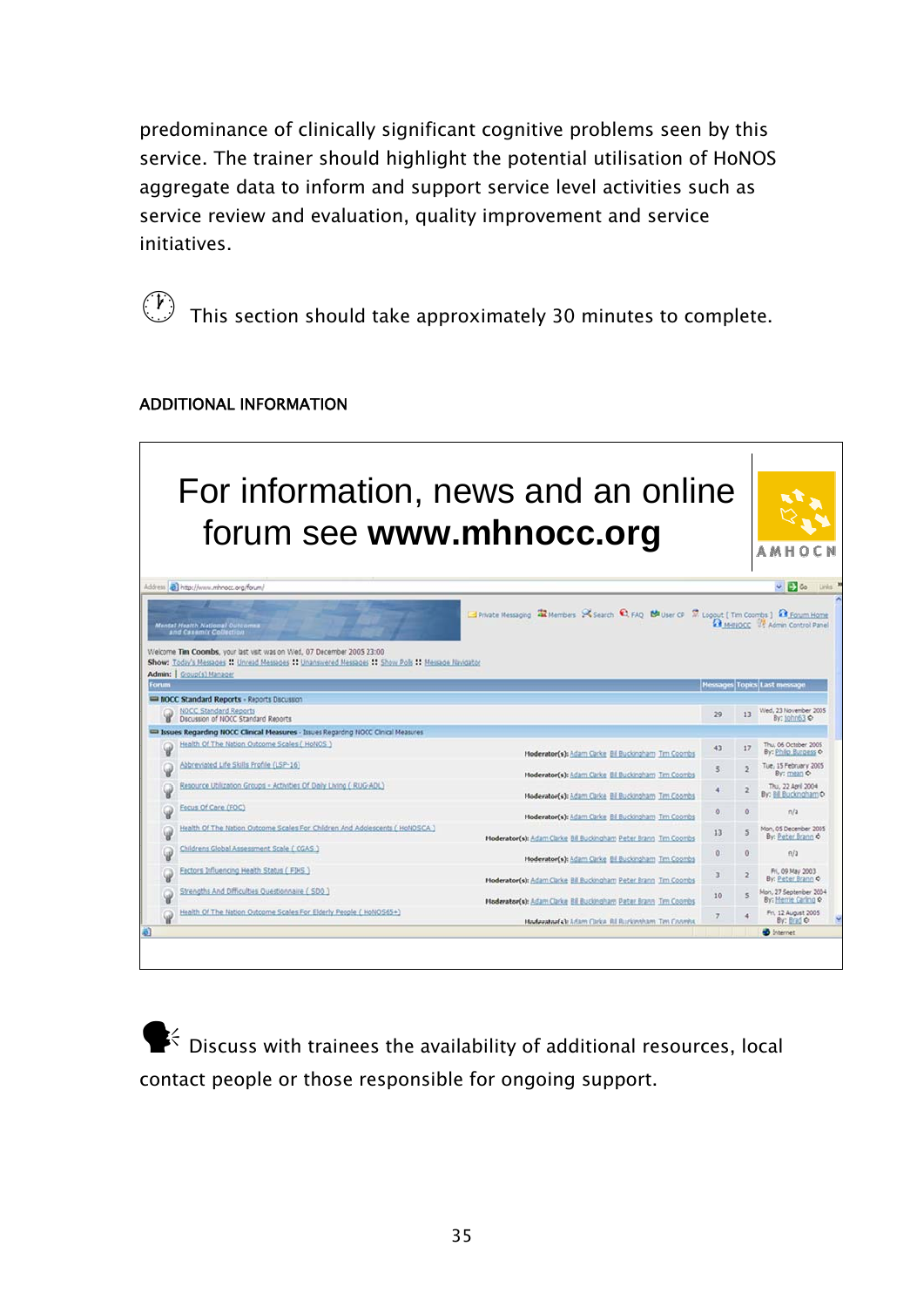predominance of clinically significant cognitive problems seen by this service. The trainer should highlight the potential utilisation of HoNOS aggregate data to inform and support service level activities such as service review and evaluation, quality improvement and service initiatives.

This section should take approximately 30 minutes to complete.

## ADDITIONAL INFORMATION

For information, news and an online forum see **www.mhnocc.org**

Discuss with trainees the availability of additional resources, local contact people or those responsible for ongoing support.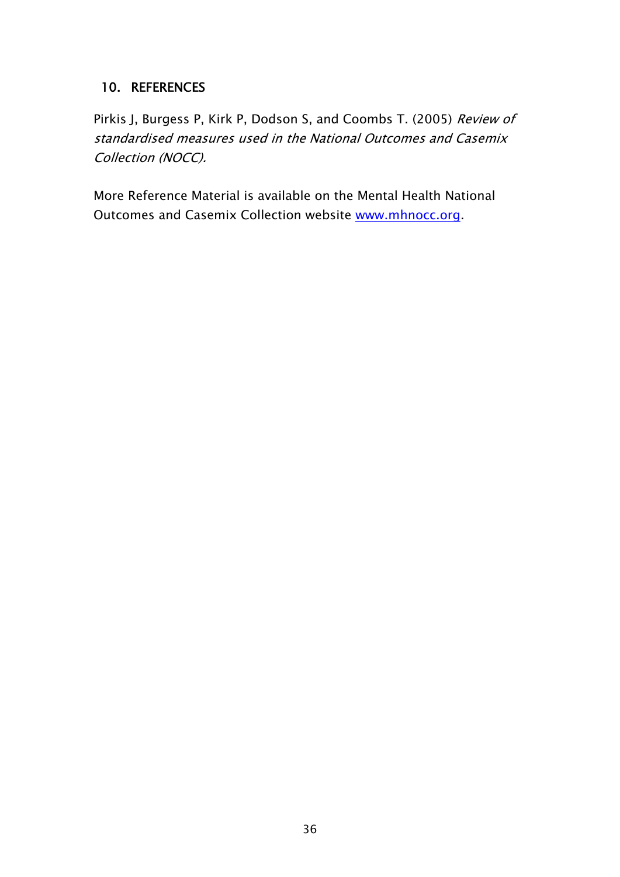## 10. REFERENCES

Pirkis J, Burgess P, Kirk P, Dodson S, and Coombs T. (2005) *Review of standardised measures used in the National Outcomes and Casemix Collection (NOCC).*

More Reference Material is available on the Mental Health National Outcomes and Casemix Collection website [www.mhnocc.org](http://www.mhnocc.org).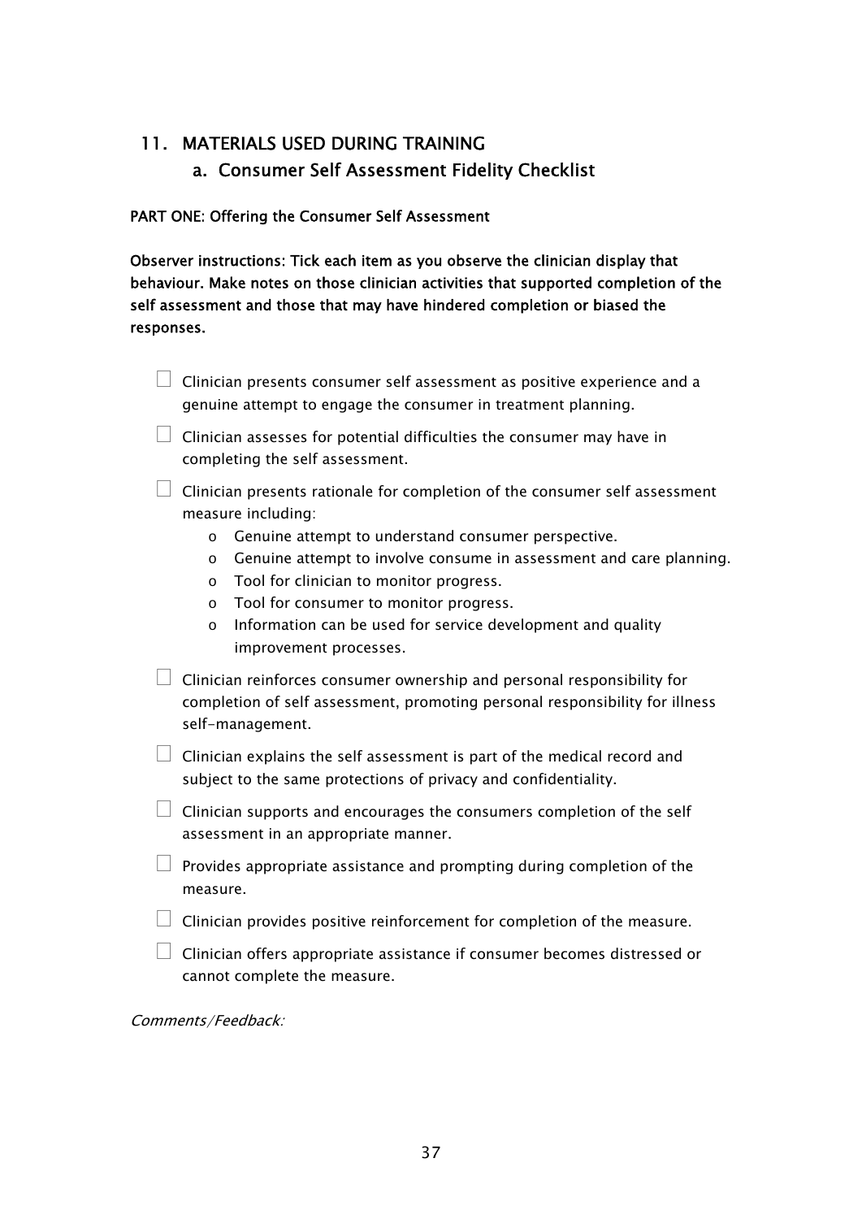## 11. MATERIALS USED DURING TRAINING

### a. Consumer Self Assessment Fidelity Checklist

**PART ONE: Offering the Consumer Self Assessment**

**Observer instructions: Tick each item as you observe the clinician display that behaviour. Make notes on those clinician activities that supported completion of the self assessment and those that may have hindered completion or biased the responses.**

- ☐ Clinician presents consumer self assessment as positive experience and a genuine attempt to engage the consumer in treatment planning.
- ☐ Clinician assesses for potential difficulties the consumer may have in completing the self assessment.
- ☐ Clinician presents rationale for completion of the consumer self assessment measure including:
  - o Genuine attempt to understand consumer perspective.
  - o Genuine attempt to involve consume in assessment and care planning.
  - o Tool for clinician to monitor progress.
  - o Tool for consumer to monitor progress.
  - o Information can be used for service development and quality improvement processes.
- ☐ Clinician reinforces consumer ownership and personal responsibility for completion of self assessment, promoting personal responsibility for illness self-management.
- ☐ Clinician explains the self assessment is part of the medical record and subject to the same protections of privacy and confidentiality.
- ☐ Clinician supports and encourages the consumers completion of the self assessment in an appropriate manner.
- ☐ Provides appropriate assistance and prompting during completion of the measure.
- ☐ Clinician provides positive reinforcement for completion of the measure.
- ☐ Clinician offers appropriate assistance if consumer becomes distressed or cannot complete the measure.

*Comments/Feedback:*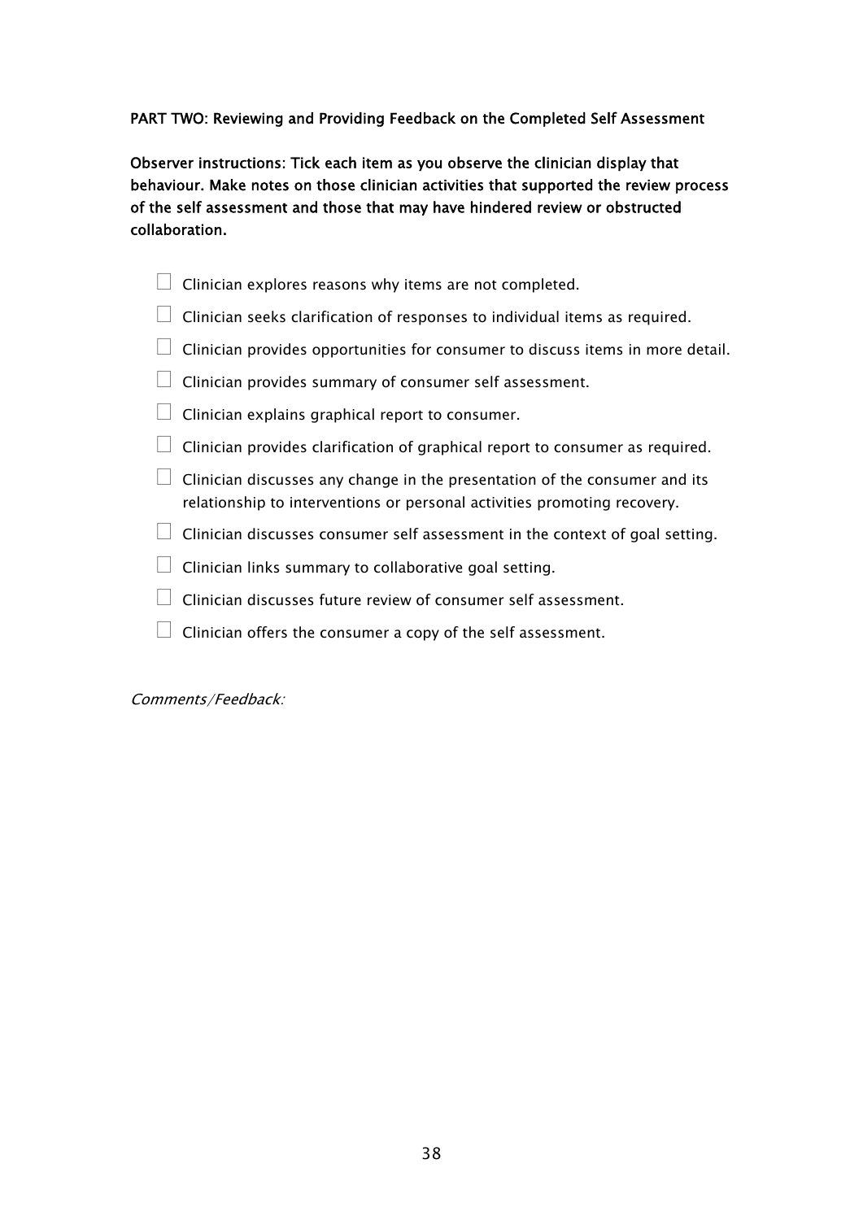**PART TWO: Reviewing and Providing Feedback on the Completed Self Assessment**

**Observer instructions: Tick each item as you observe the clinician display that behaviour. Make notes on those clinician activities that supported the review process of the self assessment and those that may have hindered review or obstructed collaboration.**

- ☐ Clinician explores reasons why items are not completed.
- ☐ Clinician seeks clarification of responses to individual items as required.
- ☐ Clinician provides opportunities for consumer to discuss items in more detail.
- ☐ Clinician provides summary of consumer self assessment.
- ☐ Clinician explains graphical report to consumer.
- ☐ Clinician provides clarification of graphical report to consumer as required.
- ☐ Clinician discusses any change in the presentation of the consumer and its relationship to interventions or personal activities promoting recovery.
- ☐ Clinician discusses consumer self assessment in the context of goal setting.
- ☐ Clinician links summary to collaborative goal setting.
- ☐ Clinician discusses future review of consumer self assessment.
- ☐ Clinician offers the consumer a copy of the self assessment.

*Comments/Feedback:*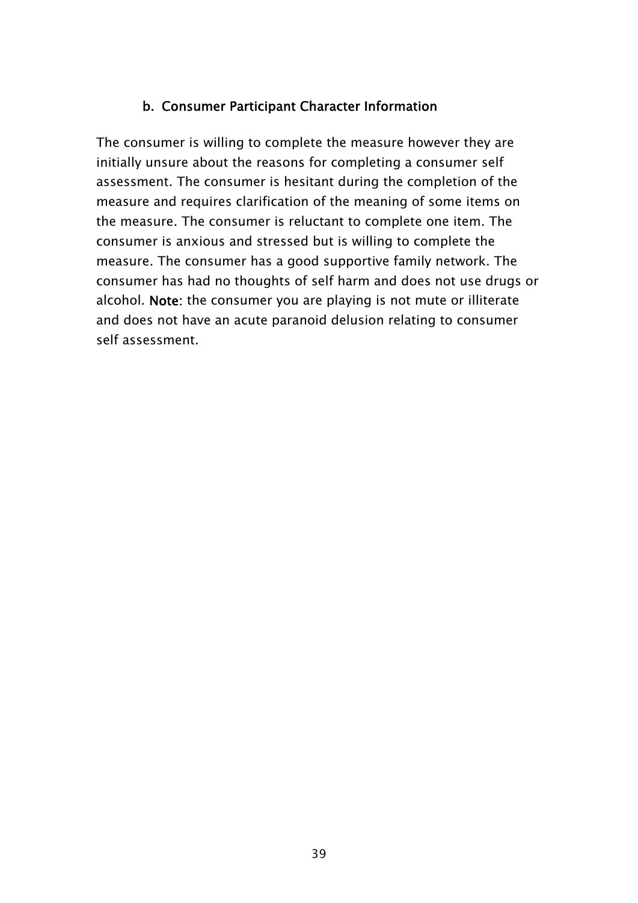### b. Consumer Participant Character Information

The consumer is willing to complete the measure however they are initially unsure about the reasons for completing a consumer self assessment. The consumer is hesitant during the completion of the measure and requires clarification of the meaning of some items on the measure. The consumer is reluctant to complete one item. The consumer is anxious and stressed but is willing to complete the measure. The consumer has a good supportive family network. The consumer has had no thoughts of self harm and does not use drugs or alcohol. **Note:** the consumer you are playing is not mute or illiterate and does not have an acute paranoid delusion relating to consumer self assessment.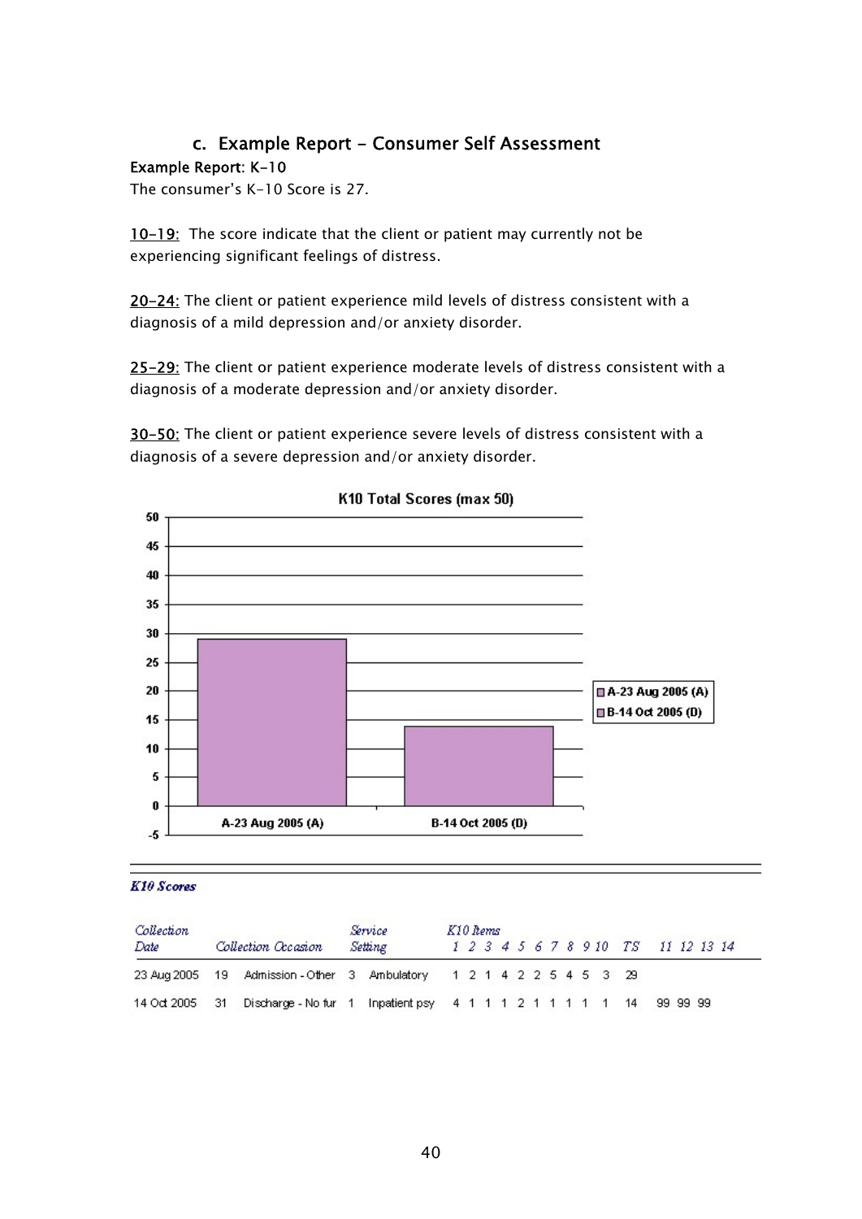### c. Example Report - Consumer Self Assessment

**Example Report: K-10**

The consumer's K-10 Score is 27.

__10-19:__ The score indicate that the client or patient may currently not be experiencing significant feelings of distress.

__20-24:__ The client or patient experience mild levels of distress consistent with a diagnosis of a mild depression and/or anxiety disorder.

__25-29:__ The client or patient experience moderate levels of distress consistent with a diagnosis of a moderate depression and/or anxiety disorder.

__30-50:__ The client or patient experience severe levels of distress consistent with a diagnosis of a severe depression and/or anxiety disorder.

**K10 Total Scores (max 50)**

| | Score |
|---|---|
| A-23 Aug 2005 (A) | 29 |
| B-14 Oct 2005 (D) | 14 |

***K10 Scores***

| Collection Date | Collection Occasion | | Service Setting | | K10 Items 1 | 2 | 3 | 4 | 5 | 6 | 7 | 8 | 9 | 10 | TS | 11 | 12 | 13 | 14 |
|---|---|---|---|---|---|---|---|---|---|---|---|---|---|---|---|---|---|---|---|
| 23 Aug 2005 | 19 | Admission - Other | 3 | Ambulatory | 1 | 2 | 1 | 4 | 2 | 2 | 5 | 4 | 5 | 3 | 29 | | | | |
| 14 Oct 2005 | 31 | Discharge - No fur | 1 | Inpatient psy | 4 | 1 | 1 | 1 | 2 | 1 | 1 | 1 | 1 | 1 | 14 | 99 | 99 | 99 | |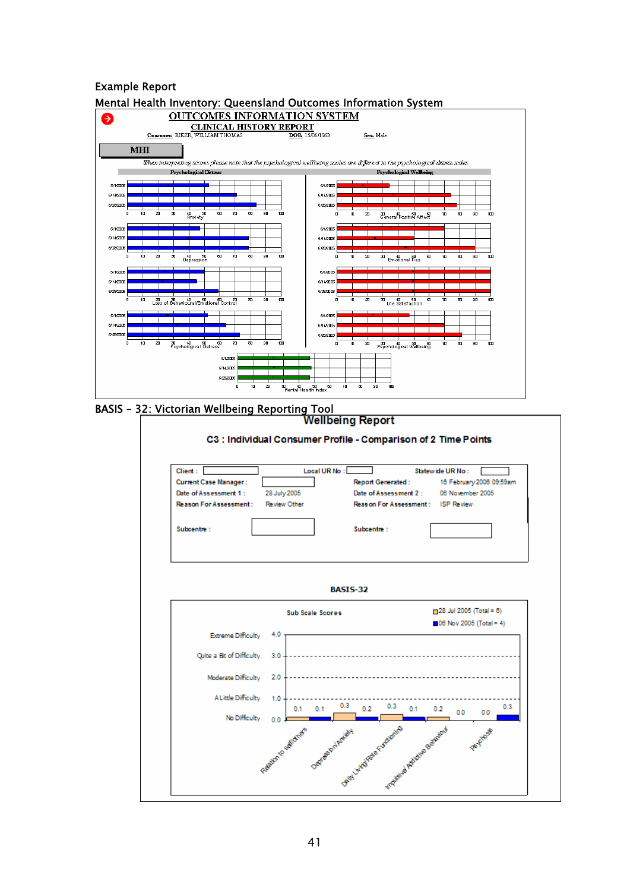Example Report

Mental Health Inventory: Queensland Outcomes Information System

OUTCOMES INFORMATION SYSTEM

CLINICAL HISTORY REPORT

Consumer: RIKER, WILLIAM THOMAS DOB: 15/06/1963 Sex: Male

MHI

*When interpreting scores please note that the psychological wellbeing scales are different to the psychological distress scales*

Psychological Distress | Psychological Wellbeing

Anxiety — General Positive Affect

Depression — Emotional Ties

Loss of Behavioural/Emotional Control — Life Satisfaction

Psychological Distress — Psychological Wellbeing

Mental Health Index

BASIS – 32: Victorian Wellbeing Reporting Tool

Wellbeing Report

C3 : Individual Consumer Profile - Comparison of 2 Time Points

| | | | |
|---|---|---|---|
| Client : | | Local UR No : | Statewide UR No : |
| Current Case Manager : | | Report Generated : | 16 February 2006 09:59am |
| Date of Assessment 1 : | 28 July 2005 | Date of Assessment 2 : | 08 November 2005 |
| Reason For Assessment : | Review Other | Reason For Assessment : | ISP Review |
| Subcentre : | | Subcentre : | |

BASIS-32

Sub Scale Scores

28 Jul 2005 (Total = 6)

08 Nov 2005 (Total = 4)

| Sub Scale | 28 Jul 2005 | 08 Nov 2005 |
|---|---|---|
| Relation to self/others | 0.1 | 0.1 |
| Depression/Anxiety | 0.3 | 0.2 |
| Daily Living/Role Functioning | 0.3 | 0.1 |
| Impulsive/Addictive Behaviour | 0.2 | 0.0 |
| Psychosis | 0.0 | 0.3 |

Scale: 4.0 Extreme Difficulty; 3.0 Quite a Bit of Difficulty; 2.0 Moderate Difficulty; 1.0 A Little Difficulty; 0.0 No Difficulty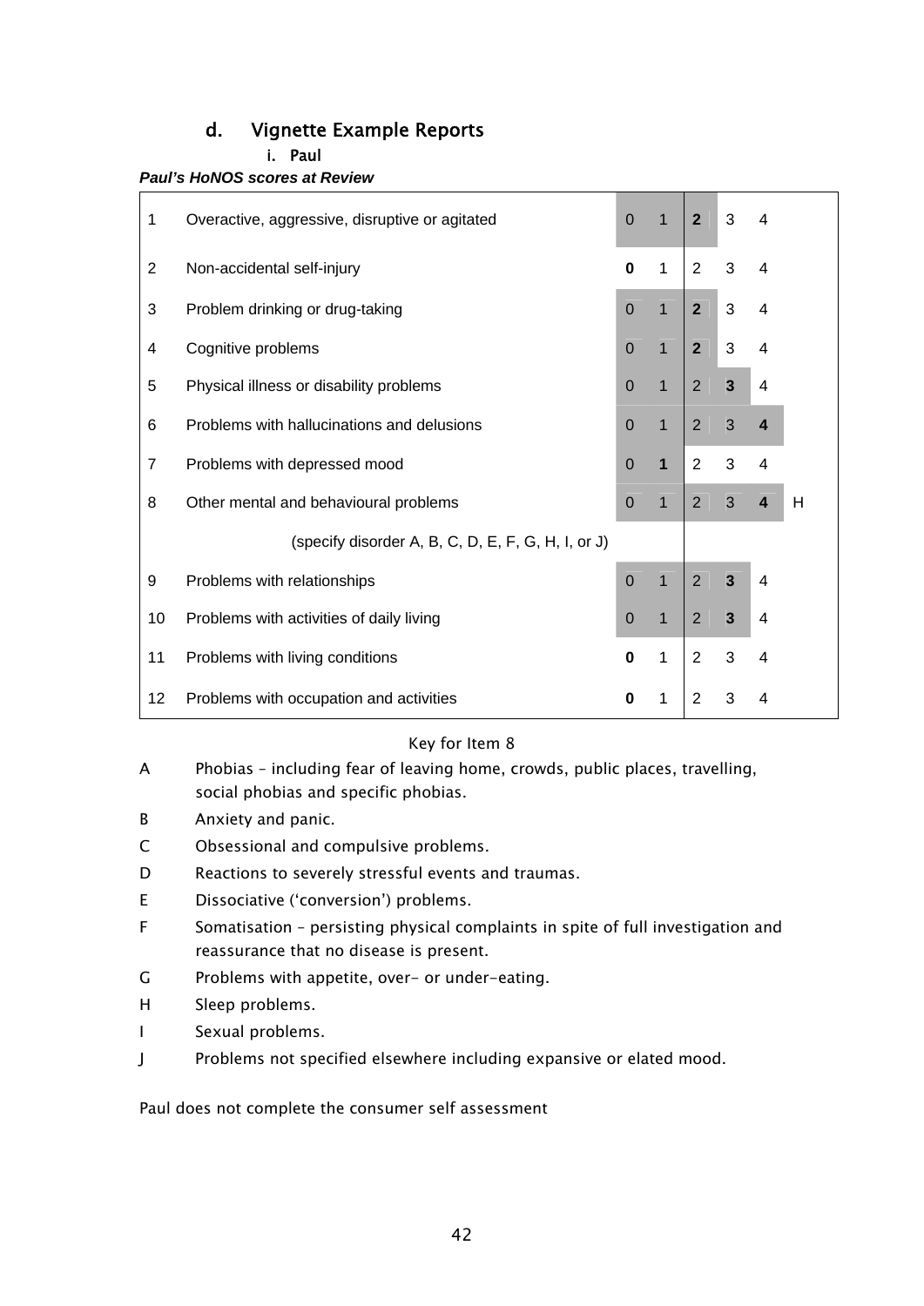## d. Vignette Example Reports

### i. Paul

***Paul's HoNOS scores at Review***

| | | | | | | | |
|---|---|---|---|---|---|---|---|
| 1 | Overactive, aggressive, disruptive or agitated | 0 | 1 | **2** | 3 | 4 | |
| 2 | Non-accidental self-injury | **0** | 1 | 2 | 3 | 4 | |
| 3 | Problem drinking or drug-taking | 0 | 1 | **2** | 3 | 4 | |
| 4 | Cognitive problems | 0 | 1 | **2** | 3 | 4 | |
| 5 | Physical illness or disability problems | 0 | 1 | 2 | **3** | 4 | |
| 6 | Problems with hallucinations and delusions | 0 | 1 | 2 | 3 | **4** | |
| 7 | Problems with depressed mood | 0 | **1** | 2 | 3 | 4 | |
| 8 | Other mental and behavioural problems | 0 | 1 | 2 | 3 | **4** | H |
| | (specify disorder A, B, C, D, E, F, G, H, I, or J) | | | | | | |
| 9 | Problems with relationships | 0 | 1 | 2 | **3** | 4 | |
| 10 | Problems with activities of daily living | 0 | 1 | 2 | **3** | 4 | |
| 11 | Problems with living conditions | **0** | 1 | 2 | 3 | 4 | |
| 12 | Problems with occupation and activities | **0** | 1 | 2 | 3 | 4 | |

Key for Item 8

- A Phobias – including fear of leaving home, crowds, public places, travelling, social phobias and specific phobias.
- B Anxiety and panic.
- C Obsessional and compulsive problems.
- D Reactions to severely stressful events and traumas.
- E Dissociative ('conversion') problems.
- F Somatisation – persisting physical complaints in spite of full investigation and reassurance that no disease is present.
- G Problems with appetite, over- or under-eating.
- H Sleep problems.
- I Sexual problems.
- J Problems not specified elsewhere including expansive or elated mood.

Paul does not complete the consumer self assessment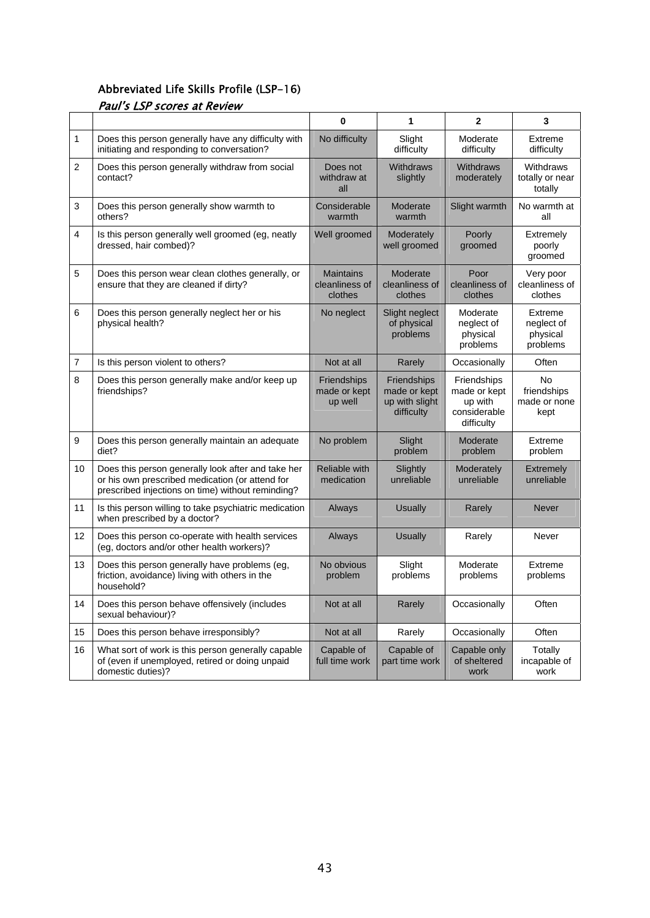#### Abbreviated Life Skills Profile (LSP-16)

*Paul's LSP scores at Review*

| | | 0 | 1 | 2 | 3 |
|---|---|---|---|---|---|
| 1 | Does this person generally have any difficulty with initiating and responding to conversation? | No difficulty | Slight difficulty | Moderate difficulty | Extreme difficulty |
| 2 | Does this person generally withdraw from social contact? | Does not withdraw at all | Withdraws slightly | Withdraws moderately | Withdraws totally or near totally |
| 3 | Does this person generally show warmth to others? | Considerable warmth | Moderate warmth | Slight warmth | No warmth at all |
| 4 | Is this person generally well groomed (eg, neatly dressed, hair combed)? | Well groomed | Moderately well groomed | Poorly groomed | Extremely poorly groomed |
| 5 | Does this person wear clean clothes generally, or ensure that they are cleaned if dirty? | Maintains cleanliness of clothes | Moderate cleanliness of clothes | Poor cleanliness of clothes | Very poor cleanliness of clothes |
| 6 | Does this person generally neglect her or his physical health? | No neglect | Slight neglect of physical problems | Moderate neglect of physical problems | Extreme neglect of physical problems |
| 7 | Is this person violent to others? | Not at all | Rarely | Occasionally | Often |
| 8 | Does this person generally make and/or keep up friendships? | Friendships made or kept up well | Friendships made or kept up with slight difficulty | Friendships made or kept up with considerable difficulty | No friendships made or none kept |
| 9 | Does this person generally maintain an adequate diet? | No problem | Slight problem | Moderate problem | Extreme problem |
| 10 | Does this person generally look after and take her or his own prescribed medication (or attend for prescribed injections on time) without reminding? | Reliable with medication | Slightly unreliable | Moderately unreliable | Extremely unreliable |
| 11 | Is this person willing to take psychiatric medication when prescribed by a doctor? | Always | Usually | Rarely | Never |
| 12 | Does this person co-operate with health services (eg, doctors and/or other health workers)? | Always | Usually | Rarely | Never |
| 13 | Does this person generally have problems (eg, friction, avoidance) living with others in the household? | No obvious problem | Slight problems | Moderate problems | Extreme problems |
| 14 | Does this person behave offensively (includes sexual behaviour)? | Not at all | Rarely | Occasionally | Often |
| 15 | Does this person behave irresponsibly? | Not at all | Rarely | Occasionally | Often |
| 16 | What sort of work is this person generally capable of (even if unemployed, retired or doing unpaid domestic duties)? | Capable of full time work | Capable of part time work | Capable only of sheltered work | Totally incapable of work |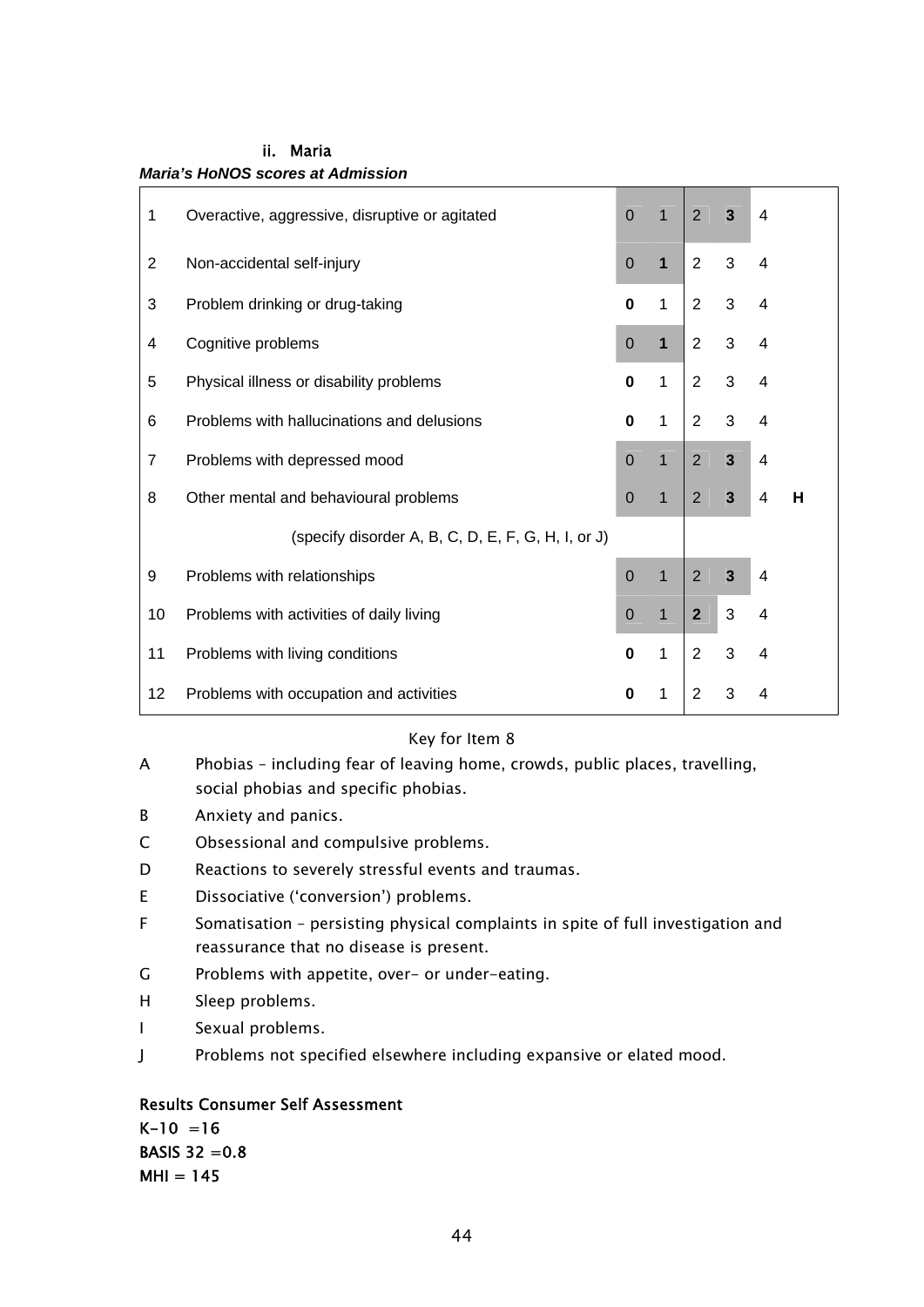### ii. Maria

***Maria's HoNOS scores at Admission***

| | | | | | | | |
|---|---|---|---|---|---|---|---|
| 1 | Overactive, aggressive, disruptive or agitated | 0 | 1 | 2 | **3** | 4 | |
| 2 | Non-accidental self-injury | 0 | **1** | 2 | 3 | 4 | |
| 3 | Problem drinking or drug-taking | **0** | 1 | 2 | 3 | 4 | |
| 4 | Cognitive problems | 0 | **1** | 2 | 3 | 4 | |
| 5 | Physical illness or disability problems | **0** | 1 | 2 | 3 | 4 | |
| 6 | Problems with hallucinations and delusions | **0** | 1 | 2 | 3 | 4 | |
| 7 | Problems with depressed mood | 0 | 1 | 2 | **3** | 4 | |
| 8 | Other mental and behavioural problems | 0 | 1 | 2 | **3** | 4 | **H** |
| | (specify disorder A, B, C, D, E, F, G, H, I, or J) | | | | | | |
| 9 | Problems with relationships | 0 | 1 | 2 | **3** | 4 | |
| 10 | Problems with activities of daily living | 0 | 1 | **2** | 3 | 4 | |
| 11 | Problems with living conditions | **0** | 1 | 2 | 3 | 4 | |
| 12 | Problems with occupation and activities | **0** | 1 | 2 | 3 | 4 | |

Key for Item 8

- A Phobias – including fear of leaving home, crowds, public places, travelling, social phobias and specific phobias.
- B Anxiety and panics.
- C Obsessional and compulsive problems.
- D Reactions to severely stressful events and traumas.
- E Dissociative ('conversion') problems.
- F Somatisation – persisting physical complaints in spite of full investigation and reassurance that no disease is present.
- G Problems with appetite, over- or under-eating.
- H Sleep problems.
- I Sexual problems.
- J Problems not specified elsewhere including expansive or elated mood.

**Results Consumer Self Assessment**

**K-10 =16**
**BASIS 32 =0.8**
**MHI = 145**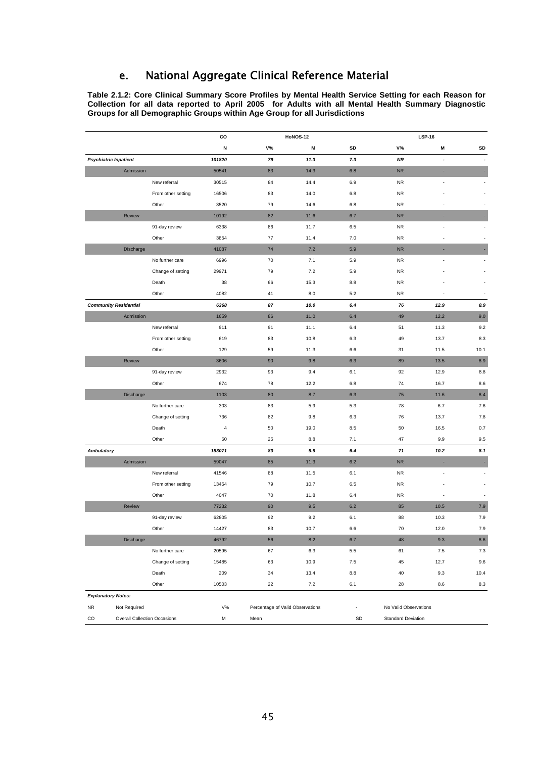## e. National Aggregate Clinical Reference Material

**Table 2.1.2: Core Clinical Summary Score Profiles by Mental Health Service Setting for each Reason for Collection for all data reported to April 2005 for Adults with all Mental Health Summary Diagnostic Groups for all Demographic Groups within Age Group for all Jurisdictions**

| | | CO | HoNOS-12 | | | LSP-16 | | |
|---|---|---|---|---|---|---|---|---|
| | | N | V% | M | SD | V% | M | SD |
| ***Psychiatric Inpatient*** | | ***101820*** | ***79*** | ***11.3*** | ***7.3*** | ***NR*** | ***-*** | ***-*** |
| Admission | | 50541 | 83 | 14.3 | 6.8 | NR | - | - |
| | New referral | 30515 | 84 | 14.4 | 6.9 | NR | - | - |
| | From other setting | 16506 | 83 | 14.0 | 6.8 | NR | - | - |
| | Other | 3520 | 79 | 14.6 | 6.8 | NR | - | - |
| Review | | 10192 | 82 | 11.6 | 6.7 | NR | - | - |
| | 91-day review | 6338 | 86 | 11.7 | 6.5 | NR | - | - |
| | Other | 3854 | 77 | 11.4 | 7.0 | NR | - | - |
| Discharge | | 41087 | 74 | 7.2 | 5.9 | NR | - | - |
| | No further care | 6996 | 70 | 7.1 | 5.9 | NR | - | - |
| | Change of setting | 29971 | 79 | 7.2 | 5.9 | NR | - | - |
| | Death | 38 | 66 | 15.3 | 8.8 | NR | - | - |
| | Other | 4082 | 41 | 8.0 | 5.2 | NR | - | - |
| ***Community Residential*** | | ***6368*** | ***87*** | ***10.0*** | ***6.4*** | ***76*** | ***12.9*** | ***8.9*** |
| Admission | | 1659 | 86 | 11.0 | 6.4 | 49 | 12.2 | 9.0 |
| | New referral | 911 | 91 | 11.1 | 6.4 | 51 | 11.3 | 9.2 |
| | From other setting | 619 | 83 | 10.8 | 6.3 | 49 | 13.7 | 8.3 |
| | Other | 129 | 59 | 11.3 | 6.6 | 31 | 11.5 | 10.1 |
| Review | | 3606 | 90 | 9.8 | 6.3 | 89 | 13.5 | 8.9 |
| | 91-day review | 2932 | 93 | 9.4 | 6.1 | 92 | 12.9 | 8.8 |
| | Other | 674 | 78 | 12.2 | 6.8 | 74 | 16.7 | 8.6 |
| Discharge | | 1103 | 80 | 8.7 | 6.3 | 75 | 11.6 | 8.4 |
| | No further care | 303 | 83 | 5.9 | 5.3 | 78 | 6.7 | 7.6 |
| | Change of setting | 736 | 82 | 9.8 | 6.3 | 76 | 13.7 | 7.8 |
| | Death | 4 | 50 | 19.0 | 8.5 | 50 | 16.5 | 0.7 |
| | Other | 60 | 25 | 8.8 | 7.1 | 47 | 9.9 | 9.5 |
| ***Ambulatory*** | | ***183071*** | ***80*** | ***9.9*** | ***6.4*** | ***71*** | ***10.2*** | ***8.1*** |
| Admission | | 59047 | 85 | 11.3 | 6.2 | NR | - | - |
| | New referral | 41546 | 88 | 11.5 | 6.1 | NR | - | - |
| | From other setting | 13454 | 79 | 10.7 | 6.5 | NR | - | - |
| | Other | 4047 | 70 | 11.8 | 6.4 | NR | - | - |
| Review | | 77232 | 90 | 9.5 | 6.2 | 85 | 10.5 | 7.9 |
| | 91-day review | 62805 | 92 | 9.2 | 6.1 | 88 | 10.3 | 7.9 |
| | Other | 14427 | 83 | 10.7 | 6.6 | 70 | 12.0 | 7.9 |
| Discharge | | 46792 | 56 | 8.2 | 6.7 | 48 | 9.3 | 8.6 |
| | No further care | 20595 | 67 | 6.3 | 5.5 | 61 | 7.5 | 7.3 |
| | Change of setting | 15485 | 63 | 10.9 | 7.5 | 45 | 12.7 | 9.6 |
| | Death | 209 | 34 | 13.4 | 8.8 | 40 | 9.3 | 10.4 |
| | Other | 10503 | 22 | 7.2 | 6.1 | 28 | 8.6 | 8.3 |

***Explanatory Notes:***

| | | | | | |
|---|---|---|---|---|---|
| NR | Not Required | V% | Percentage of Valid Observations | - | No Valid Observations |
| CO | Overall Collection Occasions | M | Mean | SD | Standard Deviation |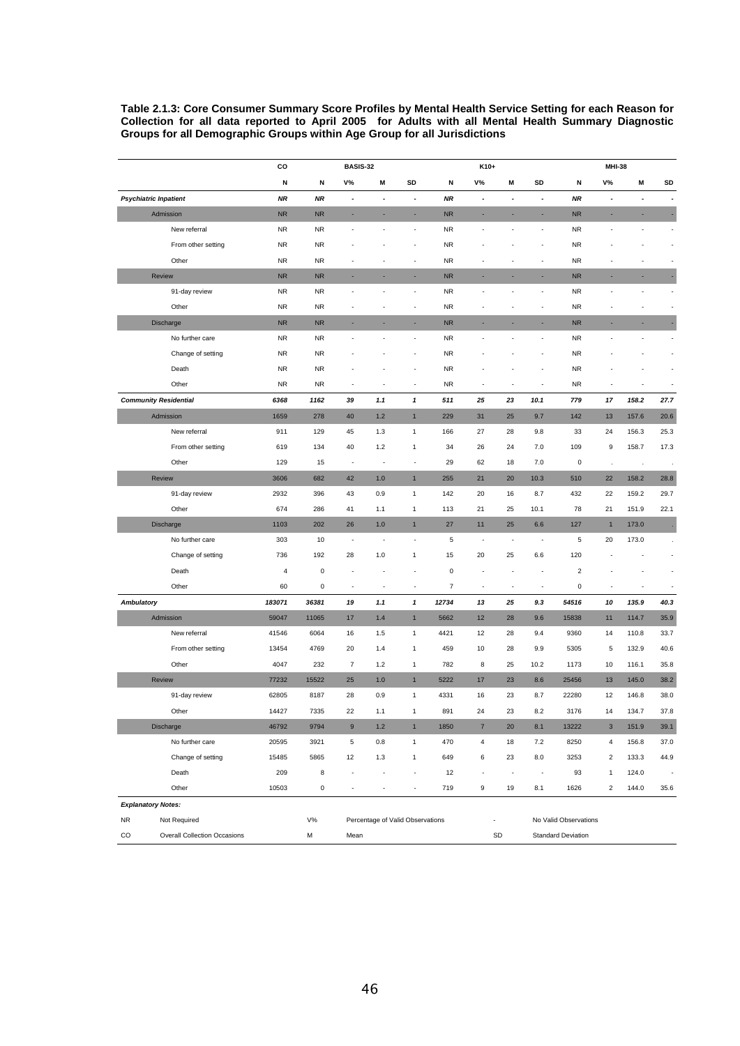**Table 2.1.3: Core Consumer Summary Score Profiles by Mental Health Service Setting for each Reason for Collection for all data reported to April 2005 for Adults with all Mental Health Summary Diagnostic Groups for all Demographic Groups within Age Group for all Jurisdictions**

| | CO | BASIS-32 | | | | K10+ | | | | MHI-38 | | | |
|---|---|---|---|---|---|---|---|---|---|---|---|---|---|
| | N | N | V% | M | SD | N | V% | M | SD | N | V% | M | SD |
| ***Psychiatric Inpatient*** | ***NR*** | ***NR*** | - | - | - | ***NR*** | - | - | - | ***NR*** | - | - | - |
| Admission | NR | NR | - | - | - | NR | - | - | - | NR | - | - | - |
| New referral | NR | NR | - | - | - | NR | - | - | - | NR | - | - | - |
| From other setting | NR | NR | - | - | - | NR | - | - | - | NR | - | - | - |
| Other | NR | NR | - | - | - | NR | - | - | - | NR | - | - | - |
| Review | NR | NR | - | - | - | NR | - | - | - | NR | - | - | - |
| 91-day review | NR | NR | - | - | - | NR | - | - | - | NR | - | - | - |
| Other | NR | NR | - | - | - | NR | - | - | - | NR | - | - | - |
| Discharge | NR | NR | - | - | - | NR | - | - | - | NR | - | - | - |
| No further care | NR | NR | - | - | - | NR | - | - | - | NR | - | - | - |
| Change of setting | NR | NR | - | - | - | NR | - | - | - | NR | - | - | - |
| Death | NR | NR | - | - | - | NR | - | - | - | NR | - | - | - |
| Other | NR | NR | - | - | - | NR | - | - | - | NR | - | - | - |
| ***Community Residential*** | ***6368*** | ***1162*** | ***39*** | ***1.1*** | ***1*** | ***511*** | ***25*** | ***23*** | ***10.1*** | ***779*** | ***17*** | ***158.2*** | ***27.7*** |
| Admission | 1659 | 278 | 40 | 1.2 | 1 | 229 | 31 | 25 | 9.7 | 142 | 13 | 157.6 | 20.6 |
| New referral | 911 | 129 | 45 | 1.3 | 1 | 166 | 27 | 28 | 9.8 | 33 | 24 | 156.3 | 25.3 |
| From other setting | 619 | 134 | 40 | 1.2 | 1 | 34 | 26 | 24 | 7.0 | 109 | 9 | 158.7 | 17.3 |
| Other | 129 | 15 | - | - | - | 29 | 62 | 18 | 7.0 | 0 | . | . | . |
| Review | 3606 | 682 | 42 | 1.0 | 1 | 255 | 21 | 20 | 10.3 | 510 | 22 | 158.2 | 28.8 |
| 91-day review | 2932 | 396 | 43 | 0.9 | 1 | 142 | 20 | 16 | 8.7 | 432 | 22 | 159.2 | 29.7 |
| Other | 674 | 286 | 41 | 1.1 | 1 | 113 | 21 | 25 | 10.1 | 78 | 21 | 151.9 | 22.1 |
| Discharge | 1103 | 202 | 26 | 1.0 | 1 | 27 | 11 | 25 | 6.6 | 127 | 1 | 173.0 | . |
| No further care | 303 | 10 | - | - | - | 5 | - | - | - | 5 | 20 | 173.0 | . |
| Change of setting | 736 | 192 | 28 | 1.0 | 1 | 15 | 20 | 25 | 6.6 | 120 | - | - | - |
| Death | 4 | 0 | - | - | - | 0 | - | - | - | 2 | - | - | - |
| Other | 60 | 0 | - | - | - | 7 | - | - | - | 0 | - | - | - |
| ***Ambulatory*** | ***183071*** | ***36381*** | ***19*** | ***1.1*** | ***1*** | ***12734*** | ***13*** | ***25*** | ***9.3*** | ***54516*** | ***10*** | ***135.9*** | ***40.3*** |
| Admission | 59047 | 11065 | 17 | 1.4 | 1 | 5662 | 12 | 28 | 9.6 | 15838 | 11 | 114.7 | 35.9 |
| New referral | 41546 | 6064 | 16 | 1.5 | 1 | 4421 | 12 | 28 | 9.4 | 9360 | 14 | 110.8 | 33.7 |
| From other setting | 13454 | 4769 | 20 | 1.4 | 1 | 459 | 10 | 28 | 9.9 | 5305 | 5 | 132.9 | 40.6 |
| Other | 4047 | 232 | 7 | 1.2 | 1 | 782 | 8 | 25 | 10.2 | 1173 | 10 | 116.1 | 35.8 |
| Review | 77232 | 15522 | 25 | 1.0 | 1 | 5222 | 17 | 23 | 8.6 | 25456 | 13 | 145.0 | 38.2 |
| 91-day review | 62805 | 8187 | 28 | 0.9 | 1 | 4331 | 16 | 23 | 8.7 | 22280 | 12 | 146.8 | 38.0 |
| Other | 14427 | 7335 | 22 | 1.1 | 1 | 891 | 24 | 23 | 8.2 | 3176 | 14 | 134.7 | 37.8 |
| Discharge | 46792 | 9794 | 9 | 1.2 | 1 | 1850 | 7 | 20 | 8.1 | 13222 | 3 | 151.9 | 39.1 |
| No further care | 20595 | 3921 | 5 | 0.8 | 1 | 470 | 4 | 18 | 7.2 | 8250 | 4 | 156.8 | 37.0 |
| Change of setting | 15485 | 5865 | 12 | 1.3 | 1 | 649 | 6 | 23 | 8.0 | 3253 | 2 | 133.3 | 44.9 |
| Death | 209 | 8 | - | - | - | 12 | - | - | - | 93 | 1 | 124.0 | - |
| Other | 10503 | 0 | - | - | - | 719 | 9 | 19 | 8.1 | 1626 | 2 | 144.0 | 35.6 |

***Explanatory Notes:***

| | | | | | |
|---|---|---|---|---|---|
| NR | Not Required | V% | Percentage of Valid Observations | - | No Valid Observations |
| CO | Overall Collection Occasions | M | Mean | SD | Standard Deviation |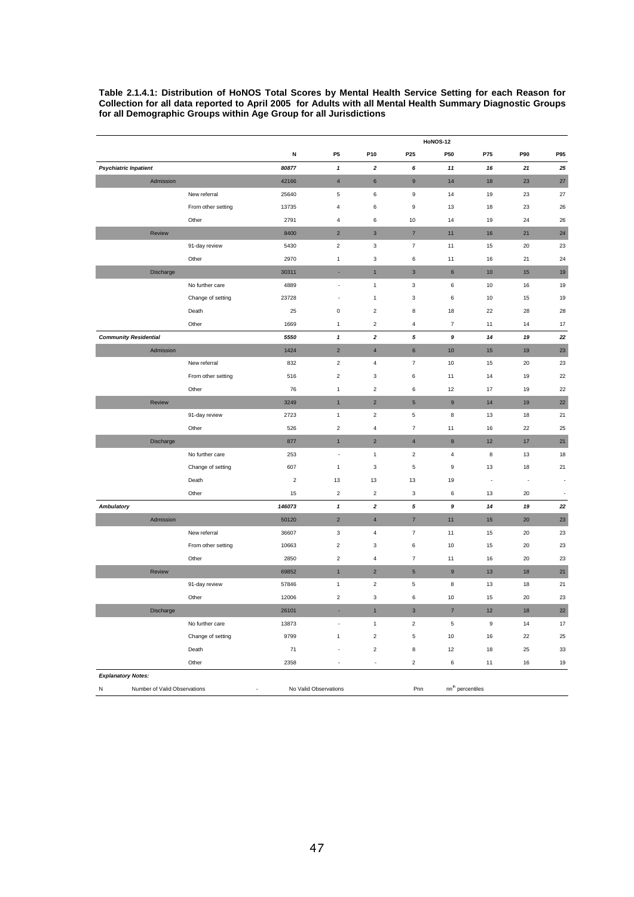**Table 2.1.4.1: Distribution of HoNOS Total Scores by Mental Health Service Setting for each Reason for Collection for all data reported to April 2005 for Adults with all Mental Health Summary Diagnostic Groups for all Demographic Groups within Age Group for all Jurisdictions**

| | | HoNOS-12 | | | | | | | |
|---|---|---|---|---|---|---|---|---|---|
| | | N | P5 | P10 | P25 | P50 | P75 | P90 | P95 |
| ***Psychiatric Inpatient*** | | *80877* | *1* | *2* | *6* | *11* | *16* | *21* | *25* |
| Admission | | 42166 | 4 | 6 | 9 | 14 | 18 | 23 | 27 |
| | New referral | 25640 | 5 | 6 | 9 | 14 | 19 | 23 | 27 |
| | From other setting | 13735 | 4 | 6 | 9 | 13 | 18 | 23 | 26 |
| | Other | 2791 | 4 | 6 | 10 | 14 | 19 | 24 | 26 |
| Review | | 8400 | 2 | 3 | 7 | 11 | 16 | 21 | 24 |
| | 91-day review | 5430 | 2 | 3 | 7 | 11 | 15 | 20 | 23 |
| | Other | 2970 | 1 | 3 | 6 | 11 | 16 | 21 | 24 |
| Discharge | | 30311 | - | 1 | 3 | 6 | 10 | 15 | 19 |
| | No further care | 4889 | - | 1 | 3 | 6 | 10 | 16 | 19 |
| | Change of setting | 23728 | - | 1 | 3 | 6 | 10 | 15 | 19 |
| | Death | 25 | 0 | 2 | 8 | 18 | 22 | 28 | 28 |
| | Other | 1669 | 1 | 2 | 4 | 7 | 11 | 14 | 17 |
| ***Community Residential*** | | *5550* | *1* | *2* | *5* | *9* | *14* | *19* | *22* |
| Admission | | 1424 | 2 | 4 | 6 | 10 | 15 | 19 | 23 |
| | New referral | 832 | 2 | 4 | 7 | 10 | 15 | 20 | 23 |
| | From other setting | 516 | 2 | 3 | 6 | 11 | 14 | 19 | 22 |
| | Other | 76 | 1 | 2 | 6 | 12 | 17 | 19 | 22 |
| Review | | 3249 | 1 | 2 | 5 | 9 | 14 | 19 | 22 |
| | 91-day review | 2723 | 1 | 2 | 5 | 8 | 13 | 18 | 21 |
| | Other | 526 | 2 | 4 | 7 | 11 | 16 | 22 | 25 |
| Discharge | | 877 | 1 | 2 | 4 | 8 | 12 | 17 | 21 |
| | No further care | 253 | - | 1 | 2 | 4 | 8 | 13 | 18 |
| | Change of setting | 607 | 1 | 3 | 5 | 9 | 13 | 18 | 21 |
| | Death | 2 | 13 | 13 | 13 | 19 | - | - | - |
| | Other | 15 | 2 | 2 | 3 | 6 | 13 | 20 | - |
| ***Ambulatory*** | | *146073* | *1* | *2* | *5* | *9* | *14* | *19* | *22* |
| Admission | | 50120 | 2 | 4 | 7 | 11 | 15 | 20 | 23 |
| | New referral | 36607 | 3 | 4 | 7 | 11 | 15 | 20 | 23 |
| | From other setting | 10663 | 2 | 3 | 6 | 10 | 15 | 20 | 23 |
| | Other | 2850 | 2 | 4 | 7 | 11 | 16 | 20 | 23 |
| Review | | 69852 | 1 | 2 | 5 | 9 | 13 | 18 | 21 |
| | 91-day review | 57846 | 1 | 2 | 5 | 8 | 13 | 18 | 21 |
| | Other | 12006 | 2 | 3 | 6 | 10 | 15 | 20 | 23 |
| Discharge | | 26101 | - | 1 | 3 | 7 | 12 | 18 | 22 |
| | No further care | 13873 | - | 1 | 2 | 5 | 9 | 14 | 17 |
| | Change of setting | 9799 | 1 | 2 | 5 | 10 | 16 | 22 | 25 |
| | Death | 71 | - | 2 | 8 | 12 | 18 | 25 | 33 |
| | Other | 2358 | - | - | 2 | 6 | 11 | 16 | 19 |

***Explanatory Notes:***

N — Number of Valid Observations; - — No Valid Observations; Pnn — nn[th] percentiles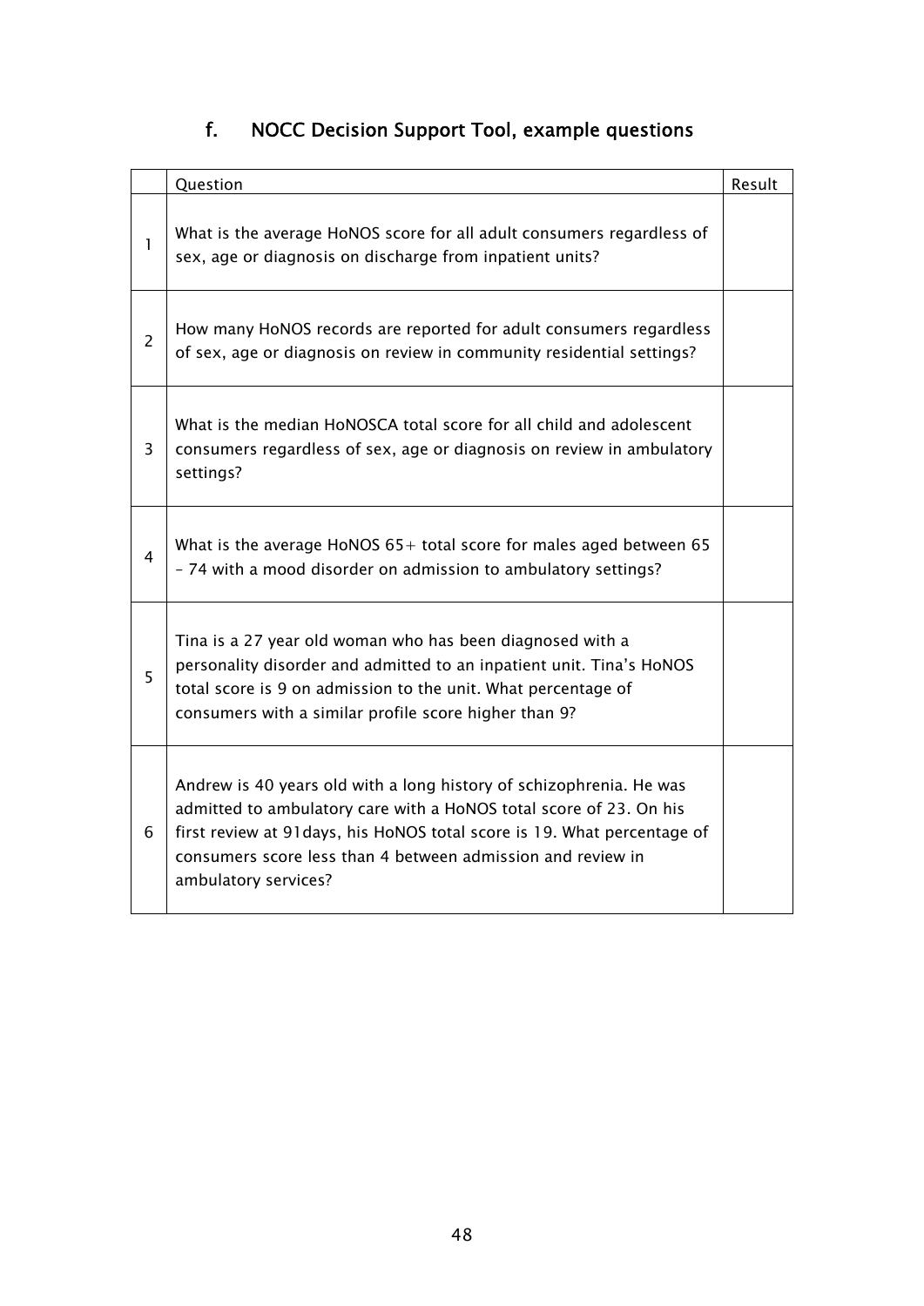## f. NOCC Decision Support Tool, example questions

| | Question | Result |
|---|---|---|
| 1 | What is the average HoNOS score for all adult consumers regardless of sex, age or diagnosis on discharge from inpatient units? | |
| 2 | How many HoNOS records are reported for adult consumers regardless of sex, age or diagnosis on review in community residential settings? | |
| 3 | What is the median HoNOSCA total score for all child and adolescent consumers regardless of sex, age or diagnosis on review in ambulatory settings? | |
| 4 | What is the average HoNOS 65+ total score for males aged between 65 – 74 with a mood disorder on admission to ambulatory settings? | |
| 5 | Tina is a 27 year old woman who has been diagnosed with a personality disorder and admitted to an inpatient unit. Tina's HoNOS total score is 9 on admission to the unit. What percentage of consumers with a similar profile score higher than 9? | |
| 6 | Andrew is 40 years old with a long history of schizophrenia. He was admitted to ambulatory care with a HoNOS total score of 23. On his first review at 91days, his HoNOS total score is 19. What percentage of consumers score less than 4 between admission and review in ambulatory services? | |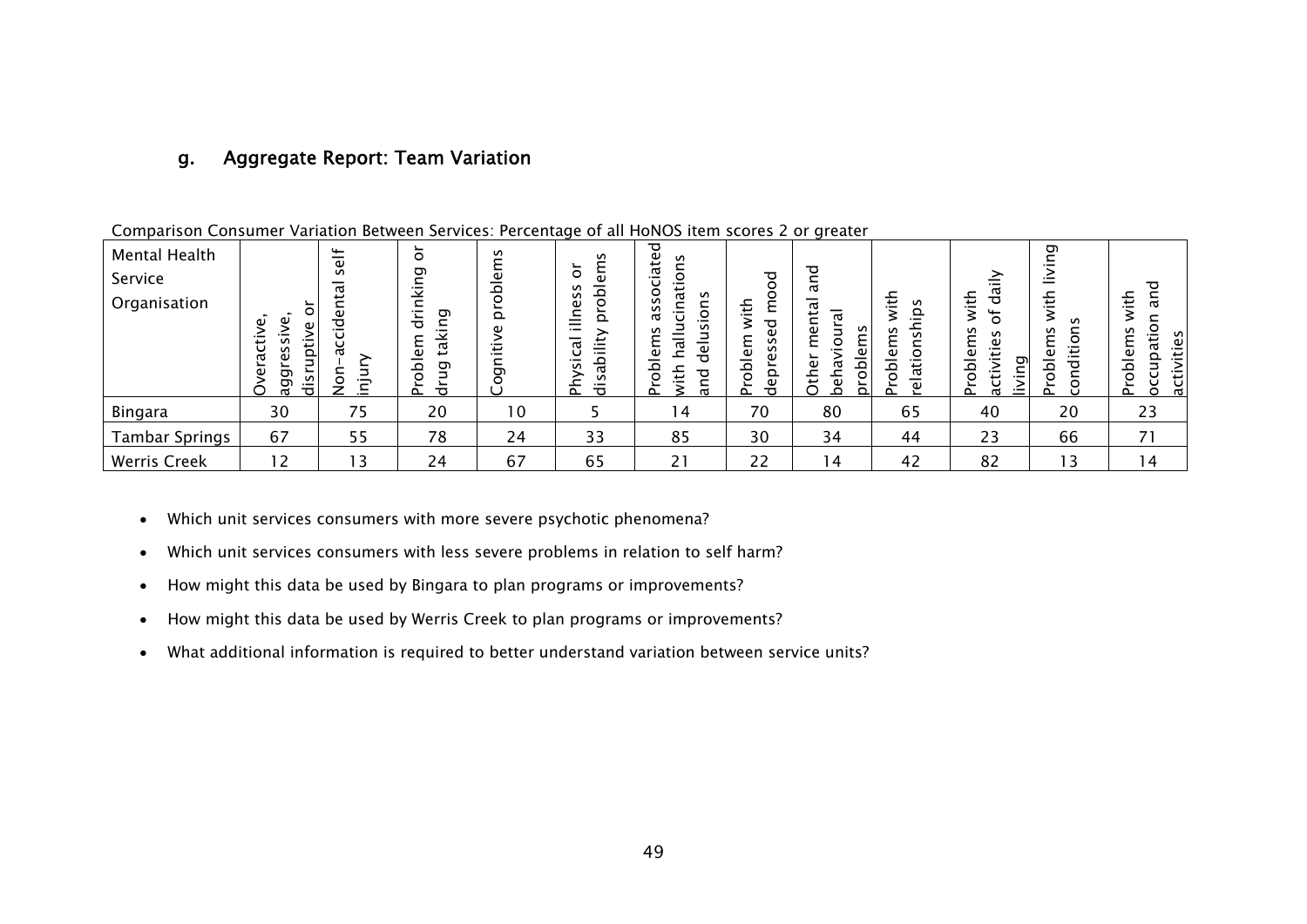### g. Aggregate Report: Team Variation

Comparison Consumer Variation Between Services: Percentage of all HoNOS item scores 2 or greater

| Mental Health Service Organisation | Overactive, aggressive, disruptive or | Non-accidental self injury | Problem drinking or drug taking | Cognitive problems | Physical illness or disability problems | Problems associated with hallucinations and delusions | Problem with depressed mood | Other mental and behavioural problems | Problems with relationships | Problems with activities of daily living | Problems with living conditions | Problems with occupation and activities |
|---|---|---|---|---|---|---|---|---|---|---|---|---|
| Bingara | 30 | 75 | 20 | 10 | 5 | 14 | 70 | 80 | 65 | 40 | 20 | 23 |
| Tambar Springs | 67 | 55 | 78 | 24 | 33 | 85 | 30 | 34 | 44 | 23 | 66 | 71 |
| Werris Creek | 12 | 13 | 24 | 67 | 65 | 21 | 22 | 14 | 42 | 82 | 13 | 14 |

- Which unit services consumers with more severe psychotic phenomena?
- Which unit services consumers with less severe problems in relation to self harm?
- How might this data be used by Bingara to plan programs or improvements?
- How might this data be used by Werris Creek to plan programs or improvements?
- What additional information is required to better understand variation between service units?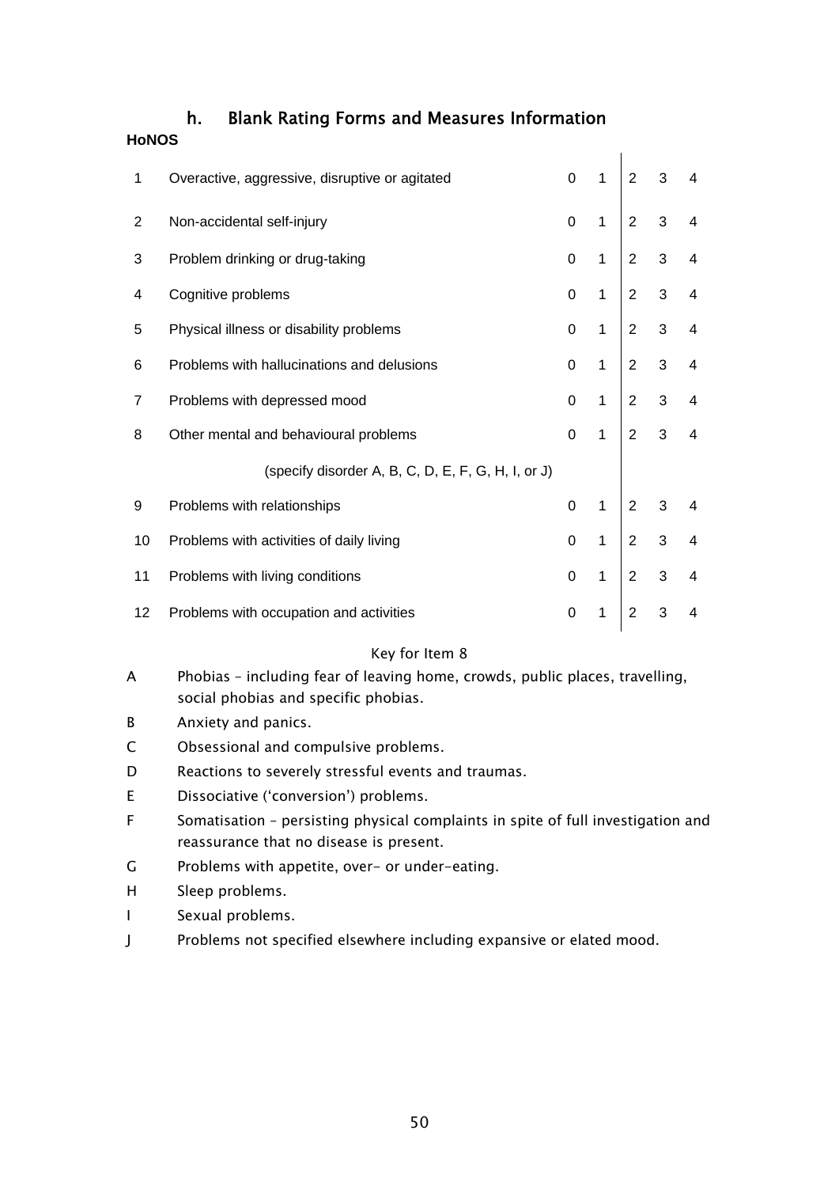## h. Blank Rating Forms and Measures Information

**HoNOS**

| | | | | | | |
|---|---|---|---|---|---|---|
| 1 | Overactive, aggressive, disruptive or agitated | 0 | 1 | 2 | 3 | 4 |
| 2 | Non-accidental self-injury | 0 | 1 | 2 | 3 | 4 |
| 3 | Problem drinking or drug-taking | 0 | 1 | 2 | 3 | 4 |
| 4 | Cognitive problems | 0 | 1 | 2 | 3 | 4 |
| 5 | Physical illness or disability problems | 0 | 1 | 2 | 3 | 4 |
| 6 | Problems with hallucinations and delusions | 0 | 1 | 2 | 3 | 4 |
| 7 | Problems with depressed mood | 0 | 1 | 2 | 3 | 4 |
| 8 | Other mental and behavioural problems | 0 | 1 | 2 | 3 | 4 |
| | (specify disorder A, B, C, D, E, F, G, H, I, or J) | | | | | |
| 9 | Problems with relationships | 0 | 1 | 2 | 3 | 4 |
| 10 | Problems with activities of daily living | 0 | 1 | 2 | 3 | 4 |
| 11 | Problems with living conditions | 0 | 1 | 2 | 3 | 4 |
| 12 | Problems with occupation and activities | 0 | 1 | 2 | 3 | 4 |

Key for Item 8

- A Phobias – including fear of leaving home, crowds, public places, travelling, social phobias and specific phobias.
- B Anxiety and panics.
- C Obsessional and compulsive problems.
- D Reactions to severely stressful events and traumas.
- E Dissociative ('conversion') problems.
- F Somatisation – persisting physical complaints in spite of full investigation and reassurance that no disease is present.
- G Problems with appetite, over- or under-eating.
- H Sleep problems.
- I Sexual problems.
- J Problems not specified elsewhere including expansive or elated mood.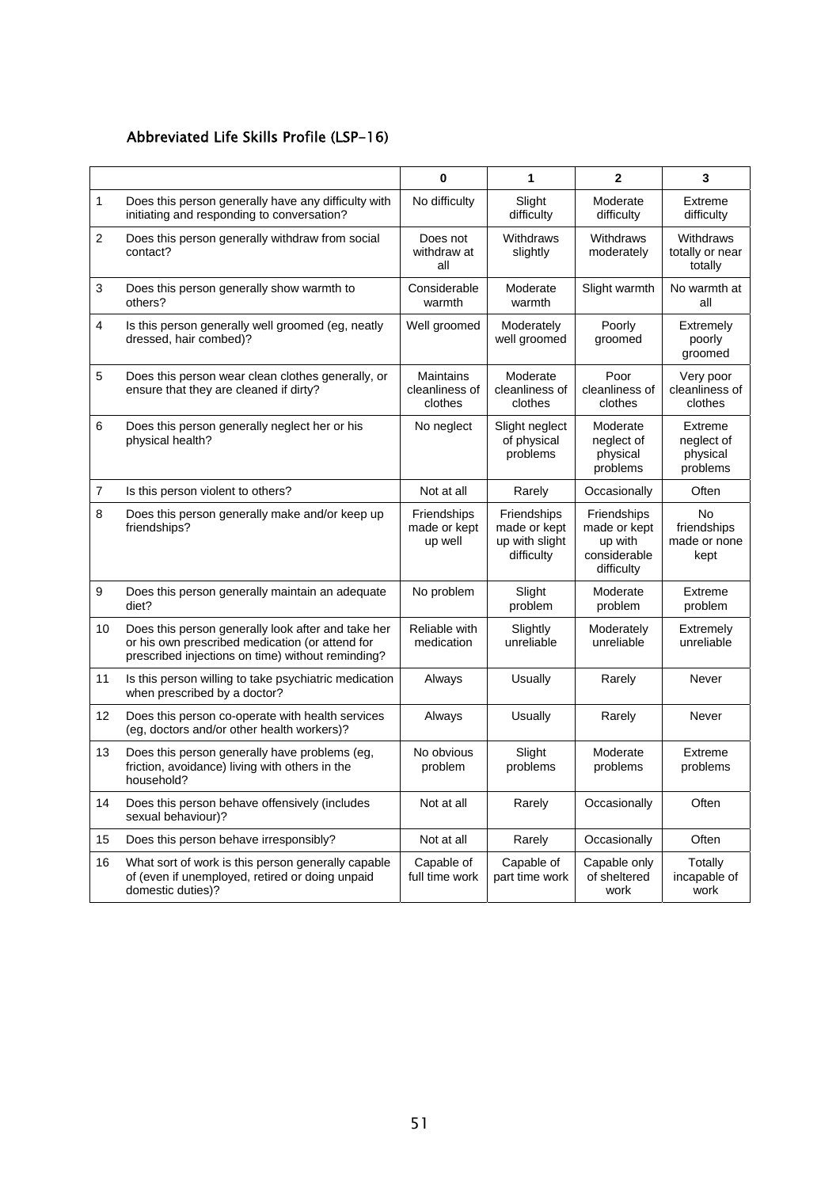### Abbreviated Life Skills Profile (LSP-16)

| | | 0 | 1 | 2 | 3 |
|---|---|---|---|---|---|
| 1 | Does this person generally have any difficulty with initiating and responding to conversation? | No difficulty | Slight difficulty | Moderate difficulty | Extreme difficulty |
| 2 | Does this person generally withdraw from social contact? | Does not withdraw at all | Withdraws slightly | Withdraws moderately | Withdraws totally or near totally |
| 3 | Does this person generally show warmth to others? | Considerable warmth | Moderate warmth | Slight warmth | No warmth at all |
| 4 | Is this person generally well groomed (eg, neatly dressed, hair combed)? | Well groomed | Moderately well groomed | Poorly groomed | Extremely poorly groomed |
| 5 | Does this person wear clean clothes generally, or ensure that they are cleaned if dirty? | Maintains cleanliness of clothes | Moderate cleanliness of clothes | Poor cleanliness of clothes | Very poor cleanliness of clothes |
| 6 | Does this person generally neglect her or his physical health? | No neglect | Slight neglect of physical problems | Moderate neglect of physical problems | Extreme neglect of physical problems |
| 7 | Is this person violent to others? | Not at all | Rarely | Occasionally | Often |
| 8 | Does this person generally make and/or keep up friendships? | Friendships made or kept up well | Friendships made or kept up with slight difficulty | Friendships made or kept up with considerable difficulty | No friendships made or none kept |
| 9 | Does this person generally maintain an adequate diet? | No problem | Slight problem | Moderate problem | Extreme problem |
| 10 | Does this person generally look after and take her or his own prescribed medication (or attend for prescribed injections on time) without reminding? | Reliable with medication | Slightly unreliable | Moderately unreliable | Extremely unreliable |
| 11 | Is this person willing to take psychiatric medication when prescribed by a doctor? | Always | Usually | Rarely | Never |
| 12 | Does this person co-operate with health services (eg, doctors and/or other health workers)? | Always | Usually | Rarely | Never |
| 13 | Does this person generally have problems (eg, friction, avoidance) living with others in the household? | No obvious problem | Slight problems | Moderate problems | Extreme problems |
| 14 | Does this person behave offensively (includes sexual behaviour)? | Not at all | Rarely | Occasionally | Often |
| 15 | Does this person behave irresponsibly? | Not at all | Rarely | Occasionally | Often |
| 16 | What sort of work is this person generally capable of (even if unemployed, retired or doing unpaid domestic duties)? | Capable of full time work | Capable of part time work | Capable only of sheltered work | Totally incapable of work |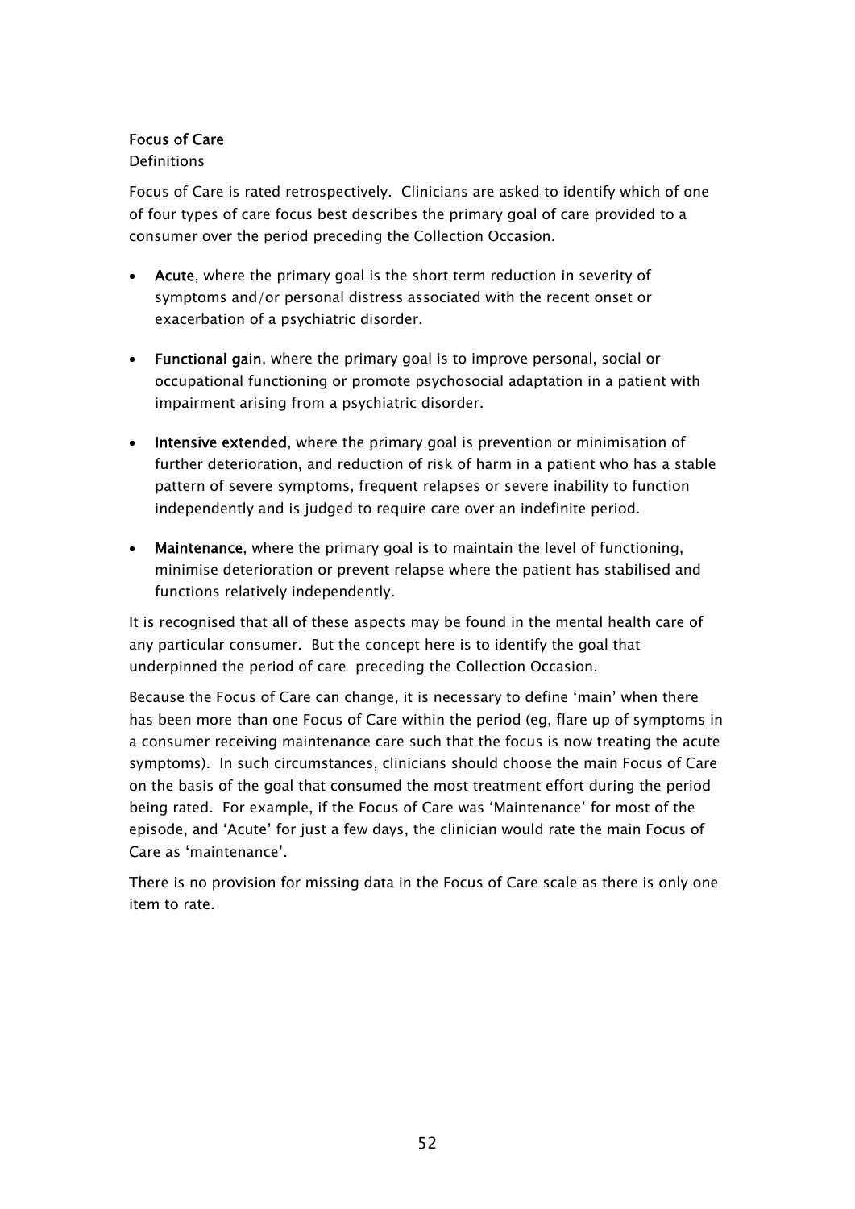## Focus of Care

Definitions

Focus of Care is rated retrospectively. Clinicians are asked to identify which of one of four types of care focus best describes the primary goal of care provided to a consumer over the period preceding the Collection Occasion.

- **Acute**, where the primary goal is the short term reduction in severity of symptoms and/or personal distress associated with the recent onset or exacerbation of a psychiatric disorder.
- **Functional gain**, where the primary goal is to improve personal, social or occupational functioning or promote psychosocial adaptation in a patient with impairment arising from a psychiatric disorder.
- **Intensive extended**, where the primary goal is prevention or minimisation of further deterioration, and reduction of risk of harm in a patient who has a stable pattern of severe symptoms, frequent relapses or severe inability to function independently and is judged to require care over an indefinite period.
- **Maintenance**, where the primary goal is to maintain the level of functioning, minimise deterioration or prevent relapse where the patient has stabilised and functions relatively independently.

It is recognised that all of these aspects may be found in the mental health care of any particular consumer. But the concept here is to identify the goal that underpinned the period of care preceding the Collection Occasion.

Because the Focus of Care can change, it is necessary to define 'main' when there has been more than one Focus of Care within the period (eg, flare up of symptoms in a consumer receiving maintenance care such that the focus is now treating the acute symptoms). In such circumstances, clinicians should choose the main Focus of Care on the basis of the goal that consumed the most treatment effort during the period being rated. For example, if the Focus of Care was 'Maintenance' for most of the episode, and 'Acute' for just a few days, the clinician would rate the main Focus of Care as 'maintenance'.

There is no provision for missing data in the Focus of Care scale as there is only one item to rate.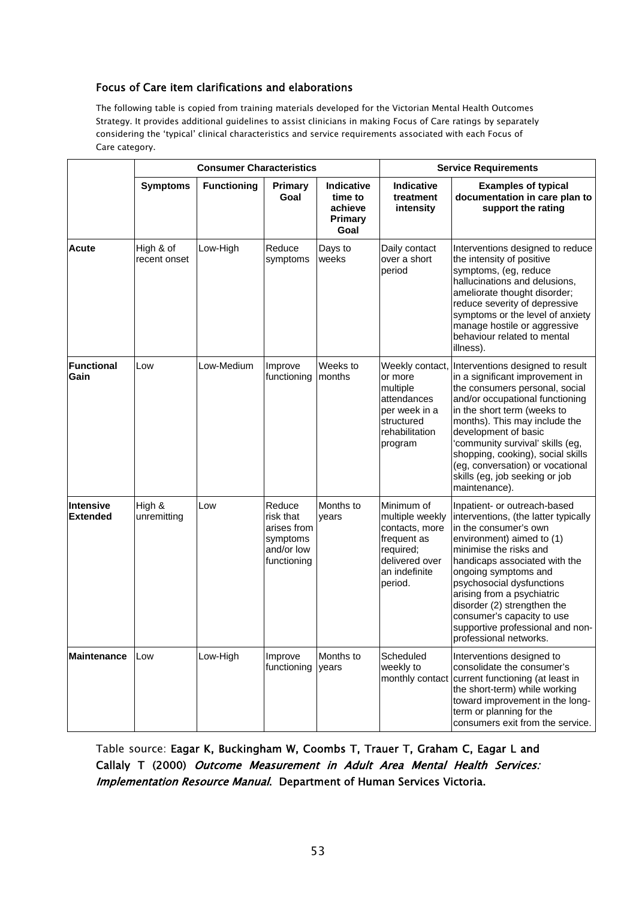### Focus of Care item clarifications and elaborations

The following table is copied from training materials developed for the Victorian Mental Health Outcomes Strategy. It provides additional guidelines to assist clinicians in making Focus of Care ratings by separately considering the 'typical' clinical characteristics and service requirements associated with each Focus of Care category.

| | Consumer Characteristics | | | | Service Requirements | |
|---|---|---|---|---|---|---|
| | **Symptoms** | **Functioning** | **Primary Goal** | **Indicative time to achieve Primary Goal** | **Indicative treatment intensity** | **Examples of typical documentation in care plan to support the rating** |
| **Acute** | High & of recent onset | Low-High | Reduce symptoms | Days to weeks | Daily contact over a short period | Interventions designed to reduce the intensity of positive symptoms, (eg, reduce hallucinations and delusions, ameliorate thought disorder; reduce severity of depressive symptoms or the level of anxiety manage hostile or aggressive behaviour related to mental illness). |
| **Functional Gain** | Low | Low-Medium | Improve functioning | Weeks to months | Weekly contact, or more multiple attendances per week in a structured rehabilitation program | Interventions designed to result in a significant improvement in the consumers personal, social and/or occupational functioning in the short term (weeks to months). This may include the development of basic 'community survival' skills (eg, shopping, cooking), social skills (eg, conversation) or vocational skills (eg, job seeking or job maintenance). |
| **Intensive Extended** | High & unremitting | Low | Reduce risk that arises from symptoms and/or low functioning | Months to years | Minimum of multiple weekly contacts, more frequent as required; delivered over an indefinite period. | Inpatient- or outreach-based interventions, (the latter typically in the consumer's own environment) aimed to (1) minimise the risks and handicaps associated with the ongoing symptoms and psychosocial dysfunctions arising from a psychiatric disorder (2) strengthen the consumer's capacity to use supportive professional and non-professional networks. |
| **Maintenance** | Low | Low-High | Improve functioning | Months to years | Scheduled weekly to monthly contact | Interventions designed to consolidate the consumer's current functioning (at least in the short-term) while working toward improvement in the long-term or planning for the consumers exit from the service. |

Table source: **Eagar K, Buckingham W, Coombs T, Trauer T, Graham C, Eagar L and Callaly T (2000) *Outcome Measurement in Adult Area Mental Health Services: Implementation Resource Manual*. Department of Human Services Victoria.**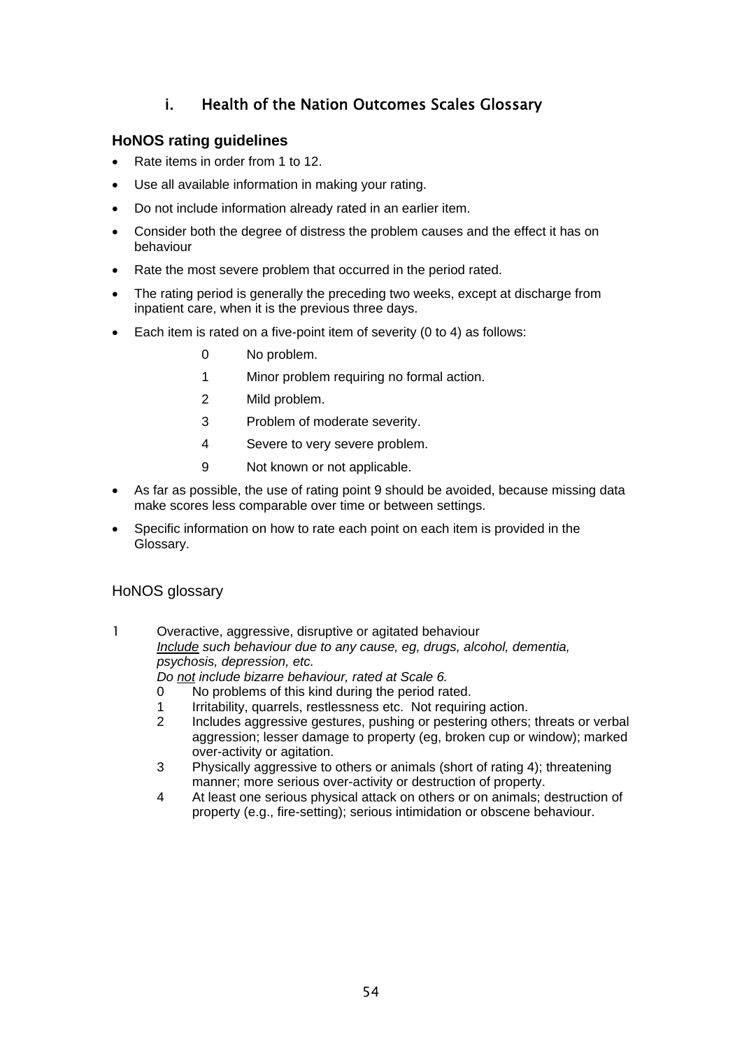## i. Health of the Nation Outcomes Scales Glossary

### HoNOS rating guidelines

- Rate items in order from 1 to 12.
- Use all available information in making your rating.
- Do not include information already rated in an earlier item.
- Consider both the degree of distress the problem causes and the effect it has on behaviour
- Rate the most severe problem that occurred in the period rated.
- The rating period is generally the preceding two weeks, except at discharge from inpatient care, when it is the previous three days.
- Each item is rated on a five-point item of severity (0 to 4) as follows:
  - 0 No problem.
  - 1 Minor problem requiring no formal action.
  - 2 Mild problem.
  - 3 Problem of moderate severity.
  - 4 Severe to very severe problem.
  - 9 Not known or not applicable.
- As far as possible, the use of rating point 9 should be avoided, because missing data make scores less comparable over time or between settings.
- Specific information on how to rate each point on each item is provided in the Glossary.

### HoNOS glossary

1 Overactive, aggressive, disruptive or agitated behaviour
*Include such behaviour due to any cause, eg, drugs, alcohol, dementia, psychosis, depression, etc.*
*Do not include bizarre behaviour, rated at Scale 6.*

- 0 No problems of this kind during the period rated.
- 1 Irritability, quarrels, restlessness etc. Not requiring action.
- 2 Includes aggressive gestures, pushing or pestering others; threats or verbal aggression; lesser damage to property (eg, broken cup or window); marked over-activity or agitation.
- 3 Physically aggressive to others or animals (short of rating 4); threatening manner; more serious over-activity or destruction of property.
- 4 At least one serious physical attack on others or on animals; destruction of property (e.g., fire-setting); serious intimidation or obscene behaviour.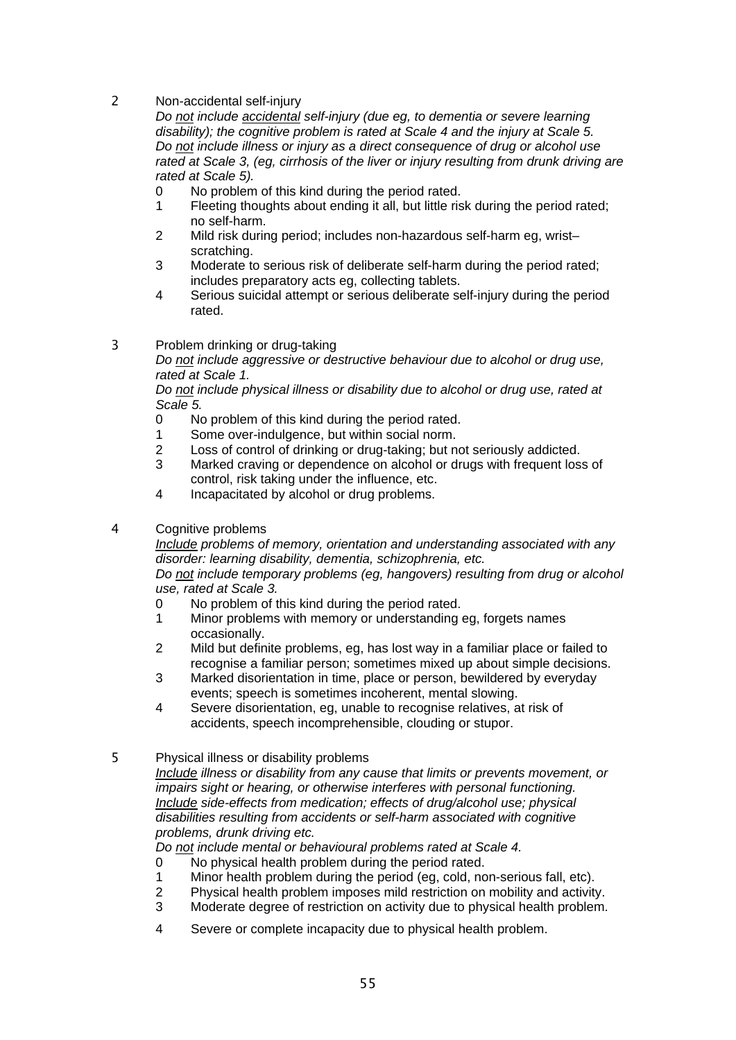2 Non-accidental self-injury

*Do not include accidental self-injury (due eg, to dementia or severe learning disability); the cognitive problem is rated at Scale 4 and the injury at Scale 5. Do not include illness or injury as a direct consequence of drug or alcohol use rated at Scale 3, (eg, cirrhosis of the liver or injury resulting from drunk driving are rated at Scale 5).*

- 0 No problem of this kind during the period rated.
- 1 Fleeting thoughts about ending it all, but little risk during the period rated; no self-harm.
- 2 Mild risk during period; includes non-hazardous self-harm eg, wrist–scratching.
- 3 Moderate to serious risk of deliberate self-harm during the period rated; includes preparatory acts eg, collecting tablets.
- 4 Serious suicidal attempt or serious deliberate self-injury during the period rated.

3 Problem drinking or drug-taking

*Do not include aggressive or destructive behaviour due to alcohol or drug use, rated at Scale 1.*

*Do not include physical illness or disability due to alcohol or drug use, rated at Scale 5.*

- 0 No problem of this kind during the period rated.
- 1 Some over-indulgence, but within social norm.
- 2 Loss of control of drinking or drug-taking; but not seriously addicted.
- 3 Marked craving or dependence on alcohol or drugs with frequent loss of control, risk taking under the influence, etc.
- 4 Incapacitated by alcohol or drug problems.

4 Cognitive problems

*Include problems of memory, orientation and understanding associated with any disorder: learning disability, dementia, schizophrenia, etc.*

*Do not include temporary problems (eg, hangovers) resulting from drug or alcohol use, rated at Scale 3.*

- 0 No problem of this kind during the period rated.
- 1 Minor problems with memory or understanding eg, forgets names occasionally.
- 2 Mild but definite problems, eg, has lost way in a familiar place or failed to recognise a familiar person; sometimes mixed up about simple decisions.
- 3 Marked disorientation in time, place or person, bewildered by everyday events; speech is sometimes incoherent, mental slowing.
- 4 Severe disorientation, eg, unable to recognise relatives, at risk of accidents, speech incomprehensible, clouding or stupor.

5 Physical illness or disability problems

*Include illness or disability from any cause that limits or prevents movement, or impairs sight or hearing, or otherwise interferes with personal functioning. Include side-effects from medication; effects of drug/alcohol use; physical disabilities resulting from accidents or self-harm associated with cognitive problems, drunk driving etc.*

*Do not include mental or behavioural problems rated at Scale 4.*

- 0 No physical health problem during the period rated.
- 1 Minor health problem during the period (eg, cold, non-serious fall, etc).
- 2 Physical health problem imposes mild restriction on mobility and activity.
- 3 Moderate degree of restriction on activity due to physical health problem.
- 4 Severe or complete incapacity due to physical health problem.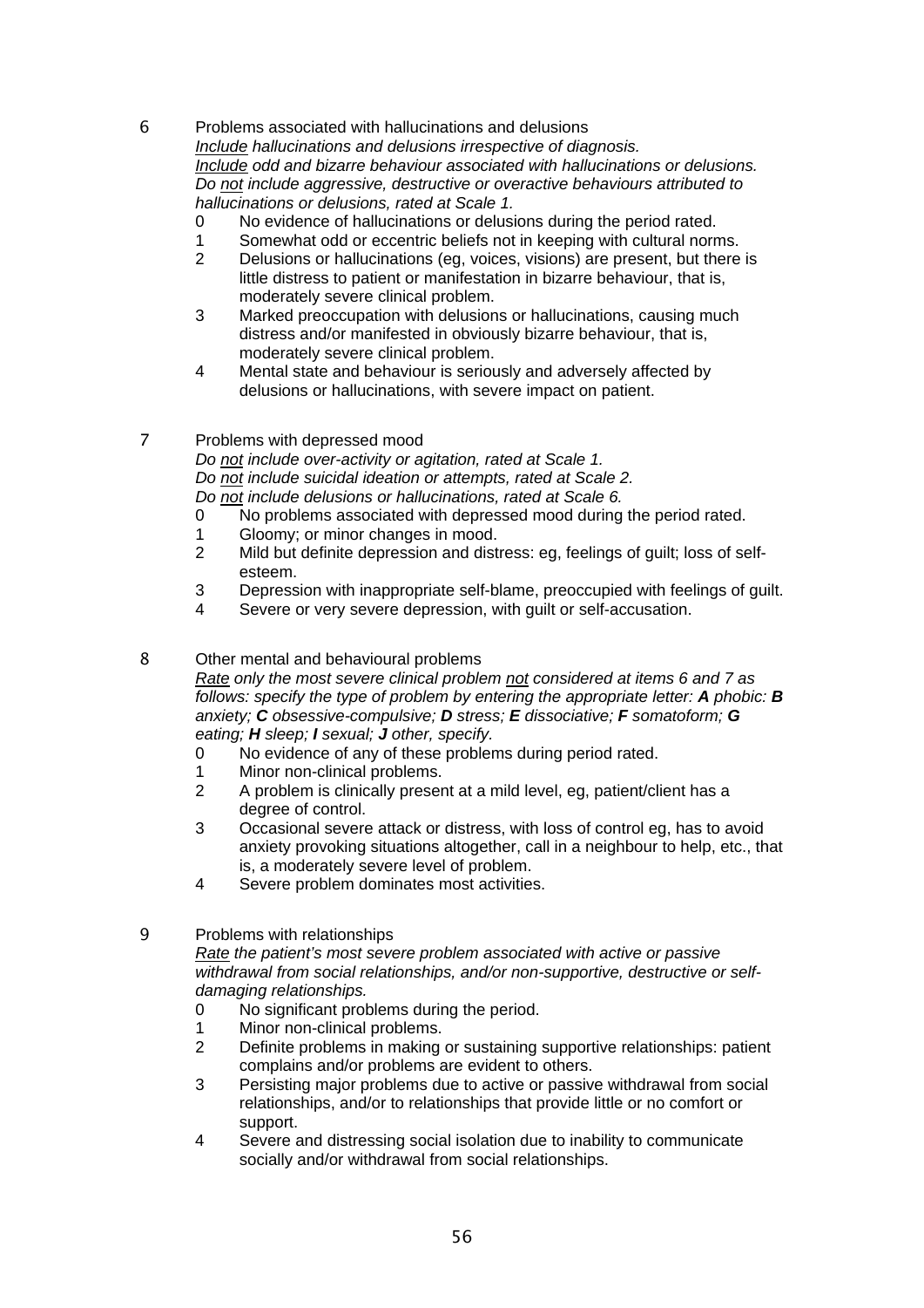6 Problems associated with hallucinations and delusions

*<u>Include</u> hallucinations and delusions irrespective of diagnosis.*
*<u>Include</u> odd and bizarre behaviour associated with hallucinations or delusions.*
*Do <u>not</u> include aggressive, destructive or overactive behaviours attributed to hallucinations or delusions, rated at Scale 1.*

- 0 No evidence of hallucinations or delusions during the period rated.
- 1 Somewhat odd or eccentric beliefs not in keeping with cultural norms.
- 2 Delusions or hallucinations (eg, voices, visions) are present, but there is little distress to patient or manifestation in bizarre behaviour, that is, moderately severe clinical problem.
- 3 Marked preoccupation with delusions or hallucinations, causing much distress and/or manifested in obviously bizarre behaviour, that is, moderately severe clinical problem.
- 4 Mental state and behaviour is seriously and adversely affected by delusions or hallucinations, with severe impact on patient.

7 Problems with depressed mood

*Do <u>not</u> include over-activity or agitation, rated at Scale 1.*
*Do <u>not</u> include suicidal ideation or attempts, rated at Scale 2.*
*Do <u>not</u> include delusions or hallucinations, rated at Scale 6.*

- 0 No problems associated with depressed mood during the period rated.
- 1 Gloomy; or minor changes in mood.
- 2 Mild but definite depression and distress: eg, feelings of guilt; loss of self-esteem.
- 3 Depression with inappropriate self-blame, preoccupied with feelings of guilt.
- 4 Severe or very severe depression, with guilt or self-accusation.

8 Other mental and behavioural problems

*<u>Rate</u> only the most severe clinical problem <u>not</u> considered at items 6 and 7 as follows: specify the type of problem by entering the appropriate letter: **A** phobic: **B** anxiety; **C** obsessive-compulsive; **D** stress; **E** dissociative; **F** somatoform; **G** eating; **H** sleep; **I** sexual; **J** other, specify.*

- 0 No evidence of any of these problems during period rated.
- 1 Minor non-clinical problems.
- 2 A problem is clinically present at a mild level, eg, patient/client has a degree of control.
- 3 Occasional severe attack or distress, with loss of control eg, has to avoid anxiety provoking situations altogether, call in a neighbour to help, etc., that is, a moderately severe level of problem.
- 4 Severe problem dominates most activities.

9 Problems with relationships

*<u>Rate</u> the patient's most severe problem associated with active or passive withdrawal from social relationships, and/or non-supportive, destructive or self-damaging relationships.*

- 0 No significant problems during the period.
- 1 Minor non-clinical problems.
- 2 Definite problems in making or sustaining supportive relationships: patient complains and/or problems are evident to others.
- 3 Persisting major problems due to active or passive withdrawal from social relationships, and/or to relationships that provide little or no comfort or support.
- 4 Severe and distressing social isolation due to inability to communicate socially and/or withdrawal from social relationships.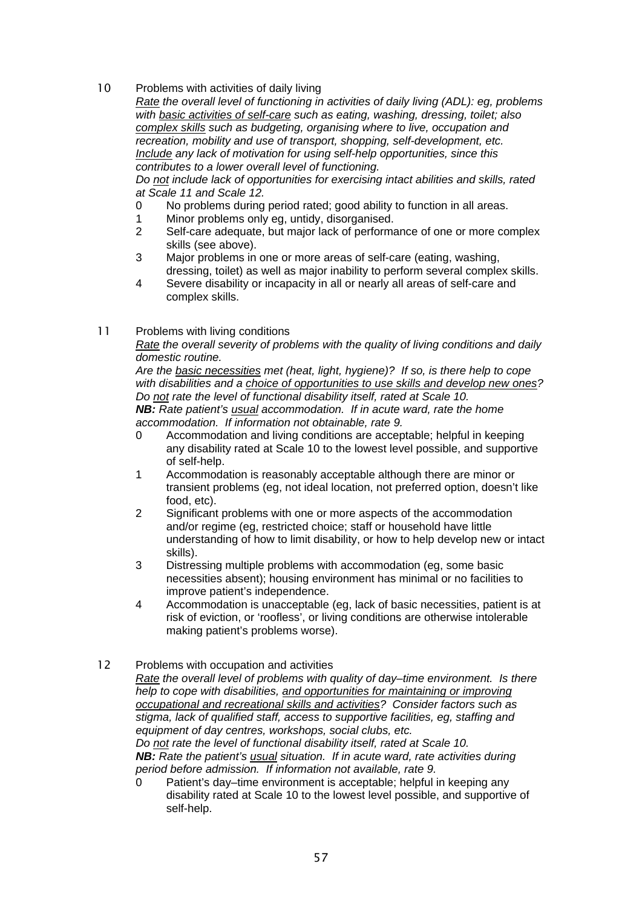10 Problems with activities of daily living

*Rate the overall level of functioning in activities of daily living (ADL): eg, problems with basic activities of self-care such as eating, washing, dressing, toilet; also complex skills such as budgeting, organising where to live, occupation and recreation, mobility and use of transport, shopping, self-development, etc. Include any lack of motivation for using self-help opportunities, since this contributes to a lower overall level of functioning.*

*Do not include lack of opportunities for exercising intact abilities and skills, rated at Scale 11 and Scale 12.*

- 0 No problems during period rated; good ability to function in all areas.
- 1 Minor problems only eg, untidy, disorganised.
- 2 Self-care adequate, but major lack of performance of one or more complex skills (see above).
- 3 Major problems in one or more areas of self-care (eating, washing, dressing, toilet) as well as major inability to perform several complex skills.
- 4 Severe disability or incapacity in all or nearly all areas of self-care and complex skills.

11 Problems with living conditions

*Rate the overall severity of problems with the quality of living conditions and daily domestic routine.*

*Are the basic necessities met (heat, light, hygiene)? If so, is there help to cope with disabilities and a choice of opportunities to use skills and develop new ones? Do not rate the level of functional disability itself, rated at Scale 10.*

***NB:** Rate patient's usual accommodation. If in acute ward, rate the home accommodation. If information not obtainable, rate 9.*

- 0 Accommodation and living conditions are acceptable; helpful in keeping any disability rated at Scale 10 to the lowest level possible, and supportive of self-help.
- 1 Accommodation is reasonably acceptable although there are minor or transient problems (eg, not ideal location, not preferred option, doesn't like food, etc).
- 2 Significant problems with one or more aspects of the accommodation and/or regime (eg, restricted choice; staff or household have little understanding of how to limit disability, or how to help develop new or intact skills).
- 3 Distressing multiple problems with accommodation (eg, some basic necessities absent); housing environment has minimal or no facilities to improve patient's independence.
- 4 Accommodation is unacceptable (eg, lack of basic necessities, patient is at risk of eviction, or 'roofless', or living conditions are otherwise intolerable making patient's problems worse).

12 Problems with occupation and activities

*Rate the overall level of problems with quality of day–time environment. Is there help to cope with disabilities, and opportunities for maintaining or improving occupational and recreational skills and activities? Consider factors such as stigma, lack of qualified staff, access to supportive facilities, eg, staffing and equipment of day centres, workshops, social clubs, etc.*

*Do not rate the level of functional disability itself, rated at Scale 10.*

***NB:** Rate the patient's usual situation. If in acute ward, rate activities during period before admission. If information not available, rate 9.*

- 0 Patient's day–time environment is acceptable; helpful in keeping any disability rated at Scale 10 to the lowest level possible, and supportive of self-help.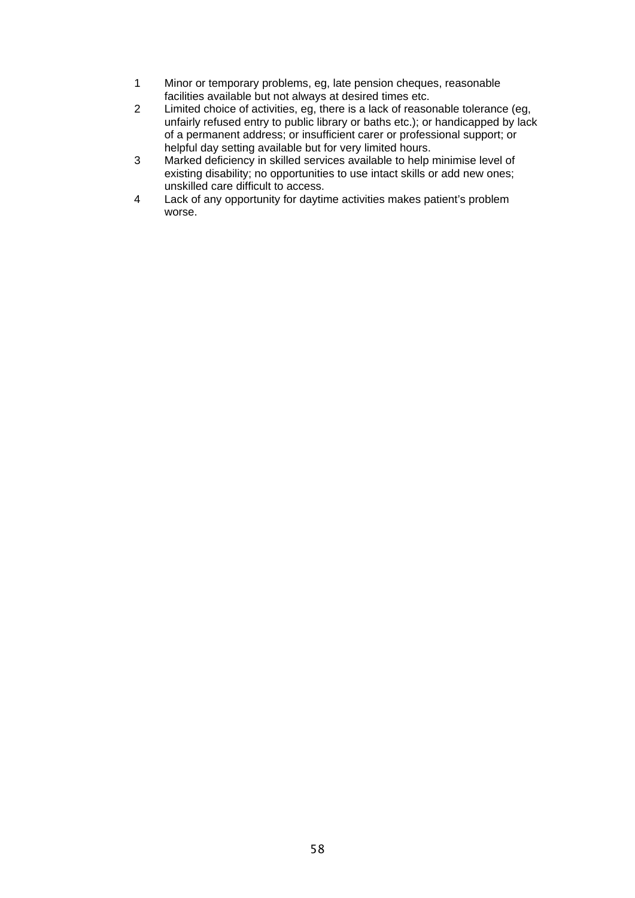1. Minor or temporary problems, eg, late pension cheques, reasonable facilities available but not always at desired times etc.
2. Limited choice of activities, eg, there is a lack of reasonable tolerance (eg, unfairly refused entry to public library or baths etc.); or handicapped by lack of a permanent address; or insufficient carer or professional support; or helpful day setting available but for very limited hours.
3. Marked deficiency in skilled services available to help minimise level of existing disability; no opportunities to use intact skills or add new ones; unskilled care difficult to access.
4. Lack of any opportunity for daytime activities makes patient's problem worse.